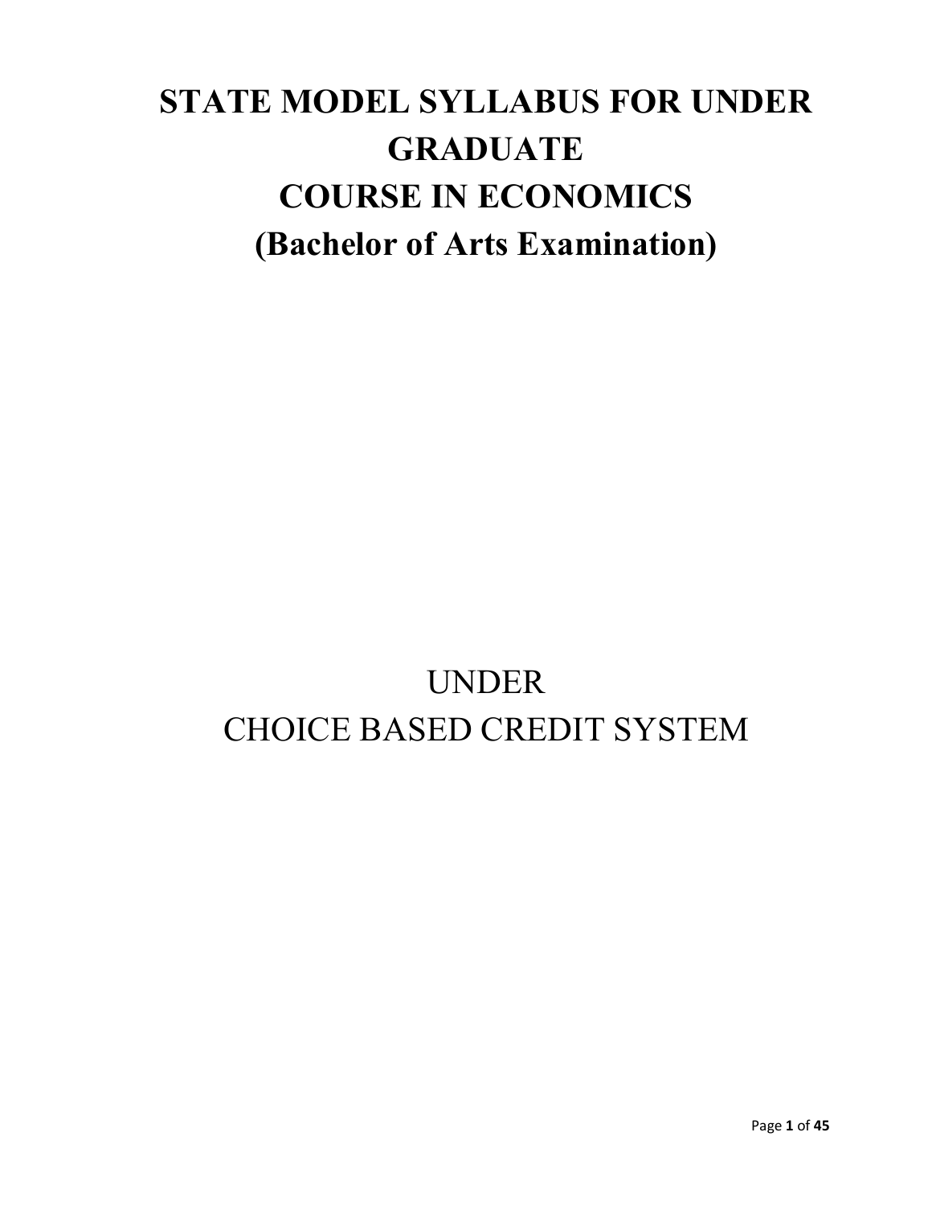# STATE MODEL SYLLABUS FOR UNDER GRADUATE COURSE IN ECONOMICS (Bachelor of Arts Examination)

UNDER
CHOICE BASED CREDIT SYSTEM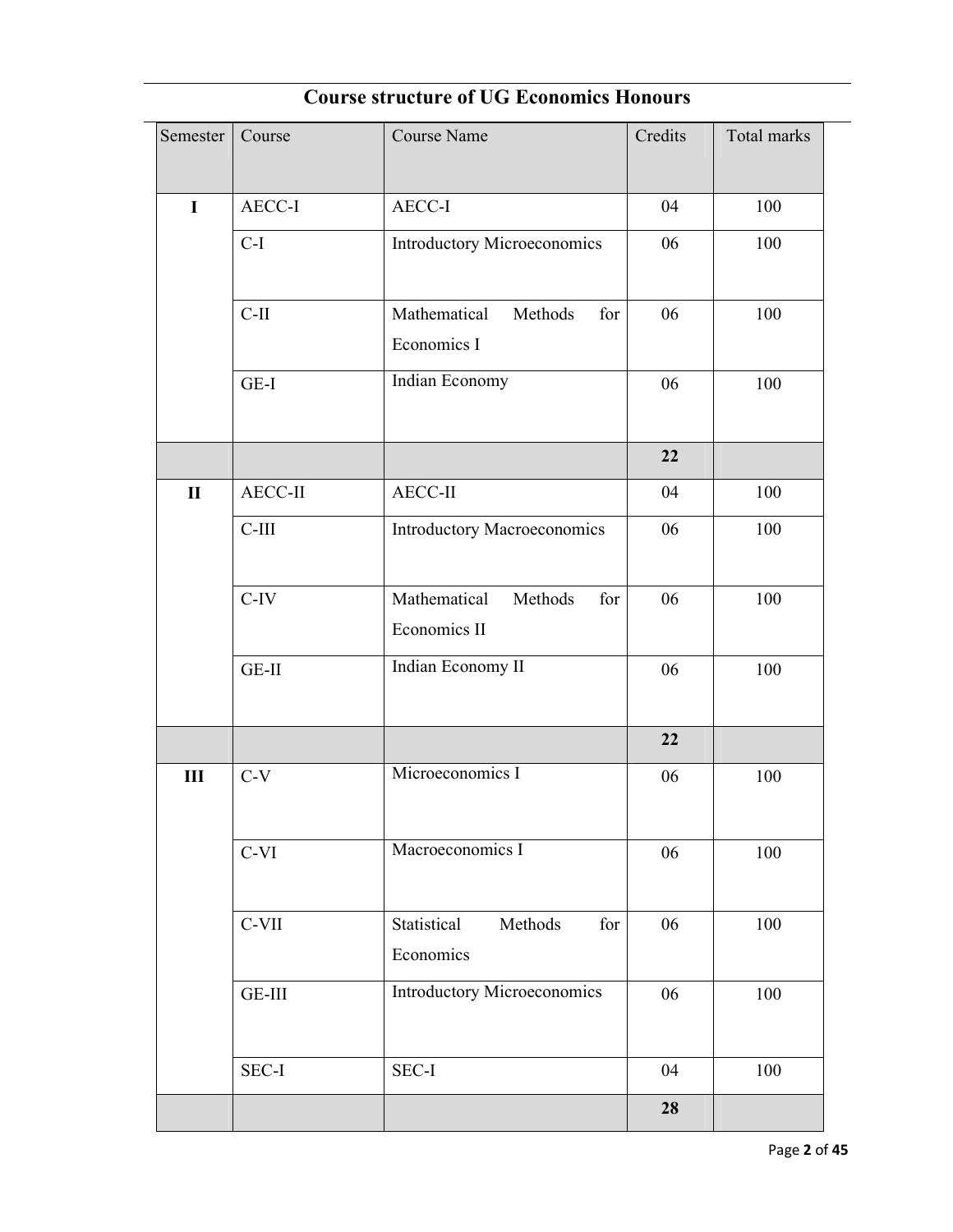## Course structure of UG Economics Honours

| Semester | Course | Course Name | Credits | Total marks |
|---|---|---|---|---|
| **I** | AECC-I | AECC-I | 04 | 100 |
| | C-I | Introductory Microeconomics | 06 | 100 |
| | C-II | Mathematical Methods for Economics I | 06 | 100 |
| | GE-I | Indian Economy | 06 | 100 |
| | | | **22** | |
| **II** | AECC-II | AECC-II | 04 | 100 |
| | C-III | Introductory Macroeconomics | 06 | 100 |
| | C-IV | Mathematical Methods for Economics II | 06 | 100 |
| | GE-II | Indian Economy II | 06 | 100 |
| | | | **22** | |
| **III** | C-V | Microeconomics I | 06 | 100 |
| | C-VI | Macroeconomics I | 06 | 100 |
| | C-VII | Statistical Methods for Economics | 06 | 100 |
| | GE-III | Introductory Microeconomics | 06 | 100 |
| | SEC-I | SEC-I | 04 | 100 |
| | | | **28** | |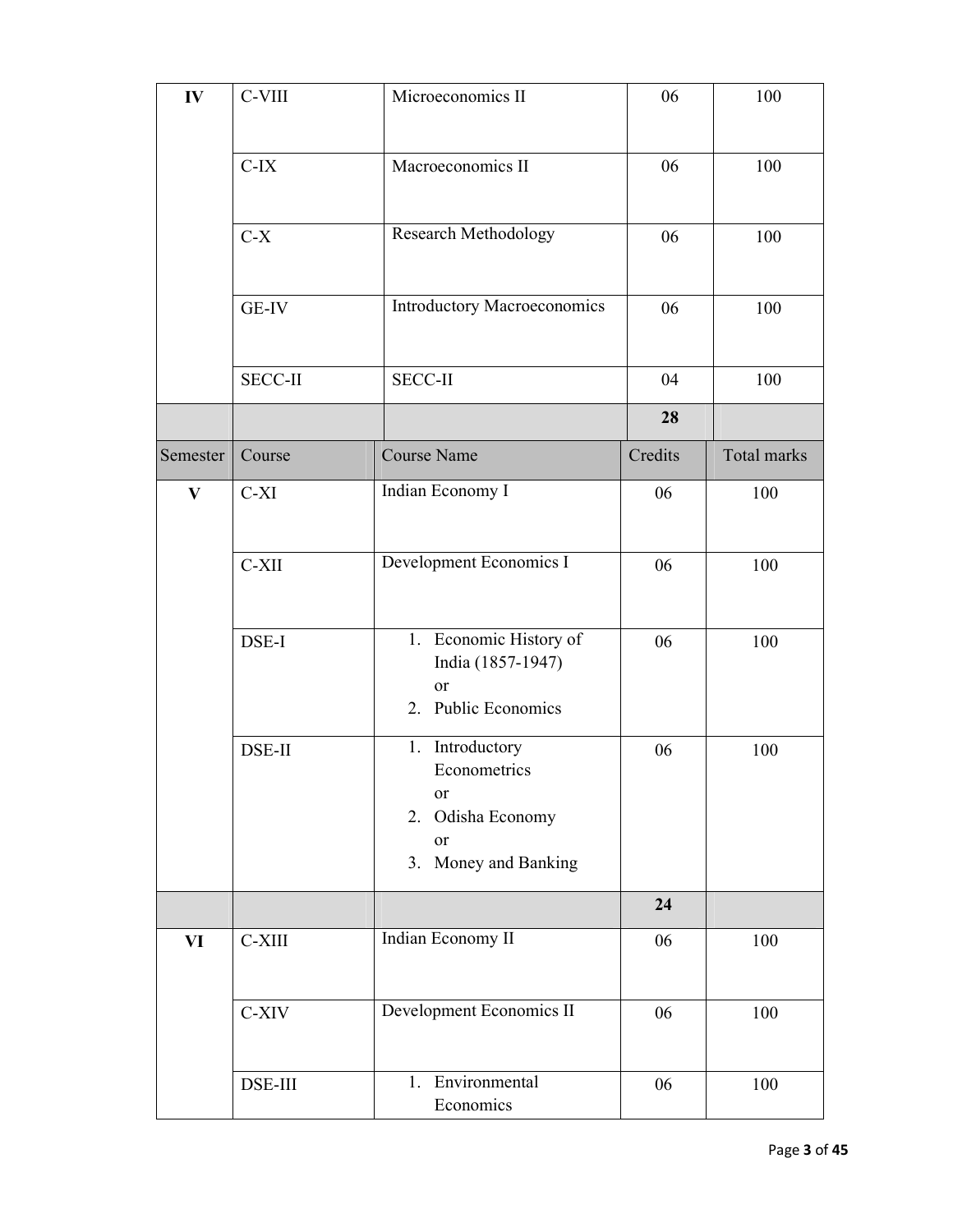| Semester | Course | Course Name | Credits | Total marks |
|---|---|---|---|---|
| IV | C-VIII | Microeconomics II | 06 | 100 |
| | C-IX | Macroeconomics II | 06 | 100 |
| | C-X | Research Methodology | 06 | 100 |
| | GE-IV | Introductory Macroeconomics | 06 | 100 |
| | SECC-II | SECC-II | 04 | 100 |
| | | | **28** | |
| Semester | Course | Course Name | Credits | Total marks |
| V | C-XI | Indian Economy I | 06 | 100 |
| | C-XII | Development Economics I | 06 | 100 |
| | DSE-I | 1. Economic History of India (1857-1947) or 2. Public Economics | 06 | 100 |
| | DSE-II | 1. Introductory Econometrics or 2. Odisha Economy or 3. Money and Banking | 06 | 100 |
| | | | **24** | |
| VI | C-XIII | Indian Economy II | 06 | 100 |
| | C-XIV | Development Economics II | 06 | 100 |
| | DSE-III | 1. Environmental Economics | 06 | 100 |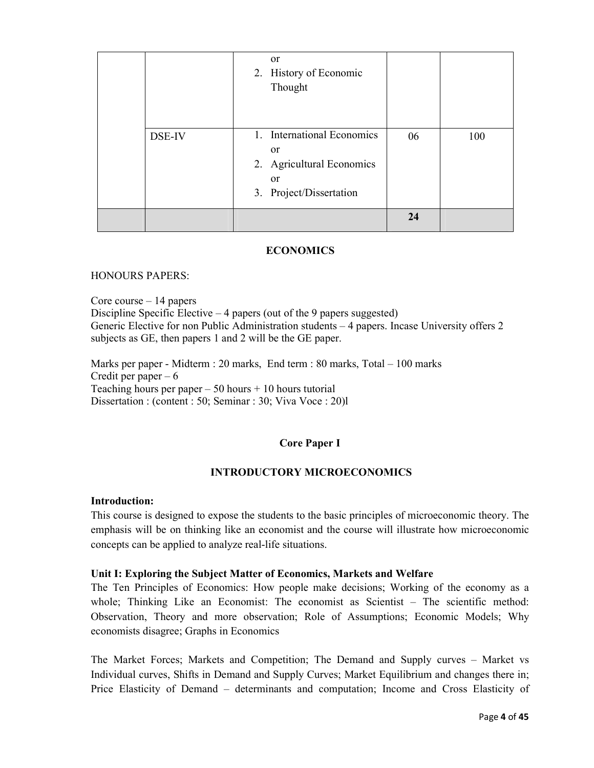| | | or<br>2. History of Economic Thought | | |
|---|---|---|---|---|
| | DSE-IV | 1. International Economics<br>or<br>2. Agricultural Economics<br>or<br>3. Project/Dissertation | 06 | 100 |
| | | | **24** | |

**ECONOMICS**

HONOURS PAPERS:

Core course – 14 papers
Discipline Specific Elective – 4 papers (out of the 9 papers suggested)
Generic Elective for non Public Administration students – 4 papers. Incase University offers 2 subjects as GE, then papers 1 and 2 will be the GE paper.

Marks per paper - Midterm : 20 marks, End term : 80 marks, Total – 100 marks
Credit per paper – 6
Teaching hours per paper – 50 hours + 10 hours tutorial
Dissertation : (content : 50; Seminar : 30; Viva Voce : 20)l

## Core Paper I

## INTRODUCTORY MICROECONOMICS

**Introduction:**
This course is designed to expose the students to the basic principles of microeconomic theory. The emphasis will be on thinking like an economist and the course will illustrate how microeconomic concepts can be applied to analyze real-life situations.

**Unit I: Exploring the Subject Matter of Economics, Markets and Welfare**
The Ten Principles of Economics: How people make decisions; Working of the economy as a whole; Thinking Like an Economist: The economist as Scientist – The scientific method: Observation, Theory and more observation; Role of Assumptions; Economic Models; Why economists disagree; Graphs in Economics

The Market Forces; Markets and Competition; The Demand and Supply curves – Market vs Individual curves, Shifts in Demand and Supply Curves; Market Equilibrium and changes there in; Price Elasticity of Demand – determinants and computation; Income and Cross Elasticity of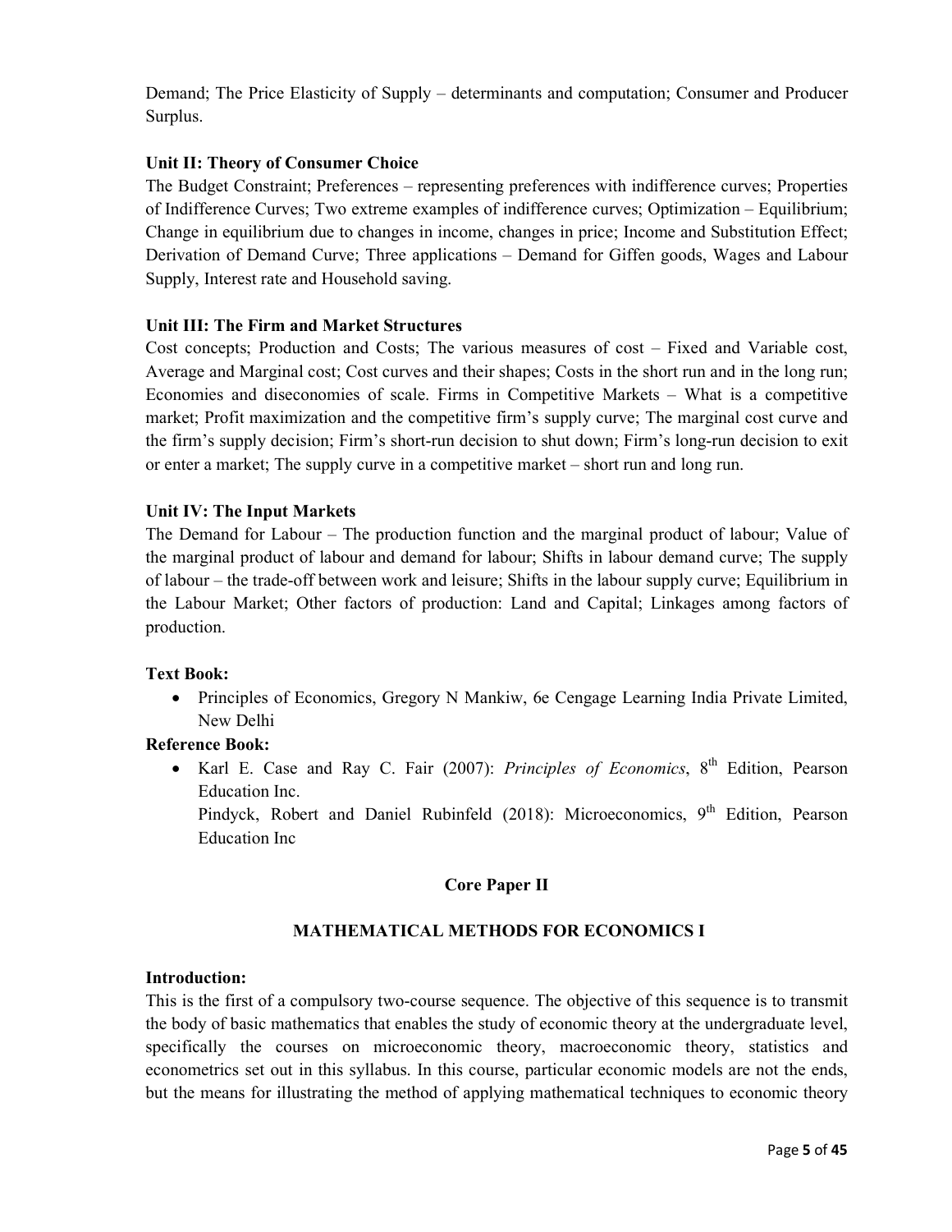Demand; The Price Elasticity of Supply – determinants and computation; Consumer and Producer Surplus.

**Unit II: Theory of Consumer Choice**

The Budget Constraint; Preferences – representing preferences with indifference curves; Properties of Indifference Curves; Two extreme examples of indifference curves; Optimization – Equilibrium; Change in equilibrium due to changes in income, changes in price; Income and Substitution Effect; Derivation of Demand Curve; Three applications – Demand for Giffen goods, Wages and Labour Supply, Interest rate and Household saving.

**Unit III: The Firm and Market Structures**

Cost concepts; Production and Costs; The various measures of cost – Fixed and Variable cost, Average and Marginal cost; Cost curves and their shapes; Costs in the short run and in the long run; Economies and diseconomies of scale. Firms in Competitive Markets – What is a competitive market; Profit maximization and the competitive firm's supply curve; The marginal cost curve and the firm's supply decision; Firm's short-run decision to shut down; Firm's long-run decision to exit or enter a market; The supply curve in a competitive market – short run and long run.

**Unit IV: The Input Markets**

The Demand for Labour – The production function and the marginal product of labour; Value of the marginal product of labour and demand for labour; Shifts in labour demand curve; The supply of labour – the trade-off between work and leisure; Shifts in the labour supply curve; Equilibrium in the Labour Market; Other factors of production: Land and Capital; Linkages among factors of production.

**Text Book:**

- Principles of Economics, Gregory N Mankiw, 6e Cengage Learning India Private Limited, New Delhi

**Reference Book:**

- Karl E. Case and Ray C. Fair (2007): *Principles of Economics*, 8th Edition, Pearson Education Inc.
  Pindyck, Robert and Daniel Rubinfeld (2018): Microeconomics, 9th Edition, Pearson Education Inc

## Core Paper II

## MATHEMATICAL METHODS FOR ECONOMICS I

**Introduction:**

This is the first of a compulsory two-course sequence. The objective of this sequence is to transmit the body of basic mathematics that enables the study of economic theory at the undergraduate level, specifically the courses on microeconomic theory, macroeconomic theory, statistics and econometrics set out in this syllabus. In this course, particular economic models are not the ends, but the means for illustrating the method of applying mathematical techniques to economic theory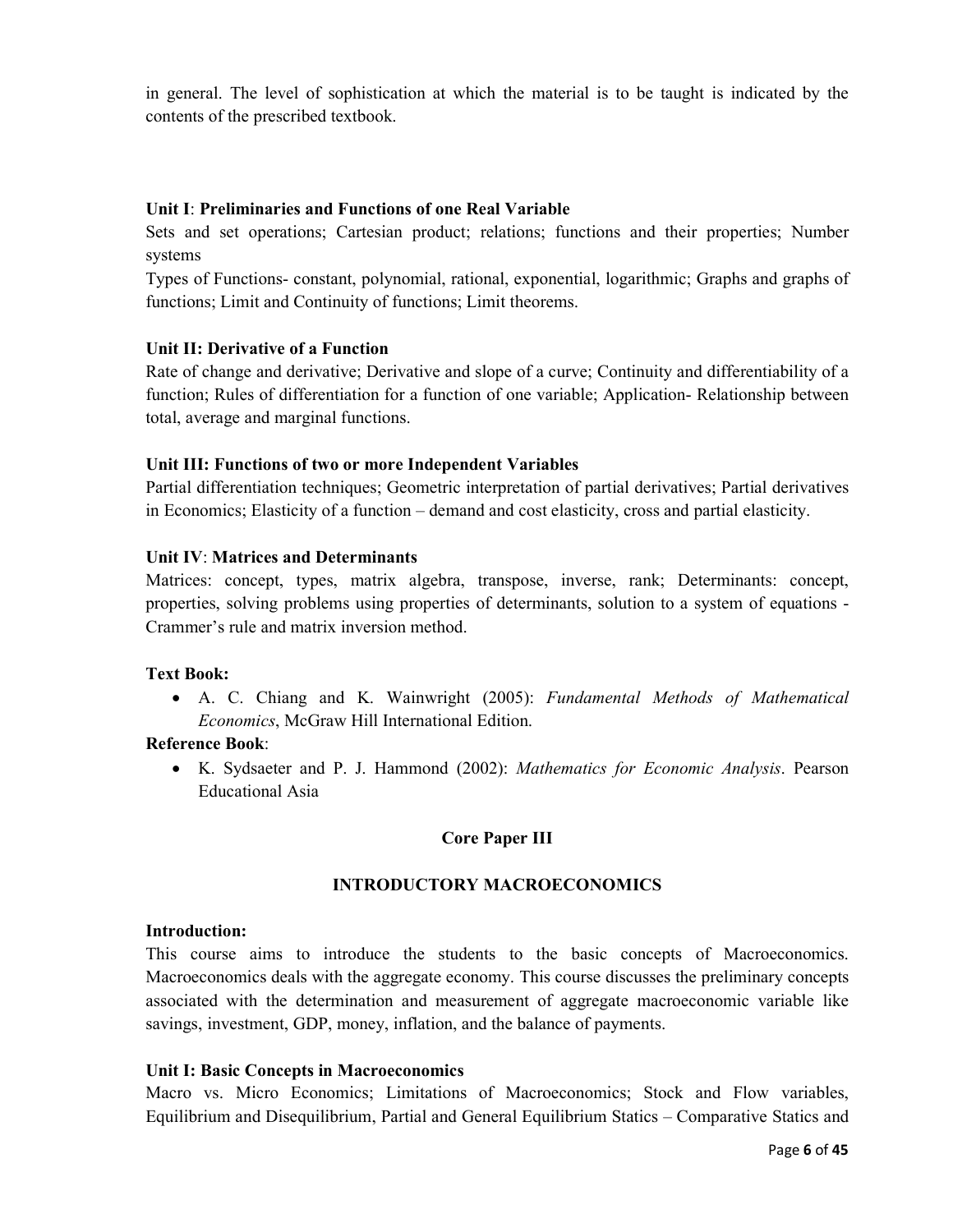in general. The level of sophistication at which the material is to be taught is indicated by the contents of the prescribed textbook.

**Unit I**: **Preliminaries and Functions of one Real Variable**

Sets and set operations; Cartesian product; relations; functions and their properties; Number systems

Types of Functions- constant, polynomial, rational, exponential, logarithmic; Graphs and graphs of functions; Limit and Continuity of functions; Limit theorems.

**Unit II: Derivative of a Function**

Rate of change and derivative; Derivative and slope of a curve; Continuity and differentiability of a function; Rules of differentiation for a function of one variable; Application- Relationship between total, average and marginal functions.

**Unit III: Functions of two or more Independent Variables**

Partial differentiation techniques; Geometric interpretation of partial derivatives; Partial derivatives in Economics; Elasticity of a function – demand and cost elasticity, cross and partial elasticity.

**Unit IV**: **Matrices and Determinants**

Matrices: concept, types, matrix algebra, transpose, inverse, rank; Determinants: concept, properties, solving problems using properties of determinants, solution to a system of equations - Crammer's rule and matrix inversion method.

**Text Book:**

- A. C. Chiang and K. Wainwright (2005): *Fundamental Methods of Mathematical Economics*, McGraw Hill International Edition.

**Reference Book**:

- K. Sydsaeter and P. J. Hammond (2002): *Mathematics for Economic Analysis*. Pearson Educational Asia

## Core Paper III

## INTRODUCTORY MACROECONOMICS

**Introduction:**

This course aims to introduce the students to the basic concepts of Macroeconomics. Macroeconomics deals with the aggregate economy. This course discusses the preliminary concepts associated with the determination and measurement of aggregate macroeconomic variable like savings, investment, GDP, money, inflation, and the balance of payments.

**Unit I: Basic Concepts in Macroeconomics**

Macro vs. Micro Economics; Limitations of Macroeconomics; Stock and Flow variables, Equilibrium and Disequilibrium, Partial and General Equilibrium Statics – Comparative Statics and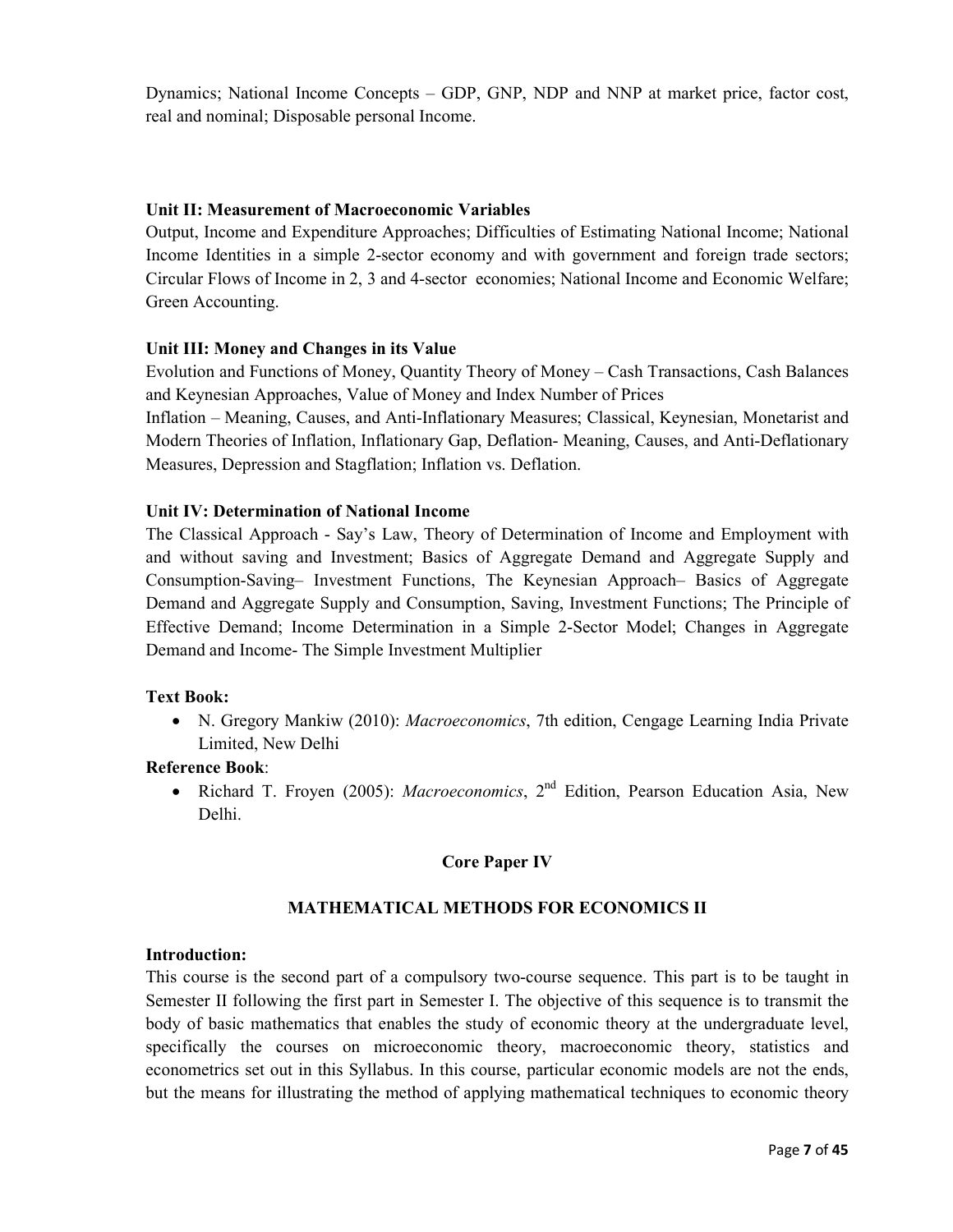Dynamics; National Income Concepts – GDP, GNP, NDP and NNP at market price, factor cost, real and nominal; Disposable personal Income.

**Unit II: Measurement of Macroeconomic Variables**

Output, Income and Expenditure Approaches; Difficulties of Estimating National Income; National Income Identities in a simple 2-sector economy and with government and foreign trade sectors; Circular Flows of Income in 2, 3 and 4-sector economies; National Income and Economic Welfare; Green Accounting.

**Unit III: Money and Changes in its Value**

Evolution and Functions of Money, Quantity Theory of Money – Cash Transactions, Cash Balances and Keynesian Approaches, Value of Money and Index Number of Prices

Inflation – Meaning, Causes, and Anti-Inflationary Measures; Classical, Keynesian, Monetarist and Modern Theories of Inflation, Inflationary Gap, Deflation- Meaning, Causes, and Anti-Deflationary Measures, Depression and Stagflation; Inflation vs. Deflation.

**Unit IV: Determination of National Income**

The Classical Approach - Say's Law, Theory of Determination of Income and Employment with and without saving and Investment; Basics of Aggregate Demand and Aggregate Supply and Consumption-Saving– Investment Functions, The Keynesian Approach– Basics of Aggregate Demand and Aggregate Supply and Consumption, Saving, Investment Functions; The Principle of Effective Demand; Income Determination in a Simple 2-Sector Model; Changes in Aggregate Demand and Income- The Simple Investment Multiplier

**Text Book:**

- N. Gregory Mankiw (2010): *Macroeconomics*, 7th edition, Cengage Learning India Private Limited, New Delhi

**Reference Book**:

- Richard T. Froyen (2005): *Macroeconomics*, 2nd Edition, Pearson Education Asia, New Delhi.

## Core Paper IV

## MATHEMATICAL METHODS FOR ECONOMICS II

**Introduction:**

This course is the second part of a compulsory two-course sequence. This part is to be taught in Semester II following the first part in Semester I. The objective of this sequence is to transmit the body of basic mathematics that enables the study of economic theory at the undergraduate level, specifically the courses on microeconomic theory, macroeconomic theory, statistics and econometrics set out in this Syllabus. In this course, particular economic models are not the ends, but the means for illustrating the method of applying mathematical techniques to economic theory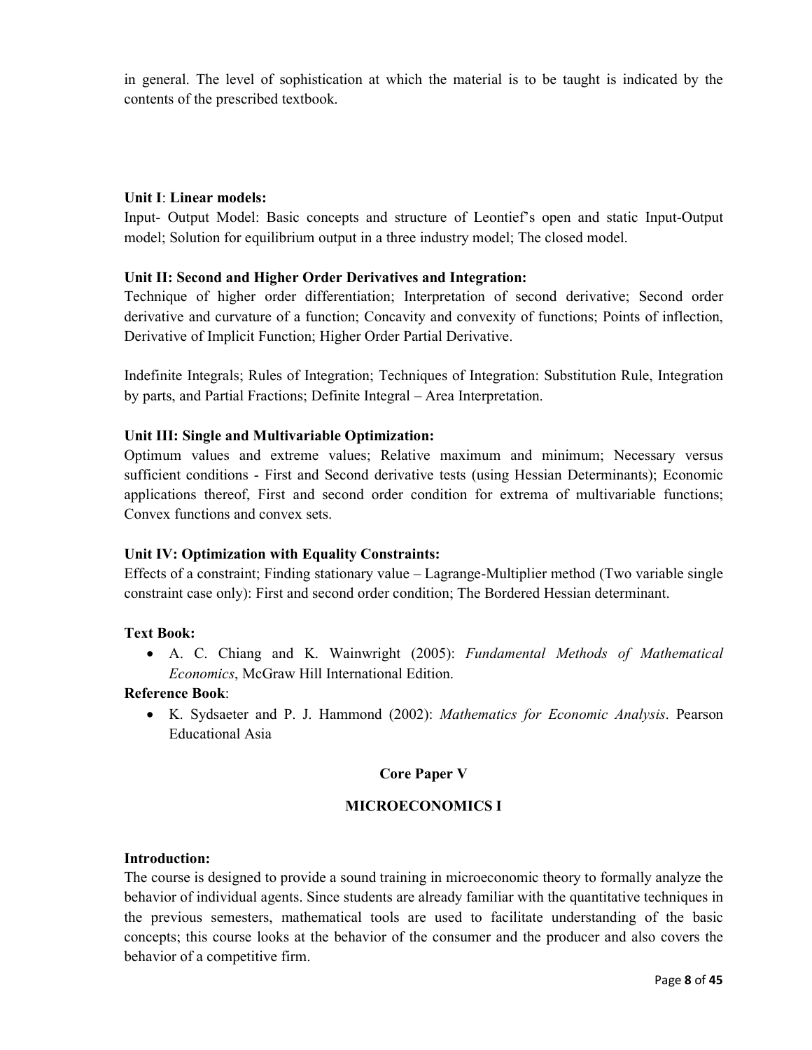in general. The level of sophistication at which the material is to be taught is indicated by the contents of the prescribed textbook.

**Unit I**: **Linear models:**
Input- Output Model: Basic concepts and structure of Leontief's open and static Input-Output model; Solution for equilibrium output in a three industry model; The closed model.

**Unit II: Second and Higher Order Derivatives and Integration:**
Technique of higher order differentiation; Interpretation of second derivative; Second order derivative and curvature of a function; Concavity and convexity of functions; Points of inflection, Derivative of Implicit Function; Higher Order Partial Derivative.

Indefinite Integrals; Rules of Integration; Techniques of Integration: Substitution Rule, Integration by parts, and Partial Fractions; Definite Integral – Area Interpretation.

**Unit III: Single and Multivariable Optimization:**
Optimum values and extreme values; Relative maximum and minimum; Necessary versus sufficient conditions - First and Second derivative tests (using Hessian Determinants); Economic applications thereof, First and second order condition for extrema of multivariable functions; Convex functions and convex sets.

**Unit IV: Optimization with Equality Constraints:**
Effects of a constraint; Finding stationary value – Lagrange-Multiplier method (Two variable single constraint case only): First and second order condition; The Bordered Hessian determinant.

**Text Book:**

- A. C. Chiang and K. Wainwright (2005): *Fundamental Methods of Mathematical Economics*, McGraw Hill International Edition.

**Reference Book**:

- K. Sydsaeter and P. J. Hammond (2002): *Mathematics for Economic Analysis*. Pearson Educational Asia

## Core Paper V

## MICROECONOMICS I

**Introduction:**
The course is designed to provide a sound training in microeconomic theory to formally analyze the behavior of individual agents. Since students are already familiar with the quantitative techniques in the previous semesters, mathematical tools are used to facilitate understanding of the basic concepts; this course looks at the behavior of the consumer and the producer and also covers the behavior of a competitive firm.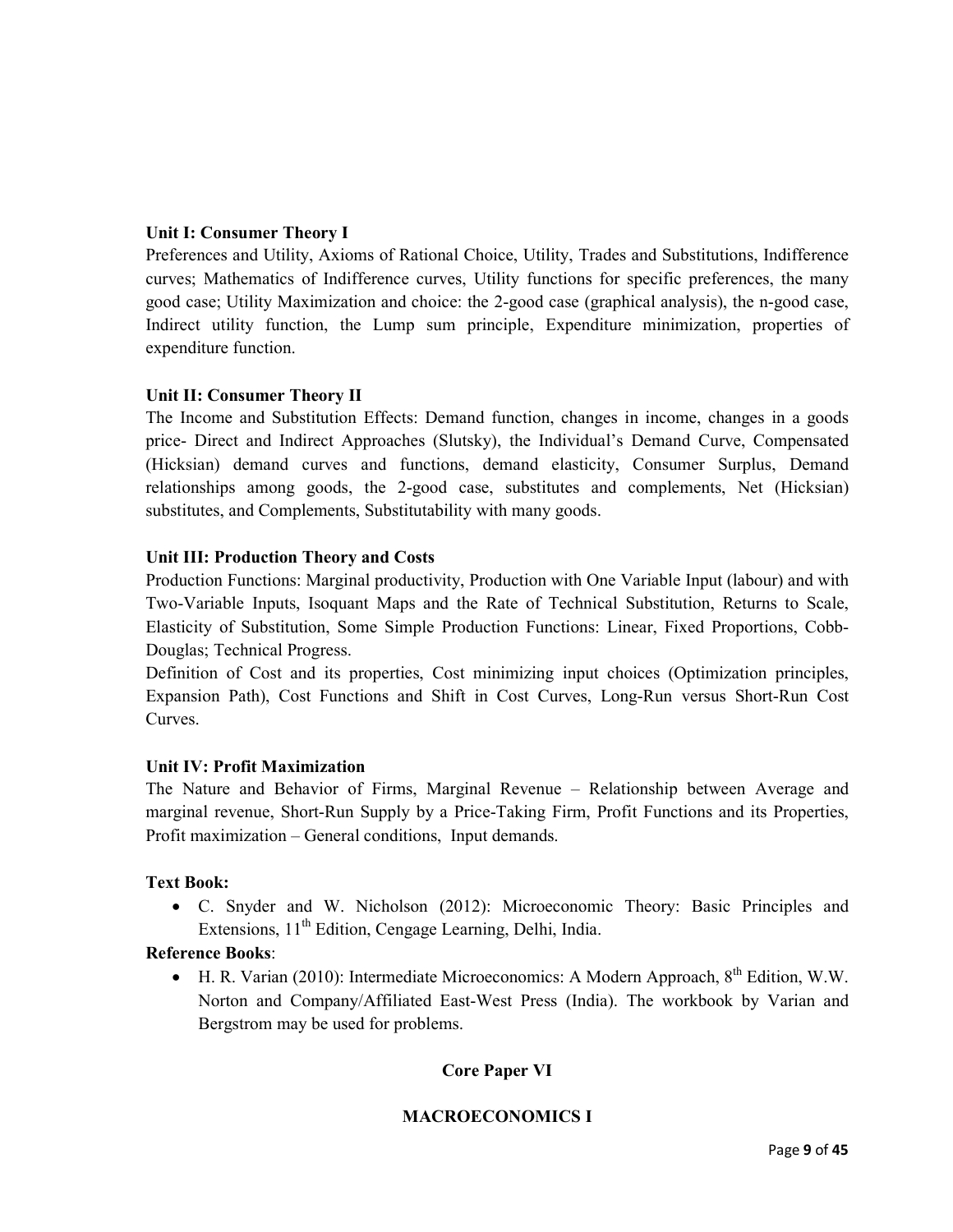**Unit I: Consumer Theory I**

Preferences and Utility, Axioms of Rational Choice, Utility, Trades and Substitutions, Indifference curves; Mathematics of Indifference curves, Utility functions for specific preferences, the many good case; Utility Maximization and choice: the 2-good case (graphical analysis), the n-good case, Indirect utility function, the Lump sum principle, Expenditure minimization, properties of expenditure function.

**Unit II: Consumer Theory II**

The Income and Substitution Effects: Demand function, changes in income, changes in a goods price- Direct and Indirect Approaches (Slutsky), the Individual's Demand Curve, Compensated (Hicksian) demand curves and functions, demand elasticity, Consumer Surplus, Demand relationships among goods, the 2-good case, substitutes and complements, Net (Hicksian) substitutes, and Complements, Substitutability with many goods.

**Unit III: Production Theory and Costs**

Production Functions: Marginal productivity, Production with One Variable Input (labour) and with Two-Variable Inputs, Isoquant Maps and the Rate of Technical Substitution, Returns to Scale, Elasticity of Substitution, Some Simple Production Functions: Linear, Fixed Proportions, Cobb-Douglas; Technical Progress.

Definition of Cost and its properties, Cost minimizing input choices (Optimization principles, Expansion Path), Cost Functions and Shift in Cost Curves, Long-Run versus Short-Run Cost Curves.

**Unit IV: Profit Maximization**

The Nature and Behavior of Firms, Marginal Revenue – Relationship between Average and marginal revenue, Short-Run Supply by a Price-Taking Firm, Profit Functions and its Properties, Profit maximization – General conditions, Input demands.

**Text Book:**

- C. Snyder and W. Nicholson (2012): Microeconomic Theory: Basic Principles and Extensions, 11th Edition, Cengage Learning, Delhi, India.

**Reference Books**:

- H. R. Varian (2010): Intermediate Microeconomics: A Modern Approach, 8th Edition, W.W. Norton and Company/Affiliated East-West Press (India). The workbook by Varian and Bergstrom may be used for problems.

**Core Paper VI**

**MACROECONOMICS I**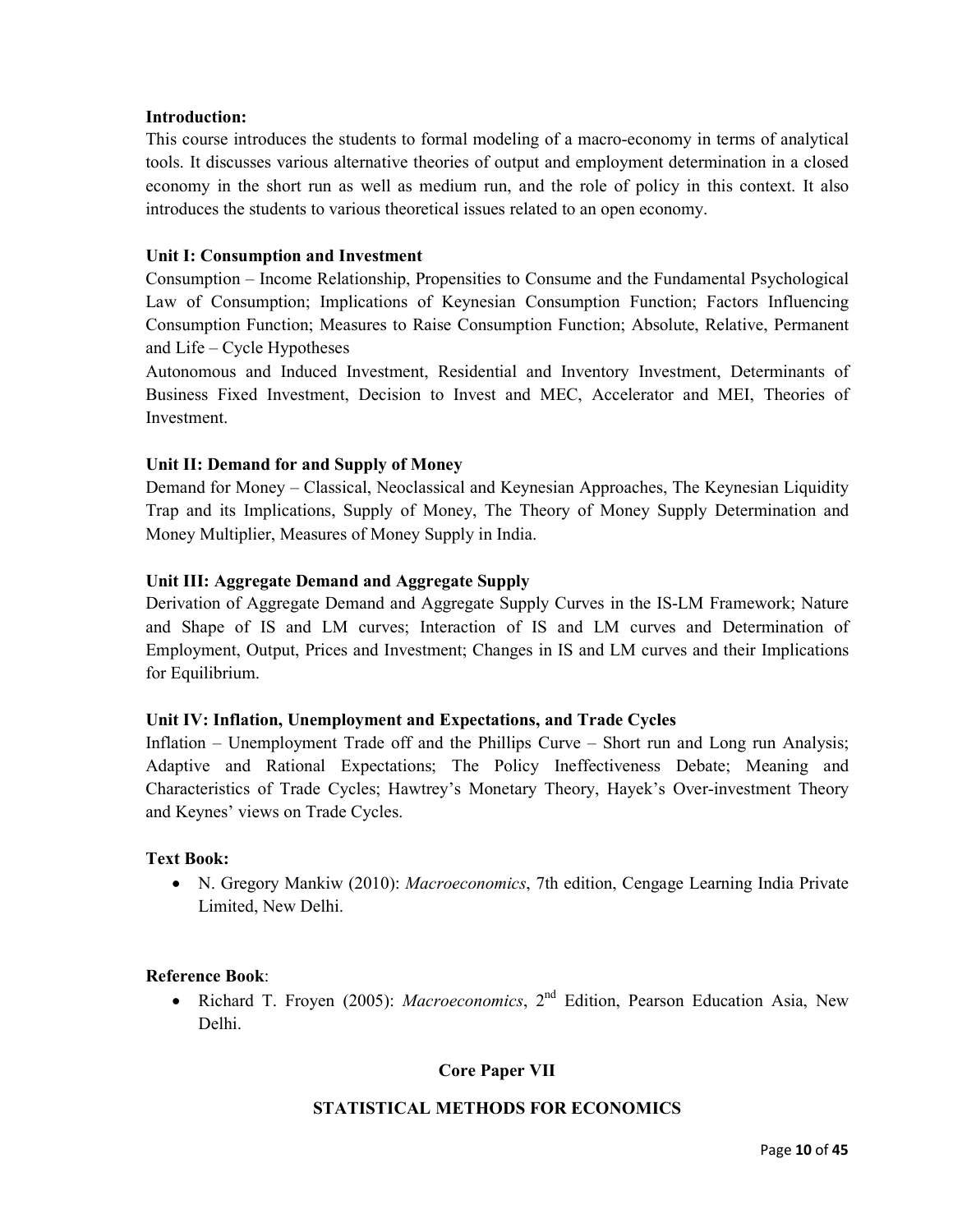**Introduction:**

This course introduces the students to formal modeling of a macro-economy in terms of analytical tools. It discusses various alternative theories of output and employment determination in a closed economy in the short run as well as medium run, and the role of policy in this context. It also introduces the students to various theoretical issues related to an open economy.

**Unit I: Consumption and Investment**

Consumption – Income Relationship, Propensities to Consume and the Fundamental Psychological Law of Consumption; Implications of Keynesian Consumption Function; Factors Influencing Consumption Function; Measures to Raise Consumption Function; Absolute, Relative, Permanent and Life – Cycle Hypotheses

Autonomous and Induced Investment, Residential and Inventory Investment, Determinants of Business Fixed Investment, Decision to Invest and MEC, Accelerator and MEI, Theories of Investment.

**Unit II: Demand for and Supply of Money**

Demand for Money – Classical, Neoclassical and Keynesian Approaches, The Keynesian Liquidity Trap and its Implications, Supply of Money, The Theory of Money Supply Determination and Money Multiplier, Measures of Money Supply in India.

**Unit III: Aggregate Demand and Aggregate Supply**

Derivation of Aggregate Demand and Aggregate Supply Curves in the IS-LM Framework; Nature and Shape of IS and LM curves; Interaction of IS and LM curves and Determination of Employment, Output, Prices and Investment; Changes in IS and LM curves and their Implications for Equilibrium.

**Unit IV: Inflation, Unemployment and Expectations, and Trade Cycles**

Inflation – Unemployment Trade off and the Phillips Curve – Short run and Long run Analysis; Adaptive and Rational Expectations; The Policy Ineffectiveness Debate; Meaning and Characteristics of Trade Cycles; Hawtrey's Monetary Theory, Hayek's Over-investment Theory and Keynes' views on Trade Cycles.

**Text Book:**

- N. Gregory Mankiw (2010): *Macroeconomics*, 7th edition, Cengage Learning India Private Limited, New Delhi.

**Reference Book**:

- Richard T. Froyen (2005): *Macroeconomics*, 2nd Edition, Pearson Education Asia, New Delhi.

## Core Paper VII

## STATISTICAL METHODS FOR ECONOMICS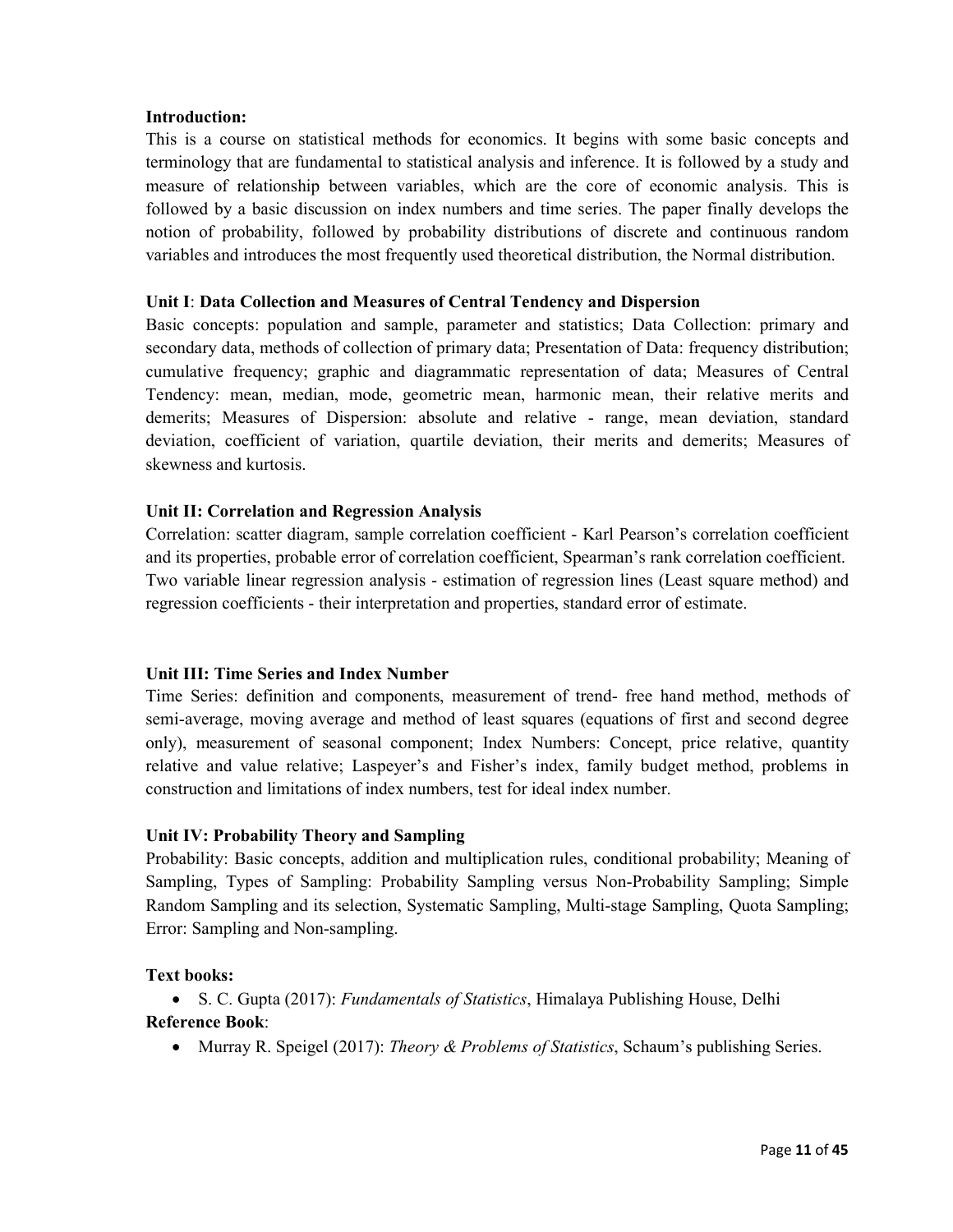**Introduction:**

This is a course on statistical methods for economics. It begins with some basic concepts and terminology that are fundamental to statistical analysis and inference. It is followed by a study and measure of relationship between variables, which are the core of economic analysis. This is followed by a basic discussion on index numbers and time series. The paper finally develops the notion of probability, followed by probability distributions of discrete and continuous random variables and introduces the most frequently used theoretical distribution, the Normal distribution.

**Unit I**: **Data Collection and Measures of Central Tendency and Dispersion**

Basic concepts: population and sample, parameter and statistics; Data Collection: primary and secondary data, methods of collection of primary data; Presentation of Data: frequency distribution; cumulative frequency; graphic and diagrammatic representation of data; Measures of Central Tendency: mean, median, mode, geometric mean, harmonic mean, their relative merits and demerits; Measures of Dispersion: absolute and relative - range, mean deviation, standard deviation, coefficient of variation, quartile deviation, their merits and demerits; Measures of skewness and kurtosis.

**Unit II: Correlation and Regression Analysis**

Correlation: scatter diagram, sample correlation coefficient - Karl Pearson's correlation coefficient and its properties, probable error of correlation coefficient, Spearman's rank correlation coefficient. Two variable linear regression analysis - estimation of regression lines (Least square method) and regression coefficients - their interpretation and properties, standard error of estimate.

**Unit III: Time Series and Index Number**

Time Series: definition and components, measurement of trend- free hand method, methods of semi-average, moving average and method of least squares (equations of first and second degree only), measurement of seasonal component; Index Numbers: Concept, price relative, quantity relative and value relative; Laspeyer's and Fisher's index, family budget method, problems in construction and limitations of index numbers, test for ideal index number.

**Unit IV: Probability Theory and Sampling**

Probability: Basic concepts, addition and multiplication rules, conditional probability; Meaning of Sampling, Types of Sampling: Probability Sampling versus Non-Probability Sampling; Simple Random Sampling and its selection, Systematic Sampling, Multi-stage Sampling, Quota Sampling; Error: Sampling and Non-sampling.

**Text books:**

- S. C. Gupta (2017): *Fundamentals of Statistics*, Himalaya Publishing House, Delhi

**Reference Book**:

- Murray R. Speigel (2017): *Theory & Problems of Statistics*, Schaum's publishing Series.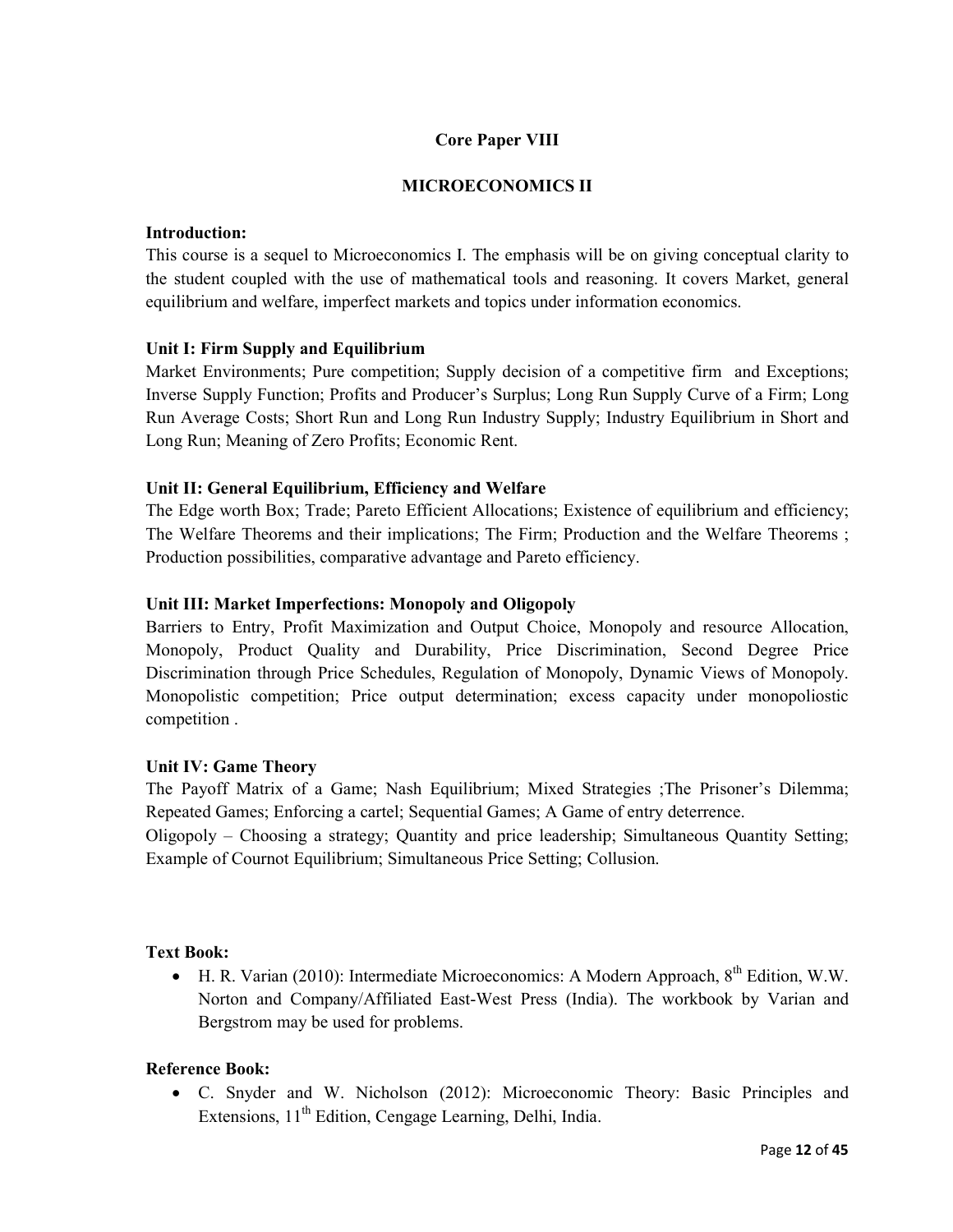## Core Paper VIII

## MICROECONOMICS II

**Introduction:**

This course is a sequel to Microeconomics I. The emphasis will be on giving conceptual clarity to the student coupled with the use of mathematical tools and reasoning. It covers Market, general equilibrium and welfare, imperfect markets and topics under information economics.

**Unit I: Firm Supply and Equilibrium**

Market Environments; Pure competition; Supply decision of a competitive firm and Exceptions; Inverse Supply Function; Profits and Producer's Surplus; Long Run Supply Curve of a Firm; Long Run Average Costs; Short Run and Long Run Industry Supply; Industry Equilibrium in Short and Long Run; Meaning of Zero Profits; Economic Rent.

**Unit II: General Equilibrium, Efficiency and Welfare**

The Edge worth Box; Trade; Pareto Efficient Allocations; Existence of equilibrium and efficiency; The Welfare Theorems and their implications; The Firm; Production and the Welfare Theorems ; Production possibilities, comparative advantage and Pareto efficiency.

**Unit III: Market Imperfections: Monopoly and Oligopoly**

Barriers to Entry, Profit Maximization and Output Choice, Monopoly and resource Allocation, Monopoly, Product Quality and Durability, Price Discrimination, Second Degree Price Discrimination through Price Schedules, Regulation of Monopoly, Dynamic Views of Monopoly. Monopolistic competition; Price output determination; excess capacity under monopoliostic competition .

**Unit IV: Game Theory**

The Payoff Matrix of a Game; Nash Equilibrium; Mixed Strategies ;The Prisoner's Dilemma; Repeated Games; Enforcing a cartel; Sequential Games; A Game of entry deterrence.

Oligopoly – Choosing a strategy; Quantity and price leadership; Simultaneous Quantity Setting; Example of Cournot Equilibrium; Simultaneous Price Setting; Collusion.

**Text Book:**

- H. R. Varian (2010): Intermediate Microeconomics: A Modern Approach, 8th Edition, W.W. Norton and Company/Affiliated East-West Press (India). The workbook by Varian and Bergstrom may be used for problems.

**Reference Book:**

- C. Snyder and W. Nicholson (2012): Microeconomic Theory: Basic Principles and Extensions, 11th Edition, Cengage Learning, Delhi, India.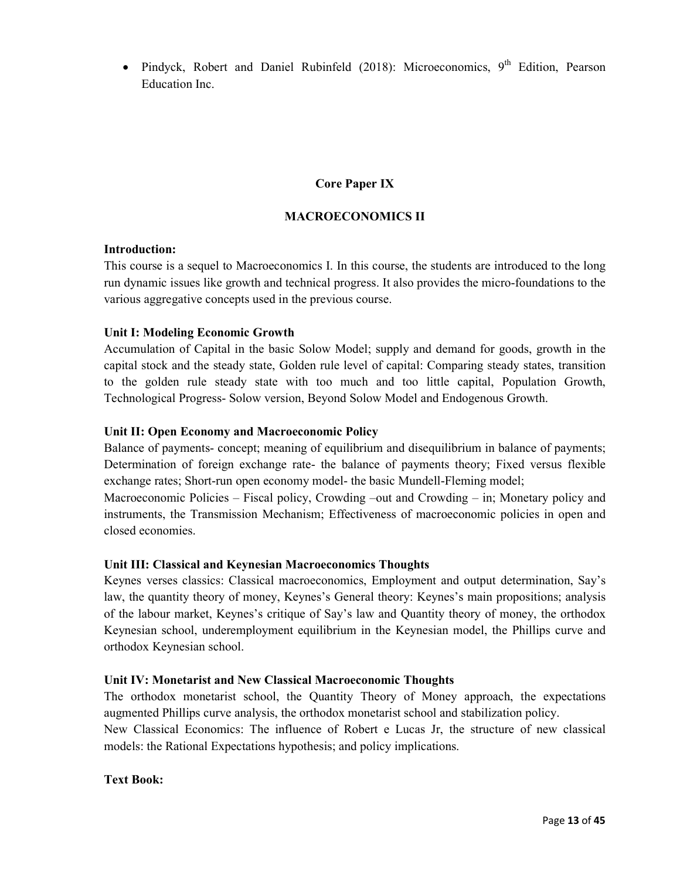- Pindyck, Robert and Daniel Rubinfeld (2018): Microeconomics, 9th Edition, Pearson Education Inc.

## Core Paper IX

## MACROECONOMICS II

**Introduction:**
This course is a sequel to Macroeconomics I. In this course, the students are introduced to the long run dynamic issues like growth and technical progress. It also provides the micro-foundations to the various aggregative concepts used in the previous course.

**Unit I: Modeling Economic Growth**
Accumulation of Capital in the basic Solow Model; supply and demand for goods, growth in the capital stock and the steady state, Golden rule level of capital: Comparing steady states, transition to the golden rule steady state with too much and too little capital, Population Growth, Technological Progress- Solow version, Beyond Solow Model and Endogenous Growth.

**Unit II: Open Economy and Macroeconomic Policy**
Balance of payments- concept; meaning of equilibrium and disequilibrium in balance of payments; Determination of foreign exchange rate- the balance of payments theory; Fixed versus flexible exchange rates; Short-run open economy model- the basic Mundell-Fleming model;
Macroeconomic Policies – Fiscal policy, Crowding –out and Crowding – in; Monetary policy and instruments, the Transmission Mechanism; Effectiveness of macroeconomic policies in open and closed economies.

**Unit III: Classical and Keynesian Macroeconomics Thoughts**
Keynes verses classics: Classical macroeconomics, Employment and output determination, Say's law, the quantity theory of money, Keynes's General theory: Keynes's main propositions; analysis of the labour market, Keynes's critique of Say's law and Quantity theory of money, the orthodox Keynesian school, underemployment equilibrium in the Keynesian model, the Phillips curve and orthodox Keynesian school.

**Unit IV: Monetarist and New Classical Macroeconomic Thoughts**
The orthodox monetarist school, the Quantity Theory of Money approach, the expectations augmented Phillips curve analysis, the orthodox monetarist school and stabilization policy.
New Classical Economics: The influence of Robert e Lucas Jr, the structure of new classical models: the Rational Expectations hypothesis; and policy implications.

**Text Book:**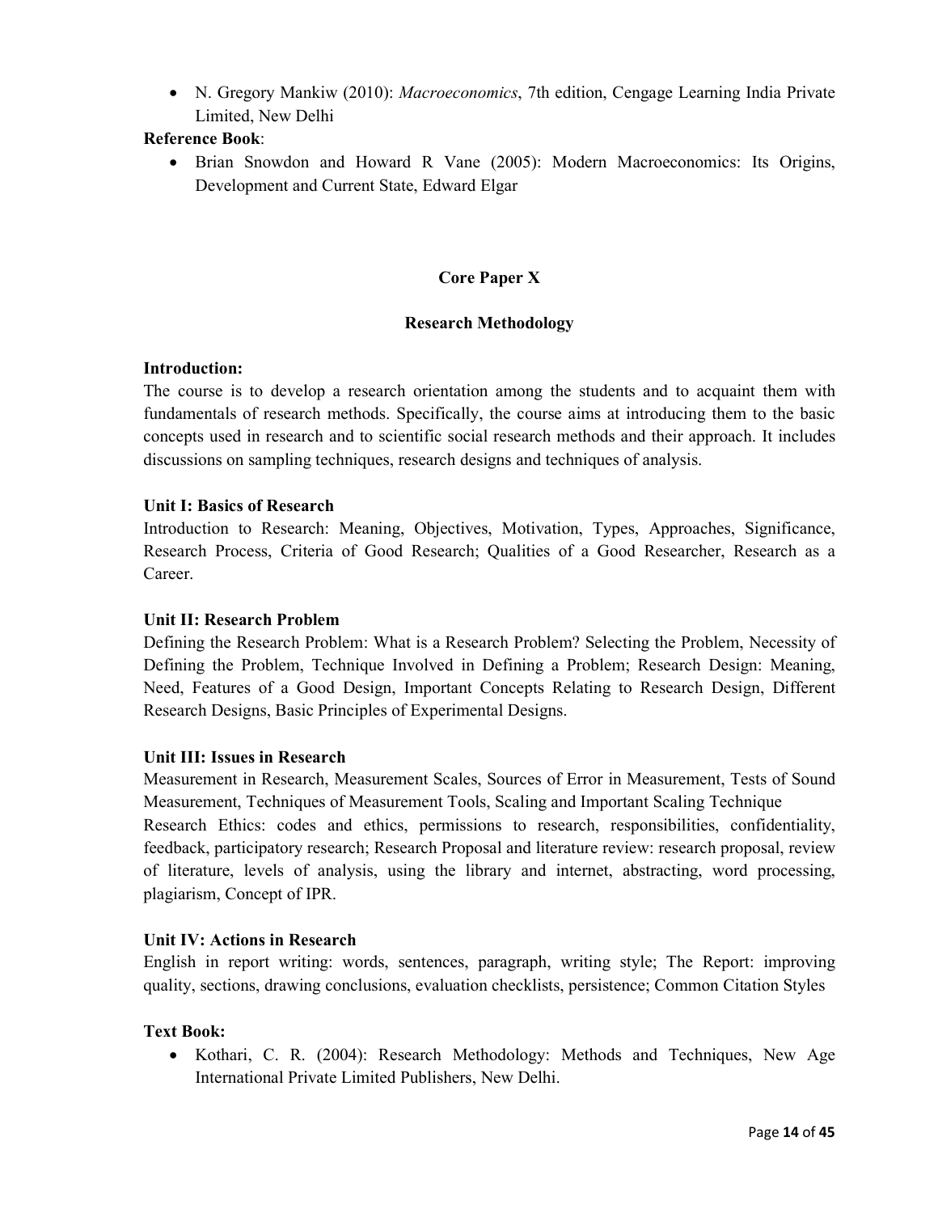- N. Gregory Mankiw (2010): *Macroeconomics*, 7th edition, Cengage Learning India Private Limited, New Delhi

**Reference Book**:

- Brian Snowdon and Howard R Vane (2005): Modern Macroeconomics: Its Origins, Development and Current State, Edward Elgar

## Core Paper X

## Research Methodology

**Introduction:**

The course is to develop a research orientation among the students and to acquaint them with fundamentals of research methods. Specifically, the course aims at introducing them to the basic concepts used in research and to scientific social research methods and their approach. It includes discussions on sampling techniques, research designs and techniques of analysis.

**Unit I: Basics of Research**

Introduction to Research: Meaning, Objectives, Motivation, Types, Approaches, Significance, Research Process, Criteria of Good Research; Qualities of a Good Researcher, Research as a Career.

**Unit II: Research Problem**

Defining the Research Problem: What is a Research Problem? Selecting the Problem, Necessity of Defining the Problem, Technique Involved in Defining a Problem; Research Design: Meaning, Need, Features of a Good Design, Important Concepts Relating to Research Design, Different Research Designs, Basic Principles of Experimental Designs.

**Unit III: Issues in Research**

Measurement in Research, Measurement Scales, Sources of Error in Measurement, Tests of Sound Measurement, Techniques of Measurement Tools, Scaling and Important Scaling Technique

Research Ethics: codes and ethics, permissions to research, responsibilities, confidentiality, feedback, participatory research; Research Proposal and literature review: research proposal, review of literature, levels of analysis, using the library and internet, abstracting, word processing, plagiarism, Concept of IPR.

**Unit IV: Actions in Research**

English in report writing: words, sentences, paragraph, writing style; The Report: improving quality, sections, drawing conclusions, evaluation checklists, persistence; Common Citation Styles

**Text Book:**

- Kothari, C. R. (2004): Research Methodology: Methods and Techniques, New Age International Private Limited Publishers, New Delhi.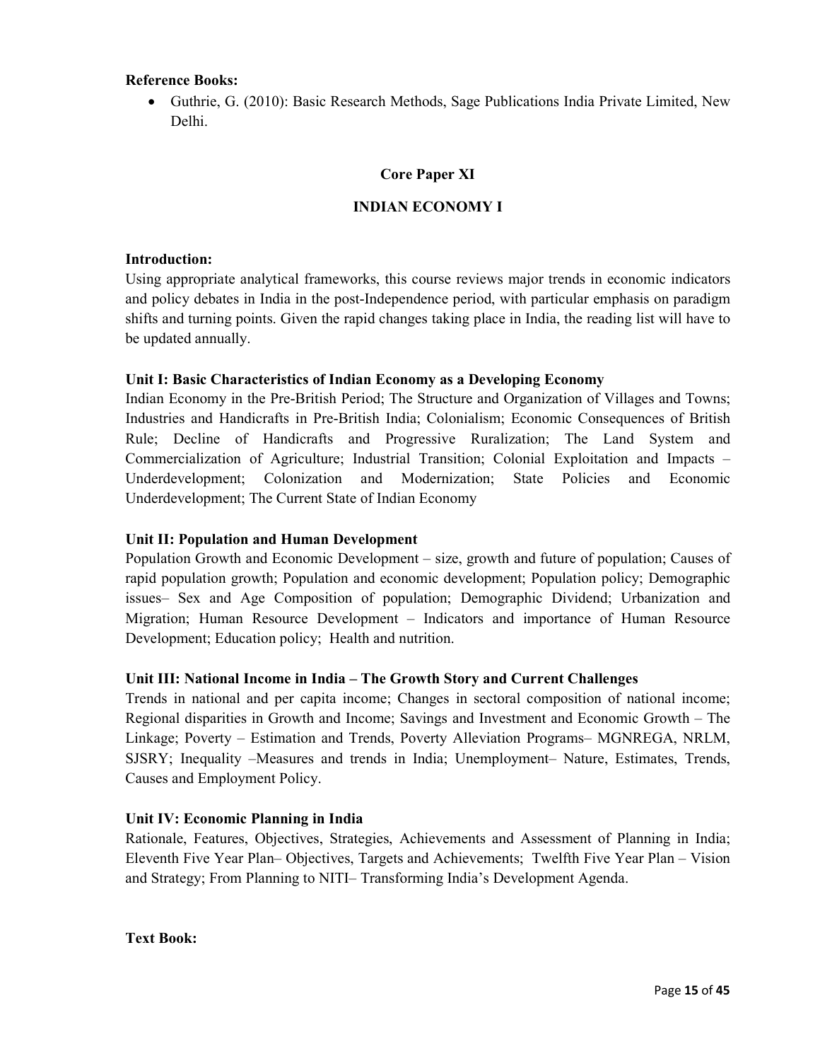**Reference Books:**

- Guthrie, G. (2010): Basic Research Methods, Sage Publications India Private Limited, New Delhi.

## Core Paper XI

## INDIAN ECONOMY I

**Introduction:**

Using appropriate analytical frameworks, this course reviews major trends in economic indicators and policy debates in India in the post-Independence period, with particular emphasis on paradigm shifts and turning points. Given the rapid changes taking place in India, the reading list will have to be updated annually.

**Unit I: Basic Characteristics of Indian Economy as a Developing Economy**

Indian Economy in the Pre-British Period; The Structure and Organization of Villages and Towns; Industries and Handicrafts in Pre-British India; Colonialism; Economic Consequences of British Rule; Decline of Handicrafts and Progressive Ruralization; The Land System and Commercialization of Agriculture; Industrial Transition; Colonial Exploitation and Impacts – Underdevelopment; Colonization and Modernization; State Policies and Economic Underdevelopment; The Current State of Indian Economy

**Unit II: Population and Human Development**

Population Growth and Economic Development – size, growth and future of population; Causes of rapid population growth; Population and economic development; Population policy; Demographic issues– Sex and Age Composition of population; Demographic Dividend; Urbanization and Migration; Human Resource Development – Indicators and importance of Human Resource Development; Education policy; Health and nutrition.

**Unit III: National Income in India – The Growth Story and Current Challenges**

Trends in national and per capita income; Changes in sectoral composition of national income; Regional disparities in Growth and Income; Savings and Investment and Economic Growth – The Linkage; Poverty – Estimation and Trends, Poverty Alleviation Programs– MGNREGA, NRLM, SJSRY; Inequality –Measures and trends in India; Unemployment– Nature, Estimates, Trends, Causes and Employment Policy.

**Unit IV: Economic Planning in India**

Rationale, Features, Objectives, Strategies, Achievements and Assessment of Planning in India; Eleventh Five Year Plan– Objectives, Targets and Achievements; Twelfth Five Year Plan – Vision and Strategy; From Planning to NITI– Transforming India's Development Agenda.

**Text Book:**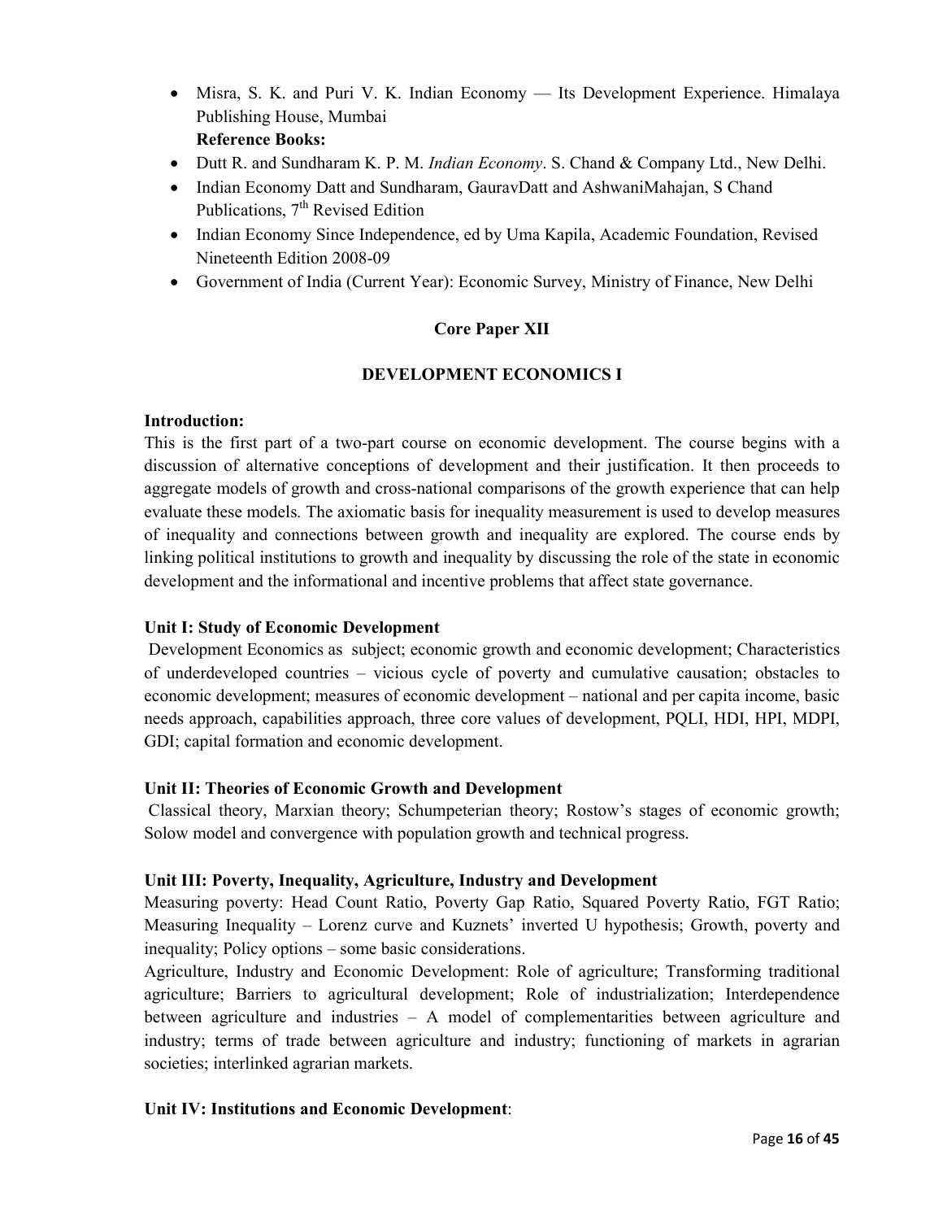- Misra, S. K. and Puri V. K. Indian Economy — Its Development Experience. Himalaya Publishing House, Mumbai

**Reference Books:**

- Dutt R. and Sundharam K. P. M. *Indian Economy*. S. Chand & Company Ltd., New Delhi.
- Indian Economy Datt and Sundharam, GauravDatt and AshwaniMahajan, S Chand Publications, 7th Revised Edition
- Indian Economy Since Independence, ed by Uma Kapila, Academic Foundation, Revised Nineteenth Edition 2008-09
- Government of India (Current Year): Economic Survey, Ministry of Finance, New Delhi

## Core Paper XII

## DEVELOPMENT ECONOMICS I

**Introduction:**

This is the first part of a two-part course on economic development. The course begins with a discussion of alternative conceptions of development and their justification. It then proceeds to aggregate models of growth and cross-national comparisons of the growth experience that can help evaluate these models. The axiomatic basis for inequality measurement is used to develop measures of inequality and connections between growth and inequality are explored. The course ends by linking political institutions to growth and inequality by discussing the role of the state in economic development and the informational and incentive problems that affect state governance.

**Unit I: Study of Economic Development**

Development Economics as subject; economic growth and economic development; Characteristics of underdeveloped countries – vicious cycle of poverty and cumulative causation; obstacles to economic development; measures of economic development – national and per capita income, basic needs approach, capabilities approach, three core values of development, PQLI, HDI, HPI, MDPI, GDI; capital formation and economic development.

**Unit II: Theories of Economic Growth and Development**

Classical theory, Marxian theory; Schumpeterian theory; Rostow's stages of economic growth; Solow model and convergence with population growth and technical progress.

**Unit III: Poverty, Inequality, Agriculture, Industry and Development**

Measuring poverty: Head Count Ratio, Poverty Gap Ratio, Squared Poverty Ratio, FGT Ratio; Measuring Inequality – Lorenz curve and Kuznets' inverted U hypothesis; Growth, poverty and inequality; Policy options – some basic considerations.

Agriculture, Industry and Economic Development: Role of agriculture; Transforming traditional agriculture; Barriers to agricultural development; Role of industrialization; Interdependence between agriculture and industries – A model of complementarities between agriculture and industry; terms of trade between agriculture and industry; functioning of markets in agrarian societies; interlinked agrarian markets.

**Unit IV: Institutions and Economic Development**: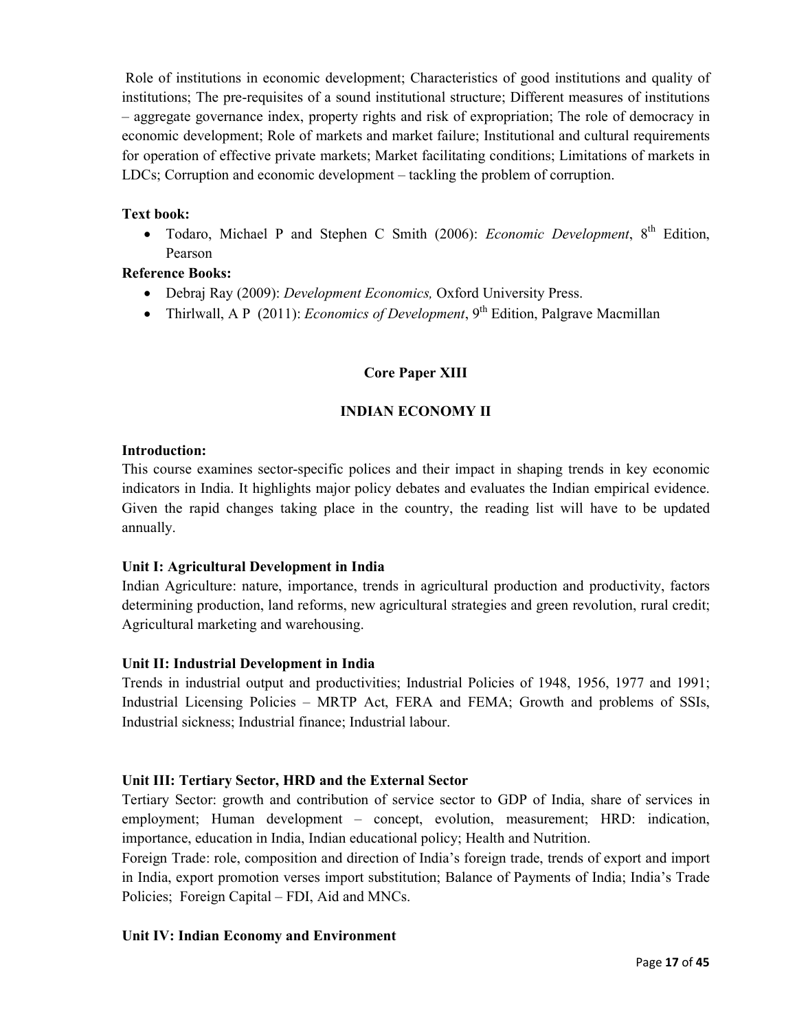Role of institutions in economic development; Characteristics of good institutions and quality of institutions; The pre-requisites of a sound institutional structure; Different measures of institutions – aggregate governance index, property rights and risk of expropriation; The role of democracy in economic development; Role of markets and market failure; Institutional and cultural requirements for operation of effective private markets; Market facilitating conditions; Limitations of markets in LDCs; Corruption and economic development – tackling the problem of corruption.

**Text book:**

- Todaro, Michael P and Stephen C Smith (2006): *Economic Development*, 8th Edition, Pearson

**Reference Books:**

- Debraj Ray (2009): *Development Economics,* Oxford University Press.
- Thirlwall, A P (2011): *Economics of Development*, 9th Edition, Palgrave Macmillan

## Core Paper XIII

## INDIAN ECONOMY II

**Introduction:**

This course examines sector-specific polices and their impact in shaping trends in key economic indicators in India. It highlights major policy debates and evaluates the Indian empirical evidence. Given the rapid changes taking place in the country, the reading list will have to be updated annually.

**Unit I: Agricultural Development in India**

Indian Agriculture: nature, importance, trends in agricultural production and productivity, factors determining production, land reforms, new agricultural strategies and green revolution, rural credit; Agricultural marketing and warehousing.

**Unit II: Industrial Development in India**

Trends in industrial output and productivities; Industrial Policies of 1948, 1956, 1977 and 1991; Industrial Licensing Policies – MRTP Act, FERA and FEMA; Growth and problems of SSIs, Industrial sickness; Industrial finance; Industrial labour.

**Unit III: Tertiary Sector, HRD and the External Sector**

Tertiary Sector: growth and contribution of service sector to GDP of India, share of services in employment; Human development – concept, evolution, measurement; HRD: indication, importance, education in India, Indian educational policy; Health and Nutrition.

Foreign Trade: role, composition and direction of India's foreign trade, trends of export and import in India, export promotion verses import substitution; Balance of Payments of India; India's Trade Policies; Foreign Capital – FDI, Aid and MNCs.

**Unit IV: Indian Economy and Environment**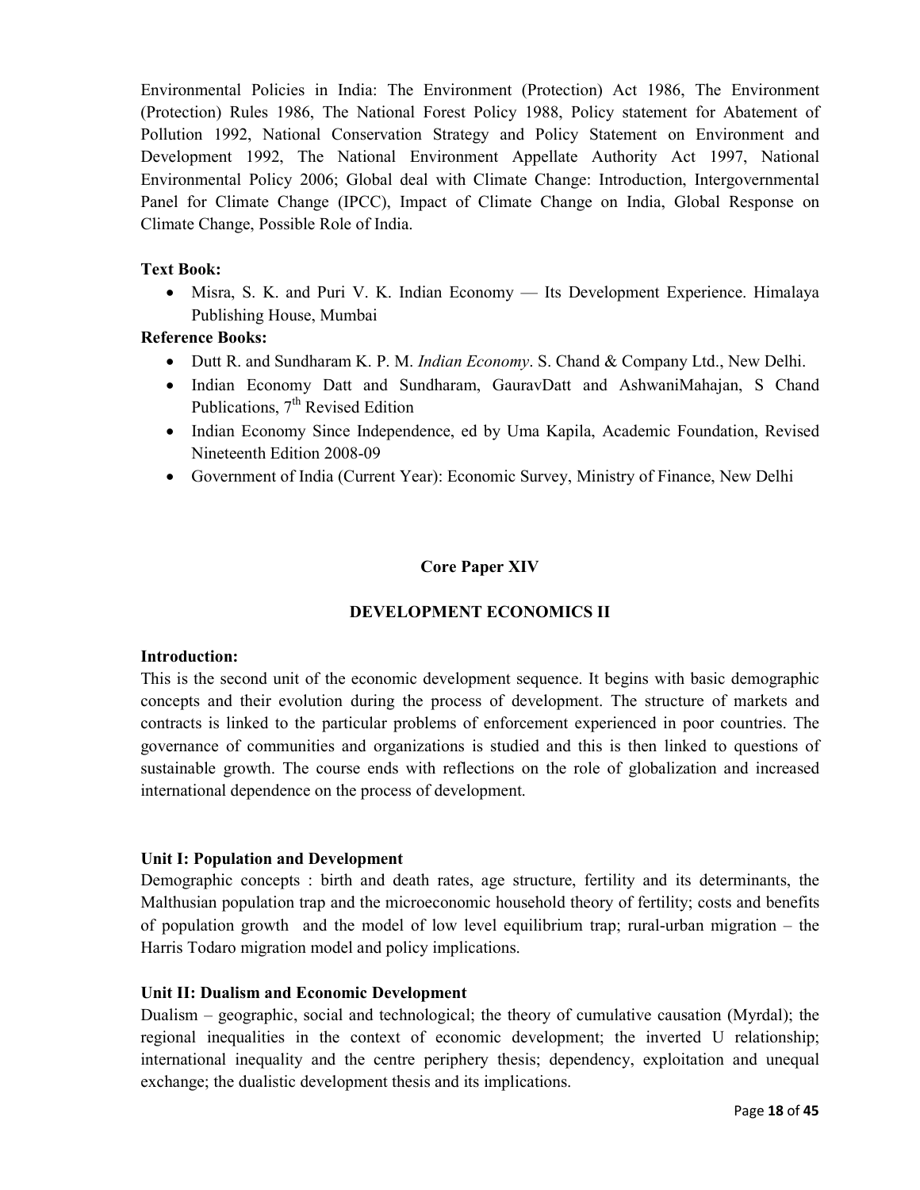Environmental Policies in India: The Environment (Protection) Act 1986, The Environment (Protection) Rules 1986, The National Forest Policy 1988, Policy statement for Abatement of Pollution 1992, National Conservation Strategy and Policy Statement on Environment and Development 1992, The National Environment Appellate Authority Act 1997, National Environmental Policy 2006; Global deal with Climate Change: Introduction, Intergovernmental Panel for Climate Change (IPCC), Impact of Climate Change on India, Global Response on Climate Change, Possible Role of India.

**Text Book:**

- Misra, S. K. and Puri V. K. Indian Economy — Its Development Experience. Himalaya Publishing House, Mumbai

**Reference Books:**

- Dutt R. and Sundharam K. P. M. *Indian Economy*. S. Chand & Company Ltd., New Delhi.
- Indian Economy Datt and Sundharam, GauravDatt and AshwaniMahajan, S Chand Publications, 7th Revised Edition
- Indian Economy Since Independence, ed by Uma Kapila, Academic Foundation, Revised Nineteenth Edition 2008-09
- Government of India (Current Year): Economic Survey, Ministry of Finance, New Delhi

## Core Paper XIV

## DEVELOPMENT ECONOMICS II

**Introduction:**

This is the second unit of the economic development sequence. It begins with basic demographic concepts and their evolution during the process of development. The structure of markets and contracts is linked to the particular problems of enforcement experienced in poor countries. The governance of communities and organizations is studied and this is then linked to questions of sustainable growth. The course ends with reflections on the role of globalization and increased international dependence on the process of development.

**Unit I: Population and Development**

Demographic concepts : birth and death rates, age structure, fertility and its determinants, the Malthusian population trap and the microeconomic household theory of fertility; costs and benefits of population growth and the model of low level equilibrium trap; rural-urban migration – the Harris Todaro migration model and policy implications.

**Unit II: Dualism and Economic Development**

Dualism – geographic, social and technological; the theory of cumulative causation (Myrdal); the regional inequalities in the context of economic development; the inverted U relationship; international inequality and the centre periphery thesis; dependency, exploitation and unequal exchange; the dualistic development thesis and its implications.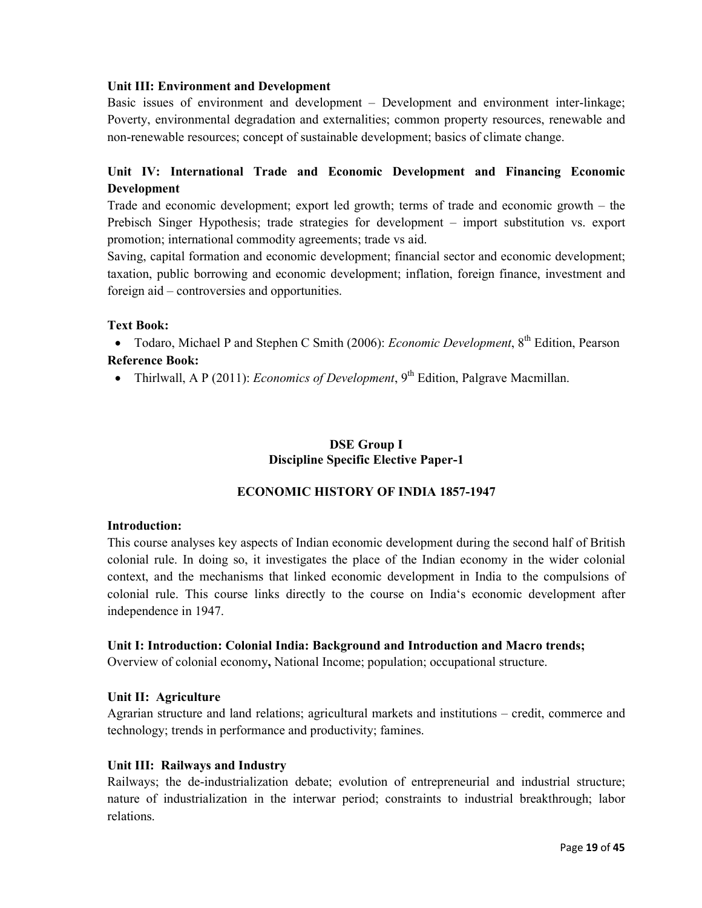**Unit III: Environment and Development**

Basic issues of environment and development – Development and environment inter-linkage; Poverty, environmental degradation and externalities; common property resources, renewable and non-renewable resources; concept of sustainable development; basics of climate change.

**Unit IV: International Trade and Economic Development and Financing Economic Development**

Trade and economic development; export led growth; terms of trade and economic growth – the Prebisch Singer Hypothesis; trade strategies for development – import substitution vs. export promotion; international commodity agreements; trade vs aid.

Saving, capital formation and economic development; financial sector and economic development; taxation, public borrowing and economic development; inflation, foreign finance, investment and foreign aid – controversies and opportunities.

**Text Book:**

- Todaro, Michael P and Stephen C Smith (2006): *Economic Development*, 8th Edition, Pearson

**Reference Book:**

- Thirlwall, A P (2011): *Economics of Development*, 9th Edition, Palgrave Macmillan.

## DSE Group I
## Discipline Specific Elective Paper-1

### ECONOMIC HISTORY OF INDIA 1857-1947

**Introduction:**

This course analyses key aspects of Indian economic development during the second half of British colonial rule. In doing so, it investigates the place of the Indian economy in the wider colonial context, and the mechanisms that linked economic development in India to the compulsions of colonial rule. This course links directly to the course on India's economic development after independence in 1947.

**Unit I: Introduction: Colonial India: Background and Introduction and Macro trends;**

Overview of colonial economy**,** National Income; population; occupational structure.

**Unit II: Agriculture**

Agrarian structure and land relations; agricultural markets and institutions – credit, commerce and technology; trends in performance and productivity; famines.

**Unit III: Railways and Industry**

Railways; the de-industrialization debate; evolution of entrepreneurial and industrial structure; nature of industrialization in the interwar period; constraints to industrial breakthrough; labor relations.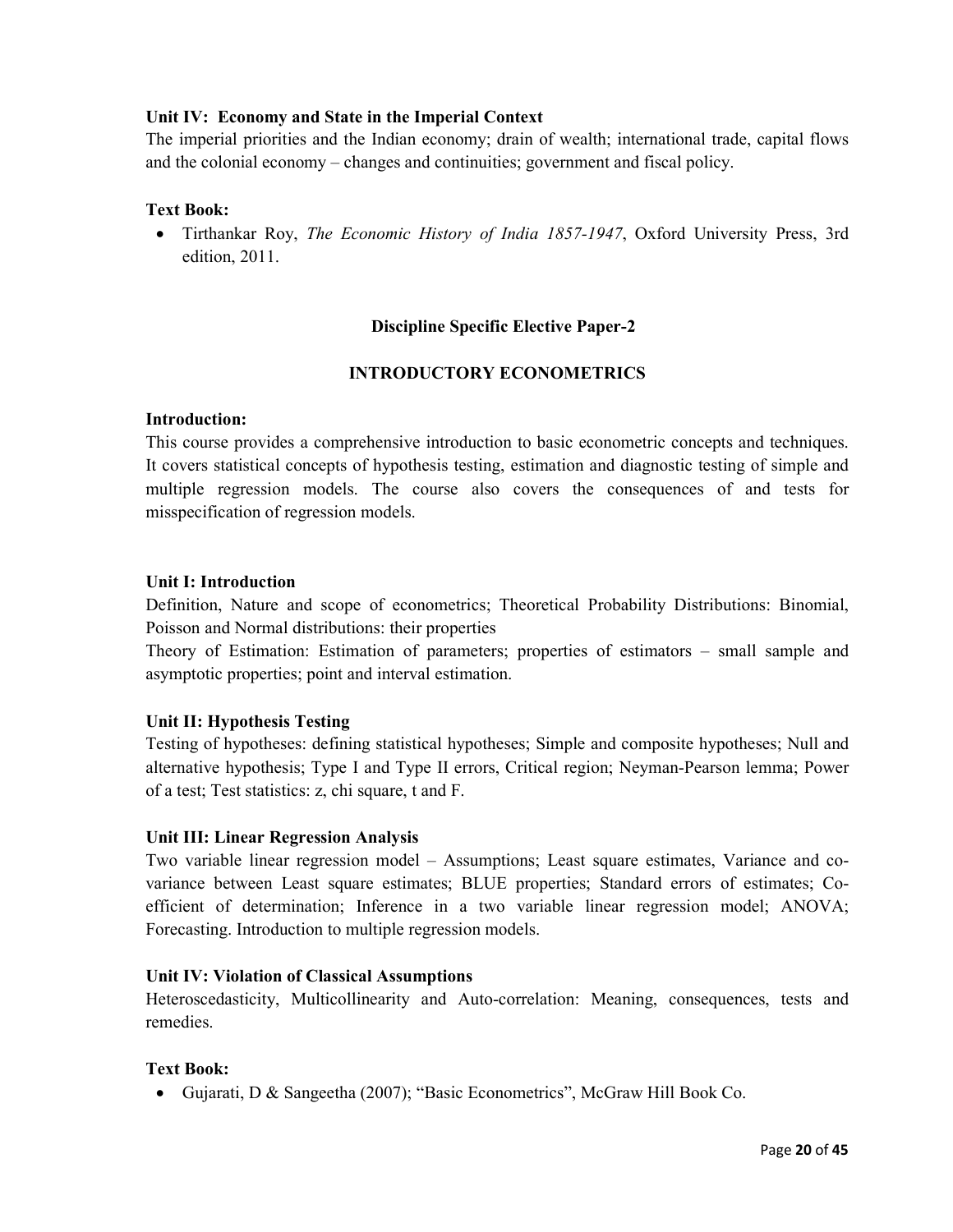**Unit IV: Economy and State in the Imperial Context**

The imperial priorities and the Indian economy; drain of wealth; international trade, capital flows and the colonial economy – changes and continuities; government and fiscal policy.

**Text Book:**

- Tirthankar Roy, *The Economic History of India 1857-1947*, Oxford University Press, 3rd edition, 2011.

## Discipline Specific Elective Paper-2

## INTRODUCTORY ECONOMETRICS

**Introduction:**

This course provides a comprehensive introduction to basic econometric concepts and techniques. It covers statistical concepts of hypothesis testing, estimation and diagnostic testing of simple and multiple regression models. The course also covers the consequences of and tests for misspecification of regression models.

**Unit I: Introduction**

Definition, Nature and scope of econometrics; Theoretical Probability Distributions: Binomial, Poisson and Normal distributions: their properties

Theory of Estimation: Estimation of parameters; properties of estimators – small sample and asymptotic properties; point and interval estimation.

**Unit II: Hypothesis Testing**

Testing of hypotheses: defining statistical hypotheses; Simple and composite hypotheses; Null and alternative hypothesis; Type I and Type II errors, Critical region; Neyman-Pearson lemma; Power of a test; Test statistics: z, chi square, t and F.

**Unit III: Linear Regression Analysis**

Two variable linear regression model – Assumptions; Least square estimates, Variance and co-variance between Least square estimates; BLUE properties; Standard errors of estimates; Co-efficient of determination; Inference in a two variable linear regression model; ANOVA; Forecasting. Introduction to multiple regression models.

**Unit IV: Violation of Classical Assumptions**

Heteroscedasticity, Multicollinearity and Auto-correlation: Meaning, consequences, tests and remedies.

**Text Book:**

- Gujarati, D & Sangeetha (2007); "Basic Econometrics", McGraw Hill Book Co.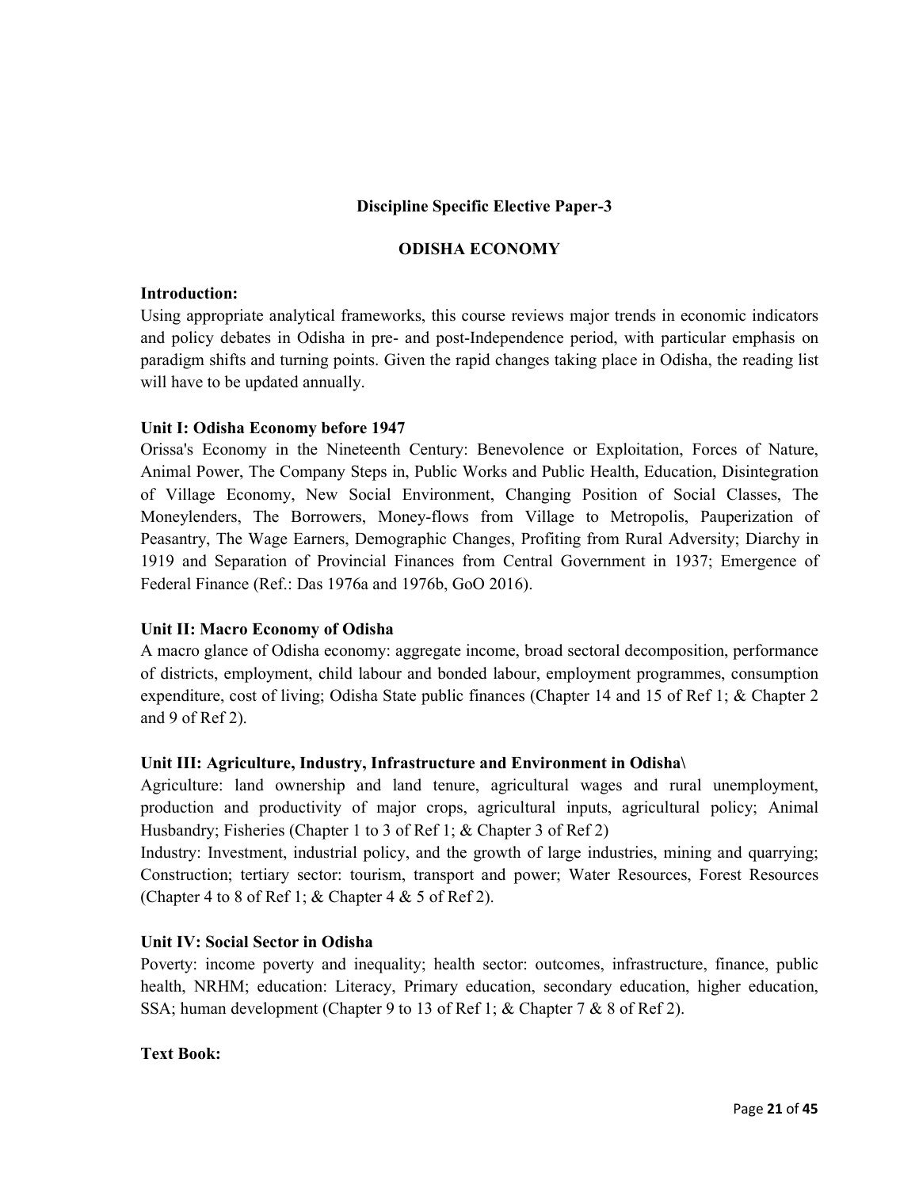## Discipline Specific Elective Paper-3

## ODISHA ECONOMY

**Introduction:**

Using appropriate analytical frameworks, this course reviews major trends in economic indicators and policy debates in Odisha in pre- and post-Independence period, with particular emphasis on paradigm shifts and turning points. Given the rapid changes taking place in Odisha, the reading list will have to be updated annually.

**Unit I: Odisha Economy before 1947**

Orissa's Economy in the Nineteenth Century: Benevolence or Exploitation, Forces of Nature, Animal Power, The Company Steps in, Public Works and Public Health, Education, Disintegration of Village Economy, New Social Environment, Changing Position of Social Classes, The Moneylenders, The Borrowers, Money-flows from Village to Metropolis, Pauperization of Peasantry, The Wage Earners, Demographic Changes, Profiting from Rural Adversity; Diarchy in 1919 and Separation of Provincial Finances from Central Government in 1937; Emergence of Federal Finance (Ref.: Das 1976a and 1976b, GoO 2016).

**Unit II: Macro Economy of Odisha**

A macro glance of Odisha economy: aggregate income, broad sectoral decomposition, performance of districts, employment, child labour and bonded labour, employment programmes, consumption expenditure, cost of living; Odisha State public finances (Chapter 14 and 15 of Ref 1; & Chapter 2 and 9 of Ref 2).

**Unit III: Agriculture, Industry, Infrastructure and Environment in Odisha\**

Agriculture: land ownership and land tenure, agricultural wages and rural unemployment, production and productivity of major crops, agricultural inputs, agricultural policy; Animal Husbandry; Fisheries (Chapter 1 to 3 of Ref 1; & Chapter 3 of Ref 2)

Industry: Investment, industrial policy, and the growth of large industries, mining and quarrying; Construction; tertiary sector: tourism, transport and power; Water Resources, Forest Resources (Chapter 4 to 8 of Ref 1; & Chapter 4 & 5 of Ref 2).

**Unit IV: Social Sector in Odisha**

Poverty: income poverty and inequality; health sector: outcomes, infrastructure, finance, public health, NRHM; education: Literacy, Primary education, secondary education, higher education, SSA; human development (Chapter 9 to 13 of Ref 1; & Chapter 7 & 8 of Ref 2).

**Text Book:**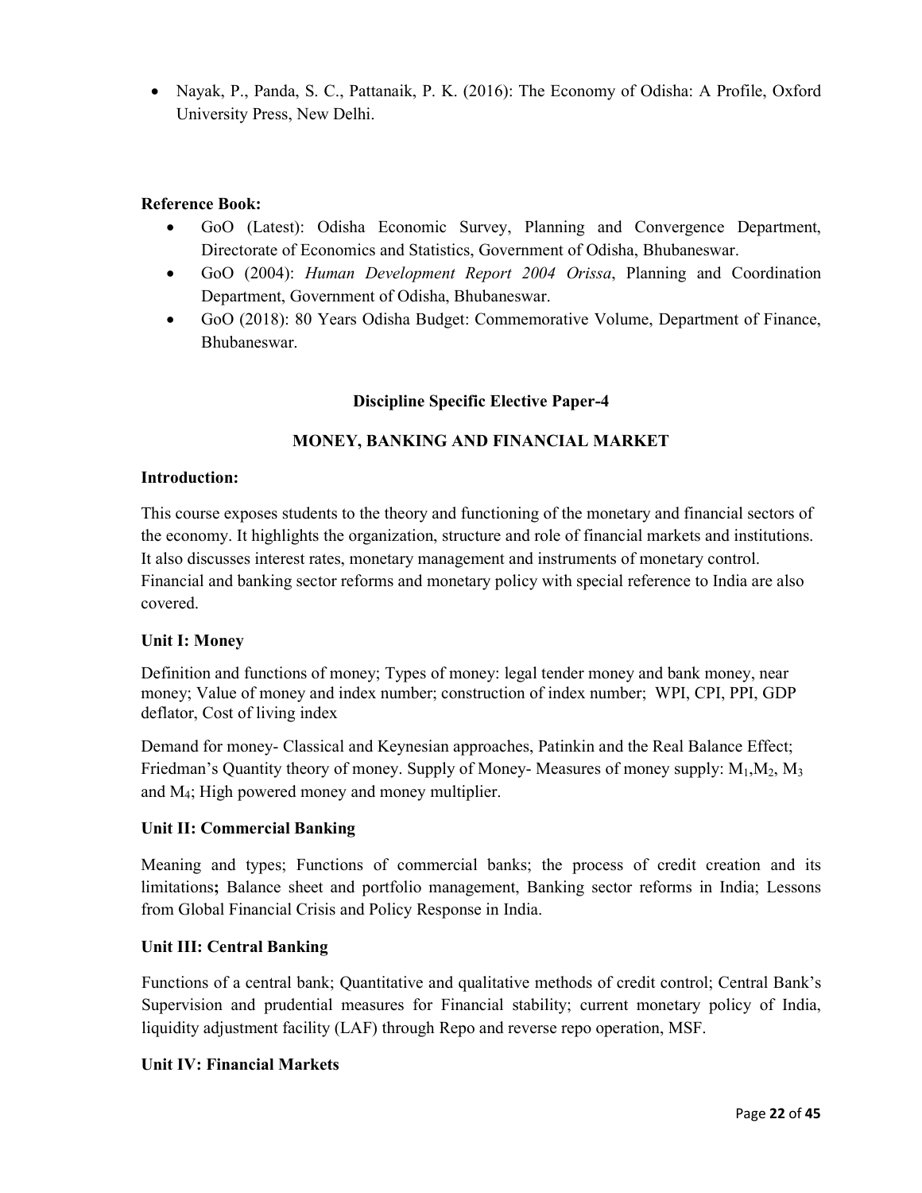- Nayak, P., Panda, S. C., Pattanaik, P. K. (2016): The Economy of Odisha: A Profile, Oxford University Press, New Delhi.

**Reference Book:**

- GoO (Latest): Odisha Economic Survey, Planning and Convergence Department, Directorate of Economics and Statistics, Government of Odisha, Bhubaneswar.
- GoO (2004): *Human Development Report 2004 Orissa*, Planning and Coordination Department, Government of Odisha, Bhubaneswar.
- GoO (2018): 80 Years Odisha Budget: Commemorative Volume, Department of Finance, Bhubaneswar.

## Discipline Specific Elective Paper-4

## MONEY, BANKING AND FINANCIAL MARKET

**Introduction:**

This course exposes students to the theory and functioning of the monetary and financial sectors of the economy. It highlights the organization, structure and role of financial markets and institutions. It also discusses interest rates, monetary management and instruments of monetary control. Financial and banking sector reforms and monetary policy with special reference to India are also covered.

**Unit I: Money**

Definition and functions of money; Types of money: legal tender money and bank money, near money; Value of money and index number; construction of index number; WPI, CPI, PPI, GDP deflator, Cost of living index

Demand for money- Classical and Keynesian approaches, Patinkin and the Real Balance Effect; Friedman's Quantity theory of money. Supply of Money- Measures of money supply: $M_1$,$M_2$, $M_3$ and $M_4$; High powered money and money multiplier.

**Unit II: Commercial Banking**

Meaning and types; Functions of commercial banks; the process of credit creation and its limitations**;** Balance sheet and portfolio management, Banking sector reforms in India; Lessons from Global Financial Crisis and Policy Response in India.

**Unit III: Central Banking**

Functions of a central bank; Quantitative and qualitative methods of credit control; Central Bank's Supervision and prudential measures for Financial stability; current monetary policy of India, liquidity adjustment facility (LAF) through Repo and reverse repo operation, MSF.

**Unit IV: Financial Markets**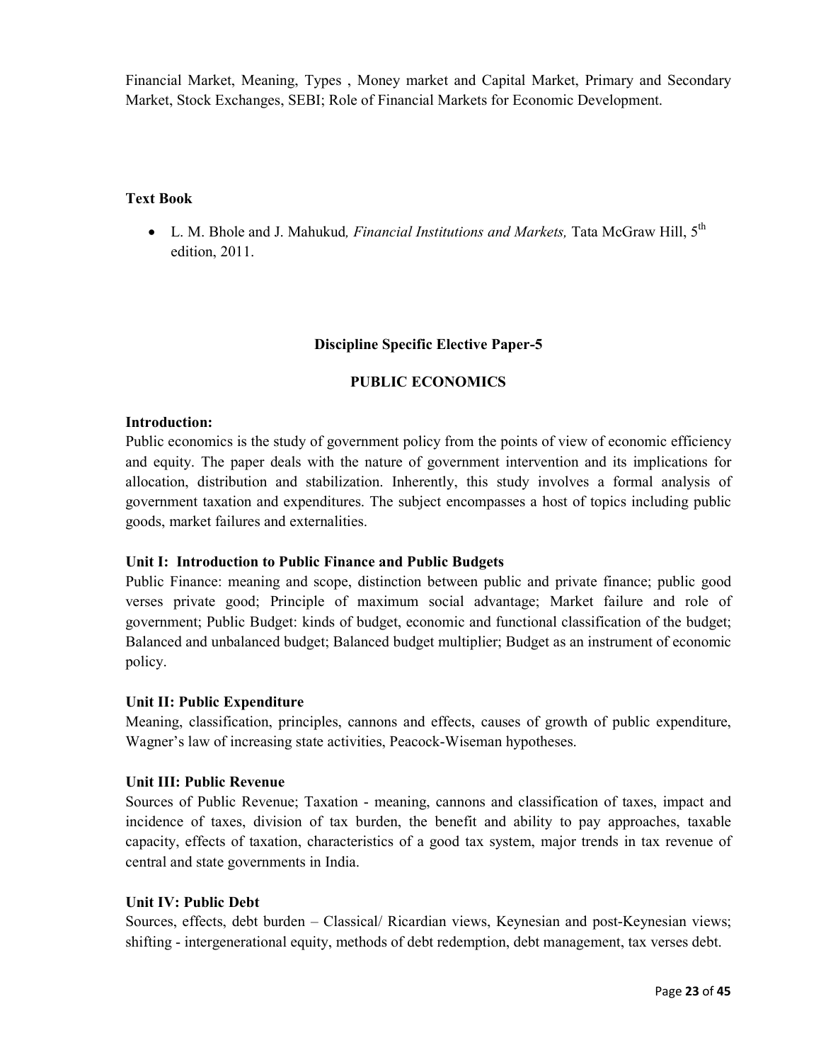Financial Market, Meaning, Types , Money market and Capital Market, Primary and Secondary Market, Stock Exchanges, SEBI; Role of Financial Markets for Economic Development.

**Text Book**

- L. M. Bhole and J. Mahukud*, Financial Institutions and Markets,* Tata McGraw Hill, 5th edition, 2011.

## Discipline Specific Elective Paper-5

## PUBLIC ECONOMICS

**Introduction:**

Public economics is the study of government policy from the points of view of economic efficiency and equity. The paper deals with the nature of government intervention and its implications for allocation, distribution and stabilization. Inherently, this study involves a formal analysis of government taxation and expenditures. The subject encompasses a host of topics including public goods, market failures and externalities.

**Unit I: Introduction to Public Finance and Public Budgets**

Public Finance: meaning and scope, distinction between public and private finance; public good verses private good; Principle of maximum social advantage; Market failure and role of government; Public Budget: kinds of budget, economic and functional classification of the budget; Balanced and unbalanced budget; Balanced budget multiplier; Budget as an instrument of economic policy.

**Unit II: Public Expenditure**

Meaning, classification, principles, cannons and effects, causes of growth of public expenditure, Wagner's law of increasing state activities, Peacock-Wiseman hypotheses.

**Unit III: Public Revenue**

Sources of Public Revenue; Taxation - meaning, cannons and classification of taxes, impact and incidence of taxes, division of tax burden, the benefit and ability to pay approaches, taxable capacity, effects of taxation, characteristics of a good tax system, major trends in tax revenue of central and state governments in India.

**Unit IV: Public Debt**

Sources, effects, debt burden – Classical/ Ricardian views, Keynesian and post-Keynesian views; shifting - intergenerational equity, methods of debt redemption, debt management, tax verses debt.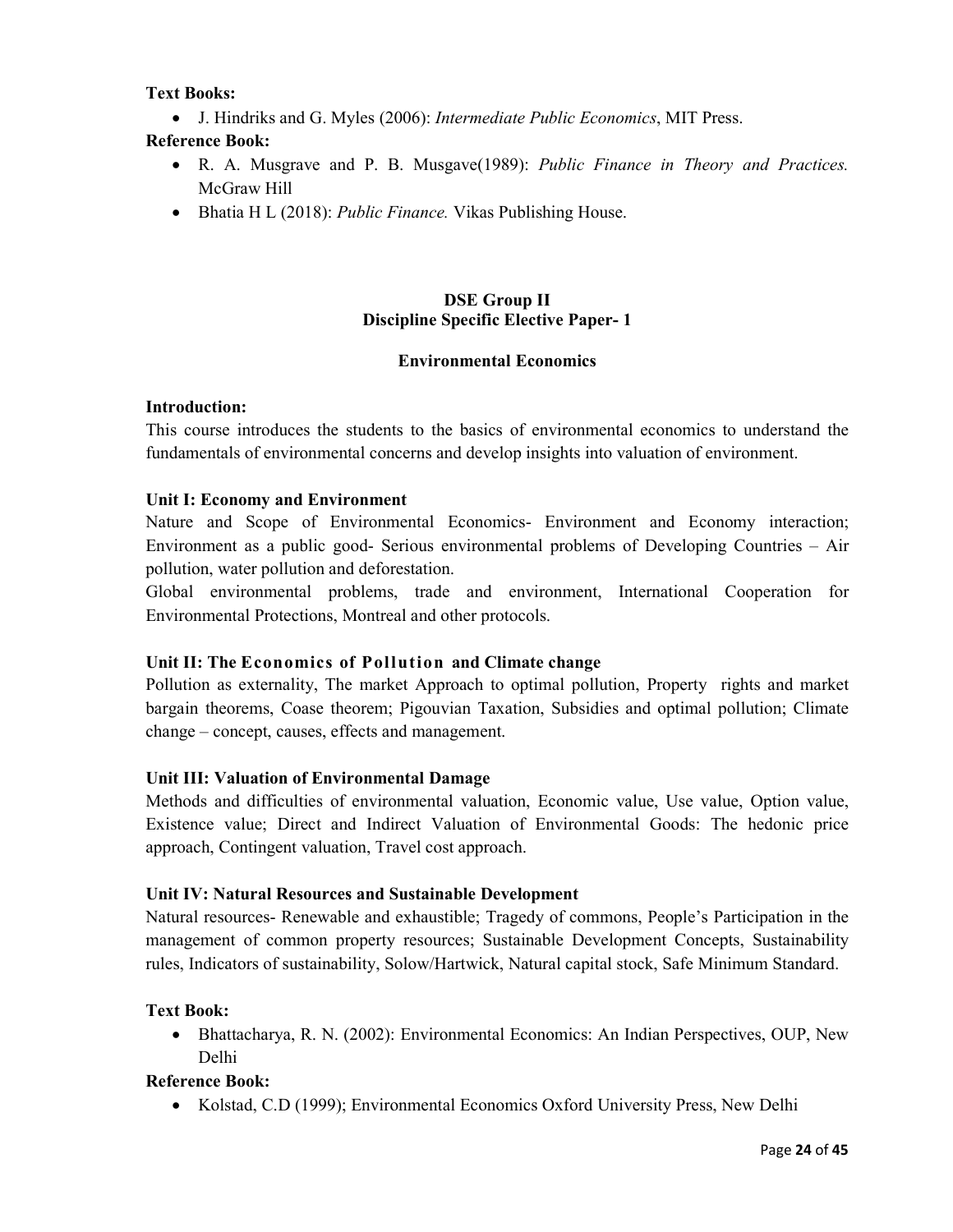**Text Books:**

- J. Hindriks and G. Myles (2006): *Intermediate Public Economics*, MIT Press.

**Reference Book:**

- R. A. Musgrave and P. B. Musgave(1989): *Public Finance in Theory and Practices.* McGraw Hill
- Bhatia H L (2018): *Public Finance.* Vikas Publishing House.

## DSE Group II
## Discipline Specific Elective Paper- 1

### Environmental Economics

**Introduction:**

This course introduces the students to the basics of environmental economics to understand the fundamentals of environmental concerns and develop insights into valuation of environment.

**Unit I: Economy and Environment**

Nature and Scope of Environmental Economics- Environment and Economy interaction; Environment as a public good- Serious environmental problems of Developing Countries – Air pollution, water pollution and deforestation.

Global environmental problems, trade and environment, International Cooperation for Environmental Protections, Montreal and other protocols.

**Unit II: The Economics of Pollution and Climate change**

Pollution as externality, The market Approach to optimal pollution, Property rights and market bargain theorems, Coase theorem; Pigouvian Taxation, Subsidies and optimal pollution; Climate change – concept, causes, effects and management.

**Unit III: Valuation of Environmental Damage**

Methods and difficulties of environmental valuation, Economic value, Use value, Option value, Existence value; Direct and Indirect Valuation of Environmental Goods: The hedonic price approach, Contingent valuation, Travel cost approach.

**Unit IV: Natural Resources and Sustainable Development**

Natural resources- Renewable and exhaustible; Tragedy of commons, People's Participation in the management of common property resources; Sustainable Development Concepts, Sustainability rules, Indicators of sustainability, Solow/Hartwick, Natural capital stock, Safe Minimum Standard.

**Text Book:**

- Bhattacharya, R. N. (2002): Environmental Economics: An Indian Perspectives, OUP, New Delhi

**Reference Book:**

- Kolstad, C.D (1999); Environmental Economics Oxford University Press, New Delhi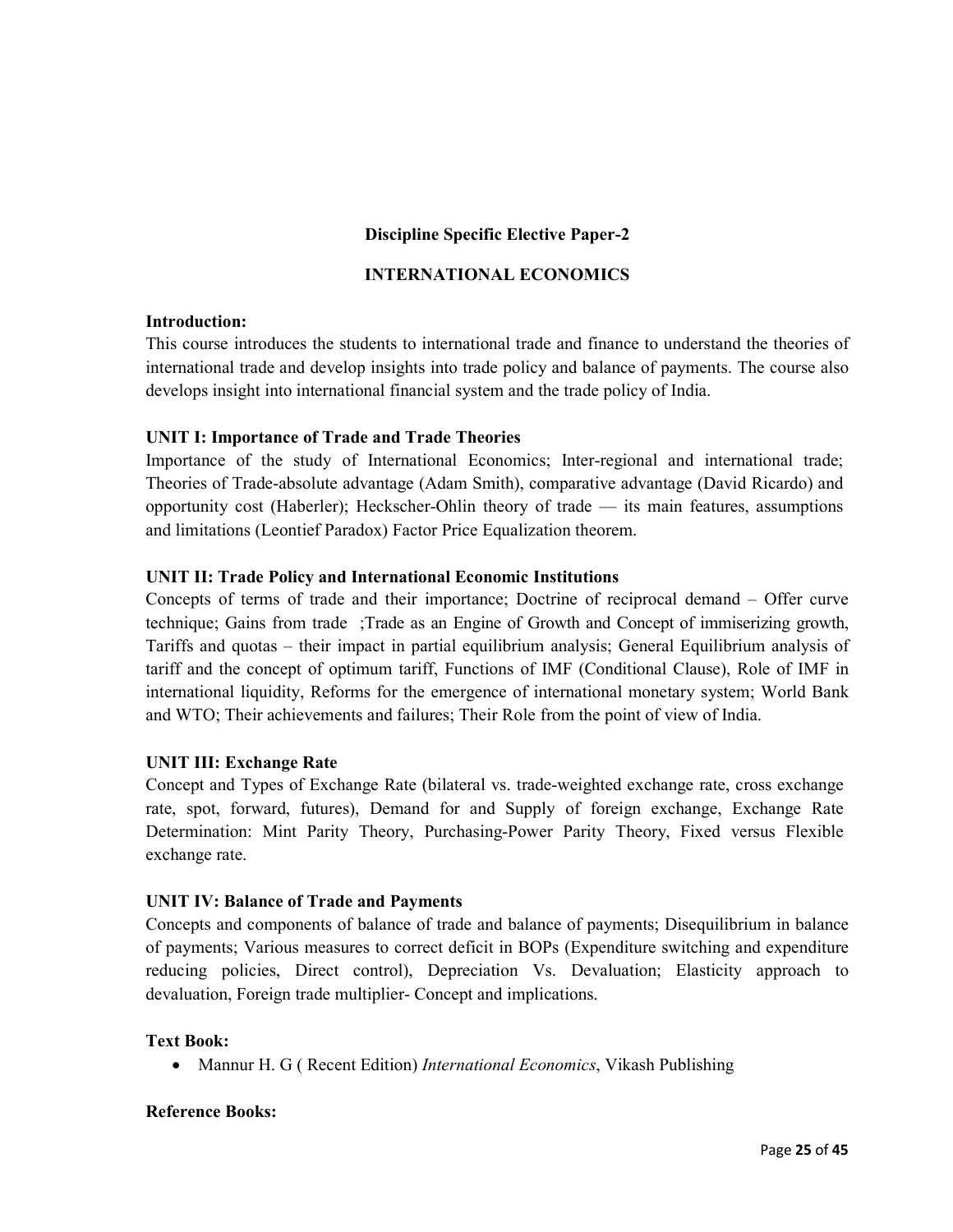## Discipline Specific Elective Paper-2

## INTERNATIONAL ECONOMICS

**Introduction:**

This course introduces the students to international trade and finance to understand the theories of international trade and develop insights into trade policy and balance of payments. The course also develops insight into international financial system and the trade policy of India.

### UNIT I: Importance of Trade and Trade Theories

Importance of the study of International Economics; Inter-regional and international trade; Theories of Trade-absolute advantage (Adam Smith), comparative advantage (David Ricardo) and opportunity cost (Haberler); Heckscher-Ohlin theory of trade — its main features, assumptions and limitations (Leontief Paradox) Factor Price Equalization theorem.

### UNIT II: Trade Policy and International Economic Institutions

Concepts of terms of trade and their importance; Doctrine of reciprocal demand – Offer curve technique; Gains from trade ;Trade as an Engine of Growth and Concept of immiserizing growth, Tariffs and quotas – their impact in partial equilibrium analysis; General Equilibrium analysis of tariff and the concept of optimum tariff, Functions of IMF (Conditional Clause), Role of IMF in international liquidity, Reforms for the emergence of international monetary system; World Bank and WTO; Their achievements and failures; Their Role from the point of view of India.

### UNIT III: Exchange Rate

Concept and Types of Exchange Rate (bilateral vs. trade-weighted exchange rate, cross exchange rate, spot, forward, futures), Demand for and Supply of foreign exchange, Exchange Rate Determination: Mint Parity Theory, Purchasing-Power Parity Theory, Fixed versus Flexible exchange rate.

### UNIT IV: Balance of Trade and Payments

Concepts and components of balance of trade and balance of payments; Disequilibrium in balance of payments; Various measures to correct deficit in BOPs (Expenditure switching and expenditure reducing policies, Direct control), Depreciation Vs. Devaluation; Elasticity approach to devaluation, Foreign trade multiplier- Concept and implications.

**Text Book:**

- Mannur H. G ( Recent Edition) *International Economics*, Vikash Publishing

**Reference Books:**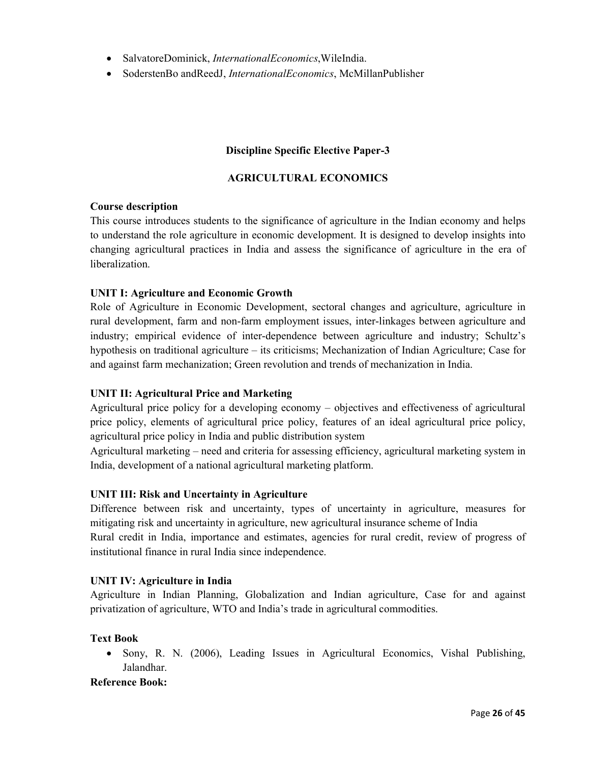- SalvatoreDominick, *InternationalEconomics*,WileIndia.
- SoderstenBo andReedJ, *InternationalEconomics*, McMillanPublisher

## Discipline Specific Elective Paper-3

## AGRICULTURAL ECONOMICS

**Course description**

This course introduces students to the significance of agriculture in the Indian economy and helps to understand the role agriculture in economic development. It is designed to develop insights into changing agricultural practices in India and assess the significance of agriculture in the era of liberalization.

**UNIT I: Agriculture and Economic Growth**

Role of Agriculture in Economic Development, sectoral changes and agriculture, agriculture in rural development, farm and non-farm employment issues, inter-linkages between agriculture and industry; empirical evidence of inter-dependence between agriculture and industry; Schultz's hypothesis on traditional agriculture – its criticisms; Mechanization of Indian Agriculture; Case for and against farm mechanization; Green revolution and trends of mechanization in India.

**UNIT II: Agricultural Price and Marketing**

Agricultural price policy for a developing economy – objectives and effectiveness of agricultural price policy, elements of agricultural price policy, features of an ideal agricultural price policy, agricultural price policy in India and public distribution system

Agricultural marketing – need and criteria for assessing efficiency, agricultural marketing system in India, development of a national agricultural marketing platform.

**UNIT III: Risk and Uncertainty in Agriculture**

Difference between risk and uncertainty, types of uncertainty in agriculture, measures for mitigating risk and uncertainty in agriculture, new agricultural insurance scheme of India

Rural credit in India, importance and estimates, agencies for rural credit, review of progress of institutional finance in rural India since independence.

**UNIT IV: Agriculture in India**

Agriculture in Indian Planning, Globalization and Indian agriculture, Case for and against privatization of agriculture, WTO and India's trade in agricultural commodities.

**Text Book**

- Sony, R. N. (2006), Leading Issues in Agricultural Economics, Vishal Publishing, Jalandhar.

**Reference Book:**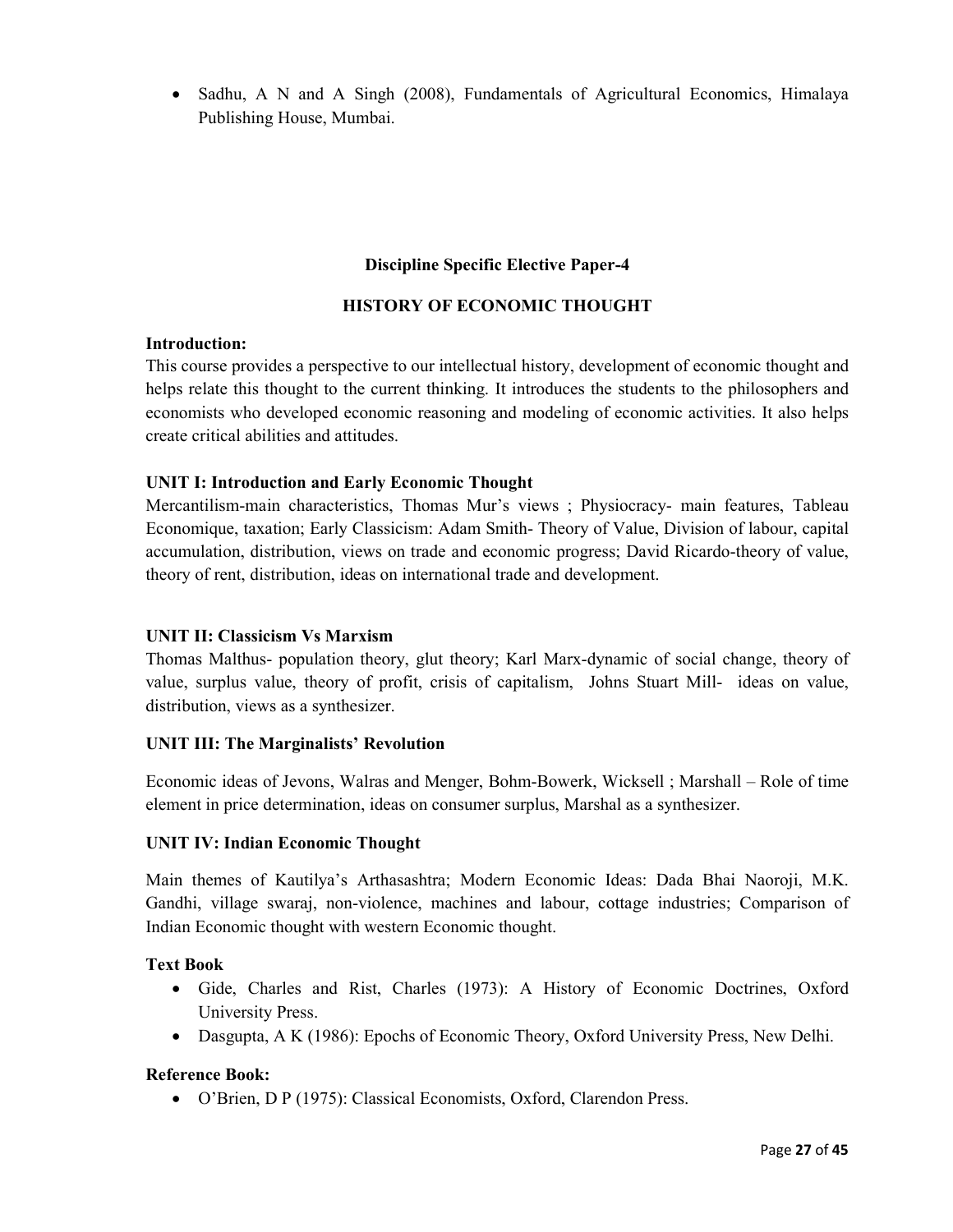- Sadhu, A N and A Singh (2008), Fundamentals of Agricultural Economics, Himalaya Publishing House, Mumbai.

## Discipline Specific Elective Paper-4

## HISTORY OF ECONOMIC THOUGHT

**Introduction:**
This course provides a perspective to our intellectual history, development of economic thought and helps relate this thought to the current thinking. It introduces the students to the philosophers and economists who developed economic reasoning and modeling of economic activities. It also helps create critical abilities and attitudes.

**UNIT I: Introduction and Early Economic Thought**
Mercantilism-main characteristics, Thomas Mur's views ; Physiocracy- main features, Tableau Economique, taxation; Early Classicism: Adam Smith- Theory of Value, Division of labour, capital accumulation, distribution, views on trade and economic progress; David Ricardo-theory of value, theory of rent, distribution, ideas on international trade and development.

**UNIT II: Classicism Vs Marxism**
Thomas Malthus- population theory, glut theory; Karl Marx-dynamic of social change, theory of value, surplus value, theory of profit, crisis of capitalism, Johns Stuart Mill- ideas on value, distribution, views as a synthesizer.

**UNIT III: The Marginalists' Revolution**

Economic ideas of Jevons, Walras and Menger, Bohm-Bowerk, Wicksell ; Marshall – Role of time element in price determination, ideas on consumer surplus, Marshal as a synthesizer.

**UNIT IV: Indian Economic Thought**

Main themes of Kautilya's Arthasashtra; Modern Economic Ideas: Dada Bhai Naoroji, M.K. Gandhi, village swaraj, non-violence, machines and labour, cottage industries; Comparison of Indian Economic thought with western Economic thought.

**Text Book**
- Gide, Charles and Rist, Charles (1973): A History of Economic Doctrines, Oxford University Press.
- Dasgupta, A K (1986): Epochs of Economic Theory, Oxford University Press, New Delhi.

**Reference Book:**
- O'Brien, D P (1975): Classical Economists, Oxford, Clarendon Press.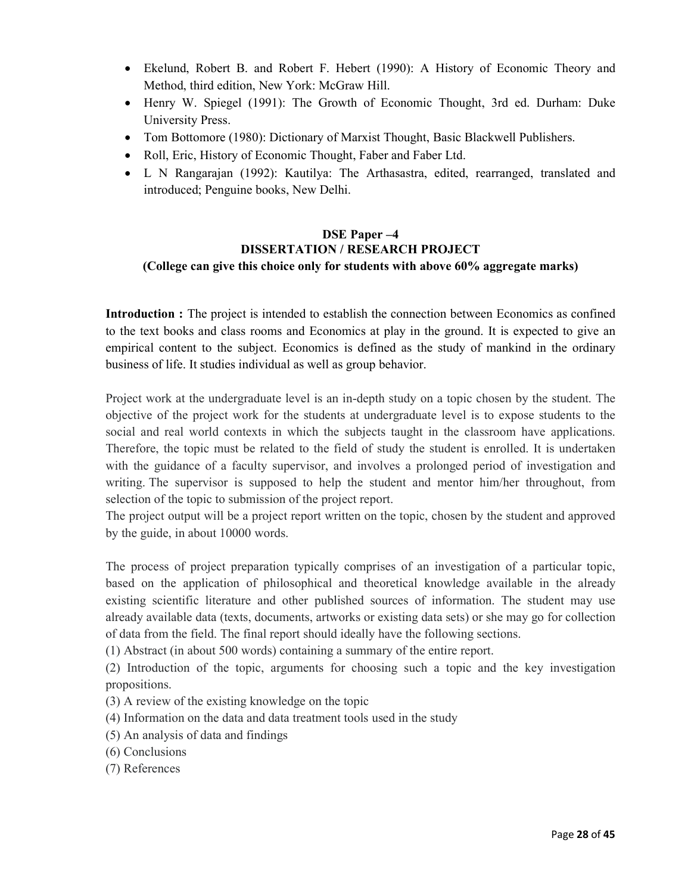- Ekelund, Robert B. and Robert F. Hebert (1990): A History of Economic Theory and Method, third edition, New York: McGraw Hill.
- Henry W. Spiegel (1991): The Growth of Economic Thought, 3rd ed. Durham: Duke University Press.
- Tom Bottomore (1980): Dictionary of Marxist Thought, Basic Blackwell Publishers.
- Roll, Eric, History of Economic Thought, Faber and Faber Ltd.
- L N Rangarajan (1992): Kautilya: The Arthasastra, edited, rearranged, translated and introduced; Penguine books, New Delhi.

## DSE Paper –4
## DISSERTATION / RESEARCH PROJECT
### (College can give this choice only for students with above 60% aggregate marks)

**Introduction :** The project is intended to establish the connection between Economics as confined to the text books and class rooms and Economics at play in the ground. It is expected to give an empirical content to the subject. Economics is defined as the study of mankind in the ordinary business of life. It studies individual as well as group behavior.

Project work at the undergraduate level is an in-depth study on a topic chosen by the student. The objective of the project work for the students at undergraduate level is to expose students to the social and real world contexts in which the subjects taught in the classroom have applications. Therefore, the topic must be related to the field of study the student is enrolled. It is undertaken with the guidance of a faculty supervisor, and involves a prolonged period of investigation and writing. The supervisor is supposed to help the student and mentor him/her throughout, from selection of the topic to submission of the project report.
The project output will be a project report written on the topic, chosen by the student and approved by the guide, in about 10000 words.

The process of project preparation typically comprises of an investigation of a particular topic, based on the application of philosophical and theoretical knowledge available in the already existing scientific literature and other published sources of information. The student may use already available data (texts, documents, artworks or existing data sets) or she may go for collection of data from the field. The final report should ideally have the following sections.

(1) Abstract (in about 500 words) containing a summary of the entire report.
(2) Introduction of the topic, arguments for choosing such a topic and the key investigation propositions.
(3) A review of the existing knowledge on the topic
(4) Information on the data and data treatment tools used in the study
(5) An analysis of data and findings
(6) Conclusions
(7) References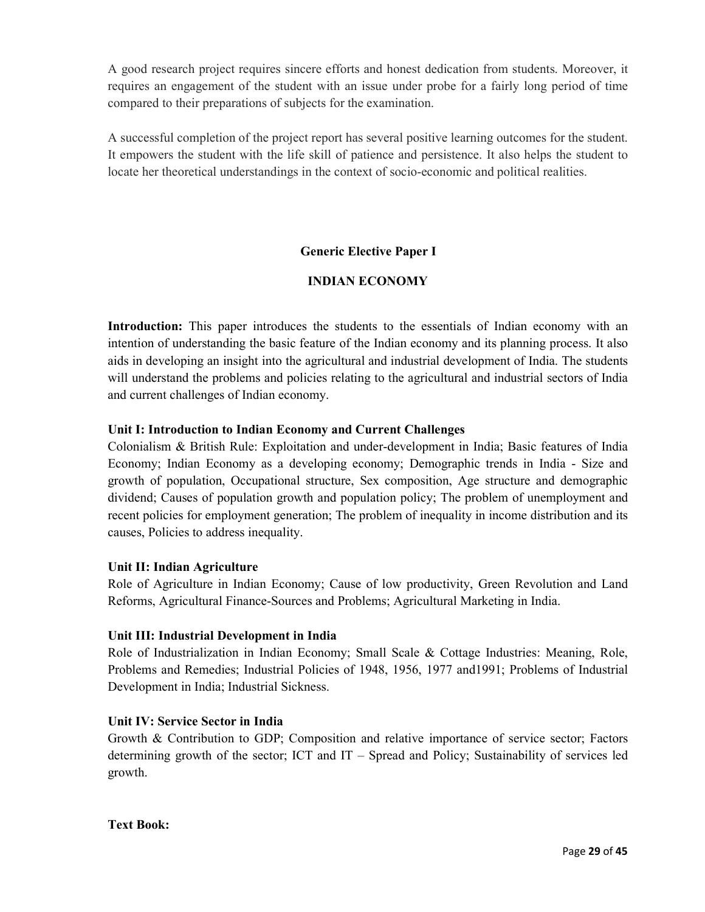A good research project requires sincere efforts and honest dedication from students. Moreover, it requires an engagement of the student with an issue under probe for a fairly long period of time compared to their preparations of subjects for the examination.

A successful completion of the project report has several positive learning outcomes for the student. It empowers the student with the life skill of patience and persistence. It also helps the student to locate her theoretical understandings in the context of socio-economic and political realities.

## Generic Elective Paper I

## INDIAN ECONOMY

**Introduction:** This paper introduces the students to the essentials of Indian economy with an intention of understanding the basic feature of the Indian economy and its planning process. It also aids in developing an insight into the agricultural and industrial development of India. The students will understand the problems and policies relating to the agricultural and industrial sectors of India and current challenges of Indian economy.

### Unit I: Introduction to Indian Economy and Current Challenges

Colonialism & British Rule: Exploitation and under-development in India; Basic features of India Economy; Indian Economy as a developing economy; Demographic trends in India - Size and growth of population, Occupational structure, Sex composition, Age structure and demographic dividend; Causes of population growth and population policy; The problem of unemployment and recent policies for employment generation; The problem of inequality in income distribution and its causes, Policies to address inequality.

### Unit II: Indian Agriculture

Role of Agriculture in Indian Economy; Cause of low productivity, Green Revolution and Land Reforms, Agricultural Finance-Sources and Problems; Agricultural Marketing in India.

### Unit III: Industrial Development in India

Role of Industrialization in Indian Economy; Small Scale & Cottage Industries: Meaning, Role, Problems and Remedies; Industrial Policies of 1948, 1956, 1977 and1991; Problems of Industrial Development in India; Industrial Sickness.

### Unit IV: Service Sector in India

Growth & Contribution to GDP; Composition and relative importance of service sector; Factors determining growth of the sector; ICT and IT – Spread and Policy; Sustainability of services led growth.

**Text Book:**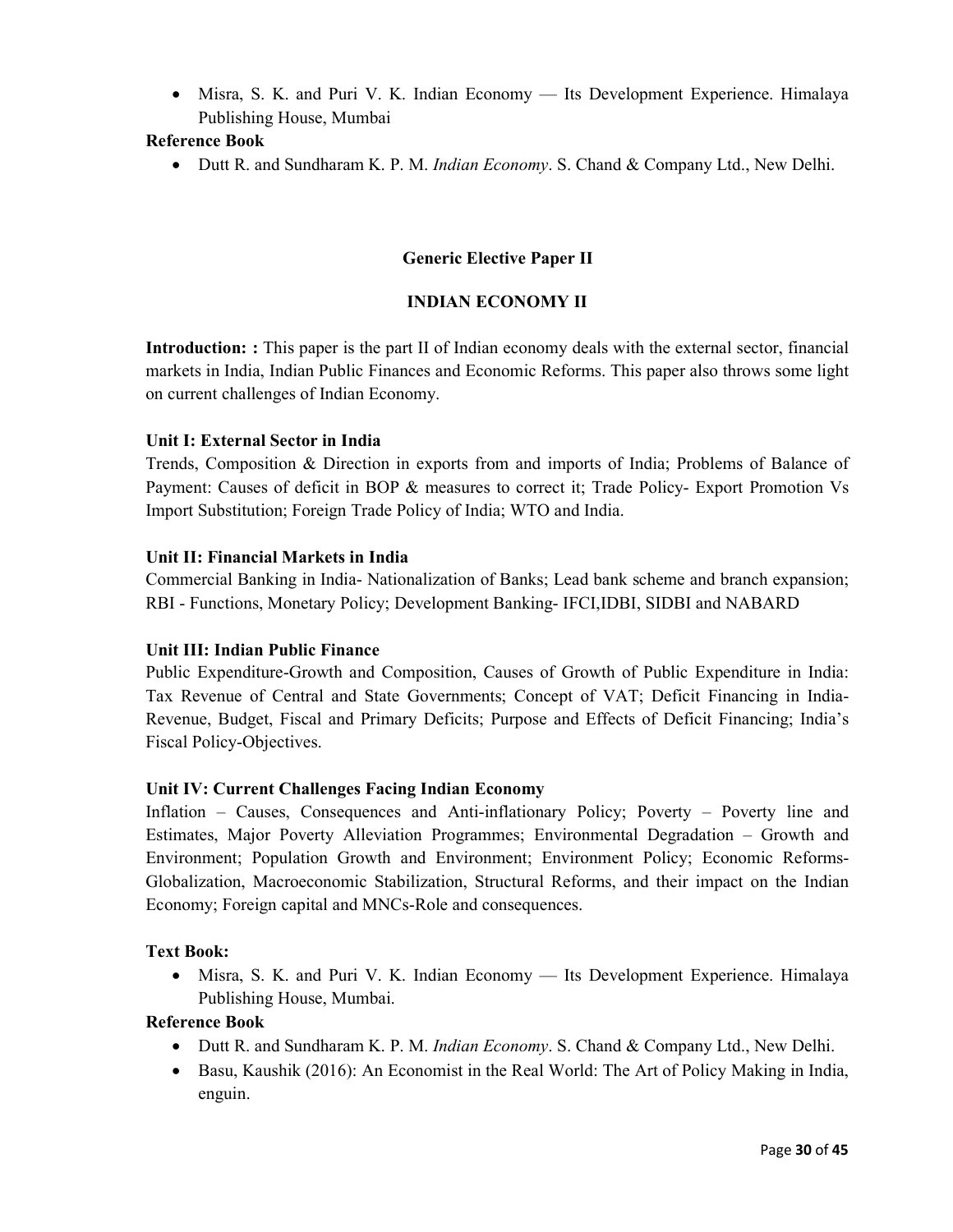- Misra, S. K. and Puri V. K. Indian Economy — Its Development Experience. Himalaya Publishing House, Mumbai

**Reference Book**

- Dutt R. and Sundharam K. P. M. *Indian Economy*. S. Chand & Company Ltd., New Delhi.

## Generic Elective Paper II

## INDIAN ECONOMY II

**Introduction: :** This paper is the part II of Indian economy deals with the external sector, financial markets in India, Indian Public Finances and Economic Reforms. This paper also throws some light on current challenges of Indian Economy.

### Unit I: External Sector in India

Trends, Composition & Direction in exports from and imports of India; Problems of Balance of Payment: Causes of deficit in BOP & measures to correct it; Trade Policy- Export Promotion Vs Import Substitution; Foreign Trade Policy of India; WTO and India.

### Unit II: Financial Markets in India

Commercial Banking in India- Nationalization of Banks; Lead bank scheme and branch expansion; RBI - Functions, Monetary Policy; Development Banking- IFCI,IDBI, SIDBI and NABARD

### Unit III: Indian Public Finance

Public Expenditure-Growth and Composition, Causes of Growth of Public Expenditure in India: Tax Revenue of Central and State Governments; Concept of VAT; Deficit Financing in India-Revenue, Budget, Fiscal and Primary Deficits; Purpose and Effects of Deficit Financing; India's Fiscal Policy-Objectives.

### Unit IV: Current Challenges Facing Indian Economy

Inflation – Causes, Consequences and Anti-inflationary Policy; Poverty – Poverty line and Estimates, Major Poverty Alleviation Programmes; Environmental Degradation – Growth and Environment; Population Growth and Environment; Environment Policy; Economic Reforms-Globalization, Macroeconomic Stabilization, Structural Reforms, and their impact on the Indian Economy; Foreign capital and MNCs-Role and consequences.

**Text Book:**

- Misra, S. K. and Puri V. K. Indian Economy — Its Development Experience. Himalaya Publishing House, Mumbai.

**Reference Book**

- Dutt R. and Sundharam K. P. M. *Indian Economy*. S. Chand & Company Ltd., New Delhi.
- Basu, Kaushik (2016): An Economist in the Real World: The Art of Policy Making in India, enguin.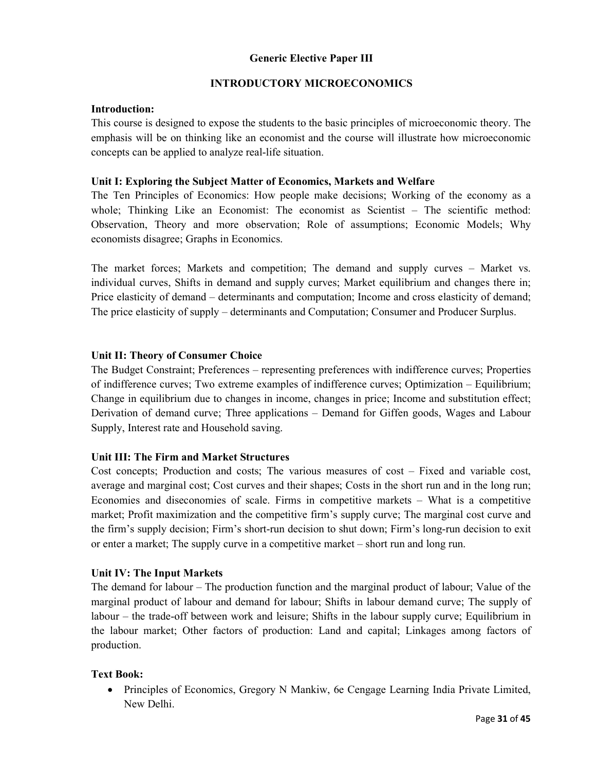## Generic Elective Paper III

## INTRODUCTORY MICROECONOMICS

**Introduction:**

This course is designed to expose the students to the basic principles of microeconomic theory. The emphasis will be on thinking like an economist and the course will illustrate how microeconomic concepts can be applied to analyze real-life situation.

**Unit I: Exploring the Subject Matter of Economics, Markets and Welfare**

The Ten Principles of Economics: How people make decisions; Working of the economy as a whole; Thinking Like an Economist: The economist as Scientist – The scientific method: Observation, Theory and more observation; Role of assumptions; Economic Models; Why economists disagree; Graphs in Economics.

The market forces; Markets and competition; The demand and supply curves – Market vs. individual curves, Shifts in demand and supply curves; Market equilibrium and changes there in; Price elasticity of demand – determinants and computation; Income and cross elasticity of demand; The price elasticity of supply – determinants and Computation; Consumer and Producer Surplus.

**Unit II: Theory of Consumer Choice**

The Budget Constraint; Preferences – representing preferences with indifference curves; Properties of indifference curves; Two extreme examples of indifference curves; Optimization – Equilibrium; Change in equilibrium due to changes in income, changes in price; Income and substitution effect; Derivation of demand curve; Three applications – Demand for Giffen goods, Wages and Labour Supply, Interest rate and Household saving.

**Unit III: The Firm and Market Structures**

Cost concepts; Production and costs; The various measures of cost – Fixed and variable cost, average and marginal cost; Cost curves and their shapes; Costs in the short run and in the long run; Economies and diseconomies of scale. Firms in competitive markets – What is a competitive market; Profit maximization and the competitive firm's supply curve; The marginal cost curve and the firm's supply decision; Firm's short-run decision to shut down; Firm's long-run decision to exit or enter a market; The supply curve in a competitive market – short run and long run.

**Unit IV: The Input Markets**

The demand for labour – The production function and the marginal product of labour; Value of the marginal product of labour and demand for labour; Shifts in labour demand curve; The supply of labour – the trade-off between work and leisure; Shifts in the labour supply curve; Equilibrium in the labour market; Other factors of production: Land and capital; Linkages among factors of production.

**Text Book:**

- Principles of Economics, Gregory N Mankiw, 6e Cengage Learning India Private Limited, New Delhi.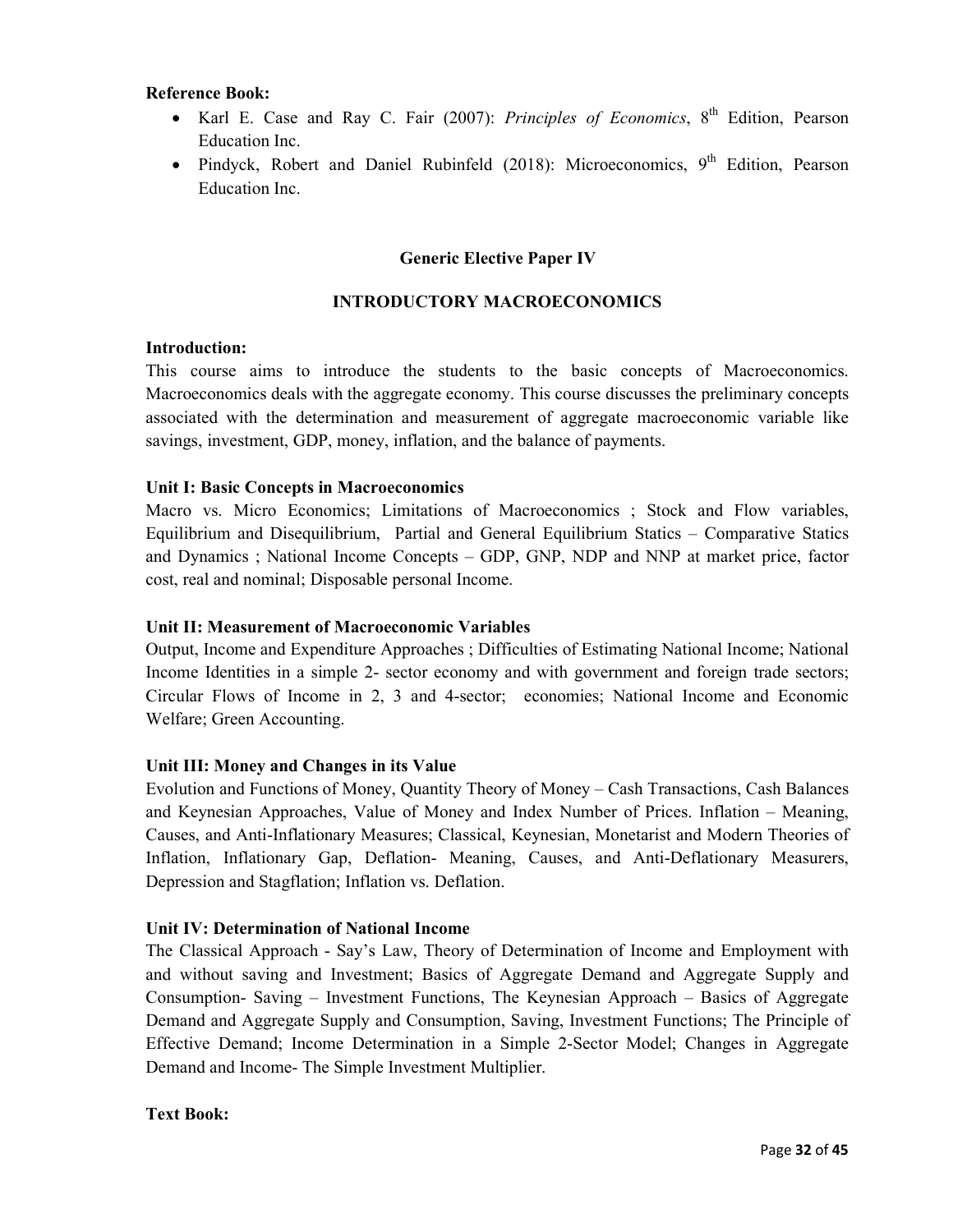**Reference Book:**

- Karl E. Case and Ray C. Fair (2007): *Principles of Economics*, 8th Edition, Pearson Education Inc.
- Pindyck, Robert and Daniel Rubinfeld (2018): Microeconomics, 9th Edition, Pearson Education Inc.

## Generic Elective Paper IV

## INTRODUCTORY MACROECONOMICS

**Introduction:**

This course aims to introduce the students to the basic concepts of Macroeconomics. Macroeconomics deals with the aggregate economy. This course discusses the preliminary concepts associated with the determination and measurement of aggregate macroeconomic variable like savings, investment, GDP, money, inflation, and the balance of payments.

**Unit I: Basic Concepts in Macroeconomics**

Macro vs. Micro Economics; Limitations of Macroeconomics ; Stock and Flow variables, Equilibrium and Disequilibrium, Partial and General Equilibrium Statics – Comparative Statics and Dynamics ; National Income Concepts – GDP, GNP, NDP and NNP at market price, factor cost, real and nominal; Disposable personal Income.

**Unit II: Measurement of Macroeconomic Variables**

Output, Income and Expenditure Approaches ; Difficulties of Estimating National Income; National Income Identities in a simple 2- sector economy and with government and foreign trade sectors; Circular Flows of Income in 2, 3 and 4-sector; economies; National Income and Economic Welfare; Green Accounting.

**Unit III: Money and Changes in its Value**

Evolution and Functions of Money, Quantity Theory of Money – Cash Transactions, Cash Balances and Keynesian Approaches, Value of Money and Index Number of Prices. Inflation – Meaning, Causes, and Anti-Inflationary Measures; Classical, Keynesian, Monetarist and Modern Theories of Inflation, Inflationary Gap, Deflation- Meaning, Causes, and Anti-Deflationary Measurers, Depression and Stagflation; Inflation vs. Deflation.

**Unit IV: Determination of National Income**

The Classical Approach - Say's Law, Theory of Determination of Income and Employment with and without saving and Investment; Basics of Aggregate Demand and Aggregate Supply and Consumption- Saving – Investment Functions, The Keynesian Approach – Basics of Aggregate Demand and Aggregate Supply and Consumption, Saving, Investment Functions; The Principle of Effective Demand; Income Determination in a Simple 2-Sector Model; Changes in Aggregate Demand and Income- The Simple Investment Multiplier.

**Text Book:**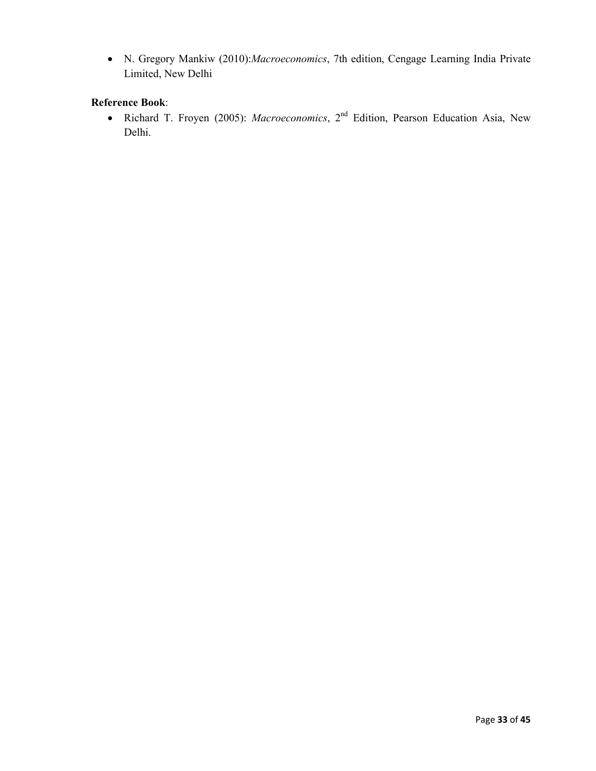- N. Gregory Mankiw (2010):*Macroeconomics*, 7th edition, Cengage Learning India Private Limited, New Delhi

**Reference Book**:

- Richard T. Froyen (2005): *Macroeconomics*, 2nd Edition, Pearson Education Asia, New Delhi.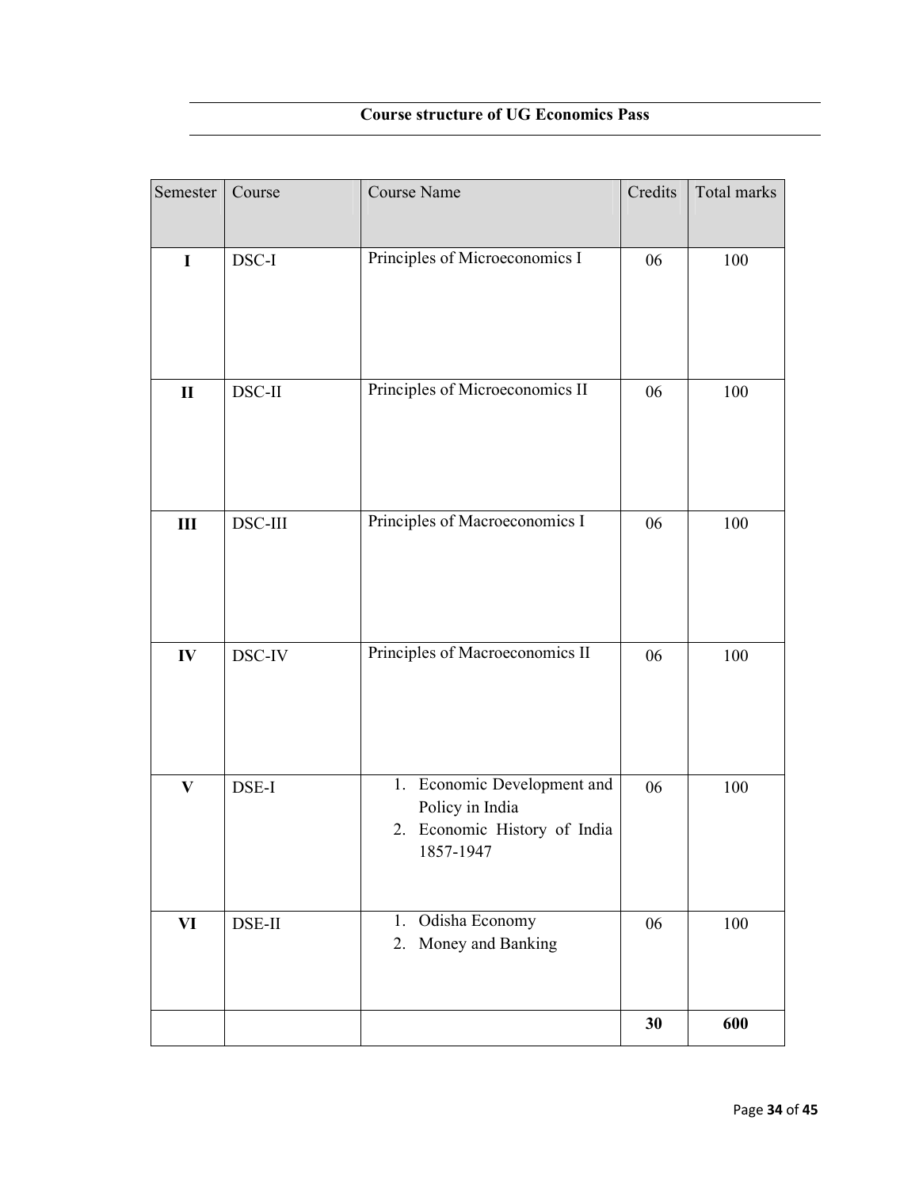## Course structure of UG Economics Pass

| Semester | Course | Course Name | Credits | Total marks |
|---|---|---|---|---|
| **I** | DSC-I | Principles of Microeconomics I | 06 | 100 |
| **II** | DSC-II | Principles of Microeconomics II | 06 | 100 |
| **III** | DSC-III | Principles of Macroeconomics I | 06 | 100 |
| **IV** | DSC-IV | Principles of Macroeconomics II | 06 | 100 |
| **V** | DSE-I | 1. Economic Development and Policy in India<br>2. Economic History of India 1857-1947 | 06 | 100 |
| **VI** | DSE-II | 1. Odisha Economy<br>2. Money and Banking | 06 | 100 |
| | | | **30** | **600** |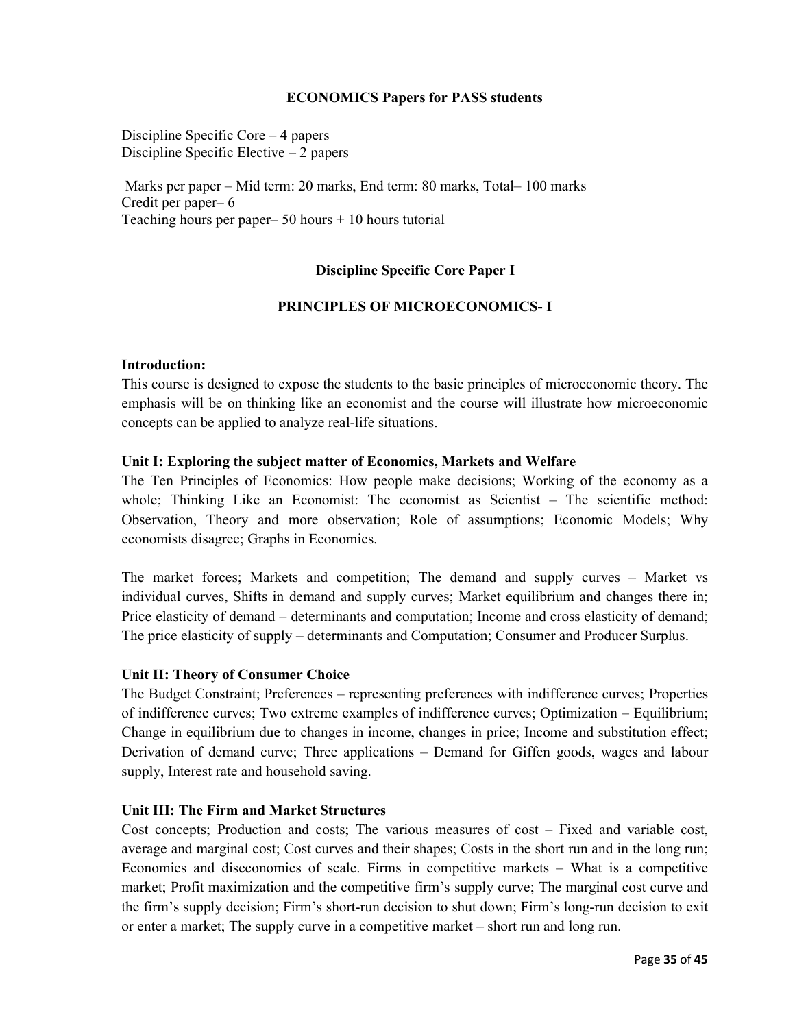## ECONOMICS Papers for PASS students

Discipline Specific Core – 4 papers
Discipline Specific Elective – 2 papers

Marks per paper – Mid term: 20 marks, End term: 80 marks, Total– 100 marks
Credit per paper– 6
Teaching hours per paper– 50 hours + 10 hours tutorial

### Discipline Specific Core Paper I

### PRINCIPLES OF MICROECONOMICS- I

**Introduction:**
This course is designed to expose the students to the basic principles of microeconomic theory. The emphasis will be on thinking like an economist and the course will illustrate how microeconomic concepts can be applied to analyze real-life situations.

**Unit I: Exploring the subject matter of Economics, Markets and Welfare**
The Ten Principles of Economics: How people make decisions; Working of the economy as a whole; Thinking Like an Economist: The economist as Scientist – The scientific method: Observation, Theory and more observation; Role of assumptions; Economic Models; Why economists disagree; Graphs in Economics.

The market forces; Markets and competition; The demand and supply curves – Market vs individual curves, Shifts in demand and supply curves; Market equilibrium and changes there in; Price elasticity of demand – determinants and computation; Income and cross elasticity of demand; The price elasticity of supply – determinants and Computation; Consumer and Producer Surplus.

**Unit II: Theory of Consumer Choice**
The Budget Constraint; Preferences – representing preferences with indifference curves; Properties of indifference curves; Two extreme examples of indifference curves; Optimization – Equilibrium; Change in equilibrium due to changes in income, changes in price; Income and substitution effect; Derivation of demand curve; Three applications – Demand for Giffen goods, wages and labour supply, Interest rate and household saving.

**Unit III: The Firm and Market Structures**
Cost concepts; Production and costs; The various measures of cost – Fixed and variable cost, average and marginal cost; Cost curves and their shapes; Costs in the short run and in the long run; Economies and diseconomies of scale. Firms in competitive markets – What is a competitive market; Profit maximization and the competitive firm's supply curve; The marginal cost curve and the firm's supply decision; Firm's short-run decision to shut down; Firm's long-run decision to exit or enter a market; The supply curve in a competitive market – short run and long run.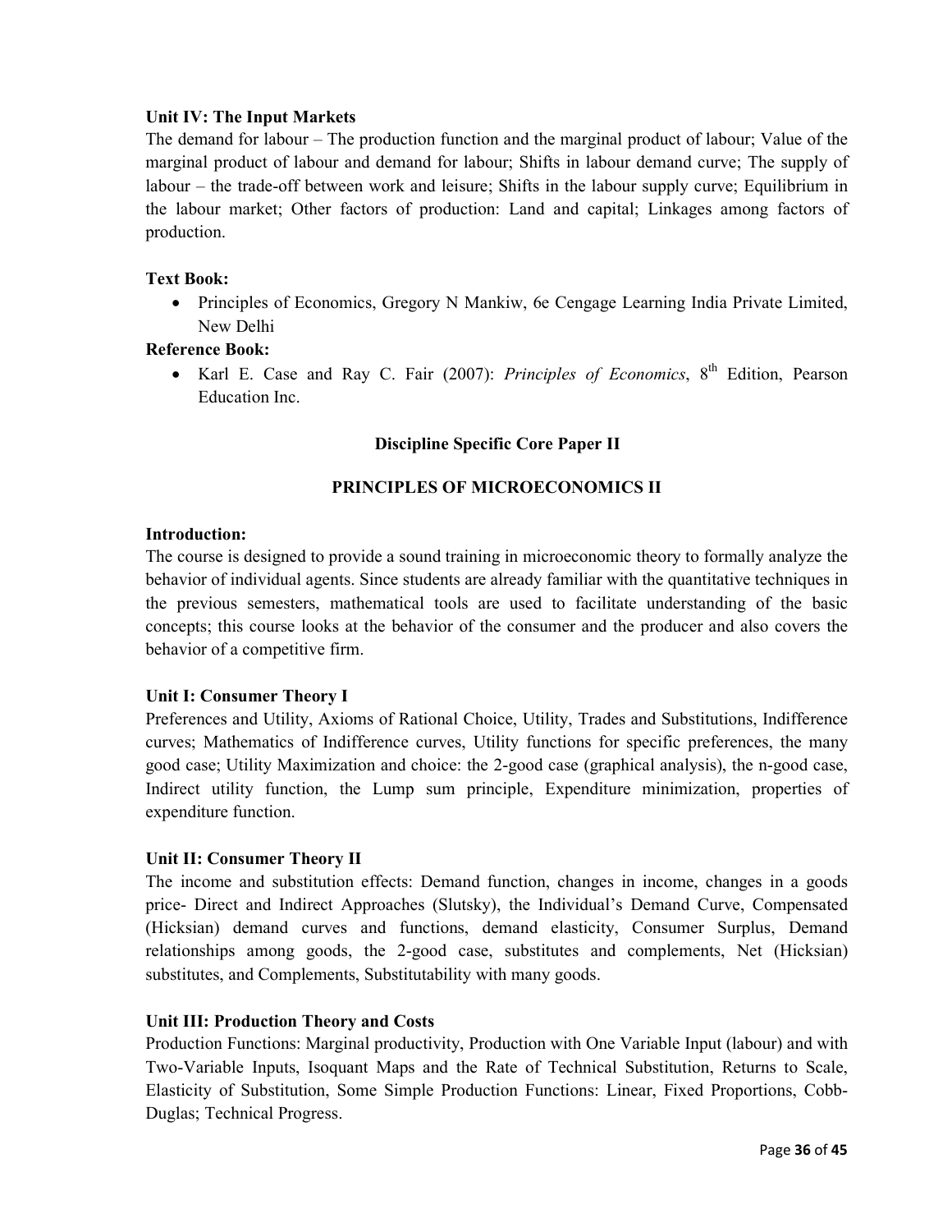**Unit IV: The Input Markets**

The demand for labour – The production function and the marginal product of labour; Value of the marginal product of labour and demand for labour; Shifts in labour demand curve; The supply of labour – the trade-off between work and leisure; Shifts in the labour supply curve; Equilibrium in the labour market; Other factors of production: Land and capital; Linkages among factors of production.

**Text Book:**

- Principles of Economics, Gregory N Mankiw, 6e Cengage Learning India Private Limited, New Delhi

**Reference Book:**

- Karl E. Case and Ray C. Fair (2007): *Principles of Economics*, 8th Edition, Pearson Education Inc.

## Discipline Specific Core Paper II

## PRINCIPLES OF MICROECONOMICS II

**Introduction:**

The course is designed to provide a sound training in microeconomic theory to formally analyze the behavior of individual agents. Since students are already familiar with the quantitative techniques in the previous semesters, mathematical tools are used to facilitate understanding of the basic concepts; this course looks at the behavior of the consumer and the producer and also covers the behavior of a competitive firm.

**Unit I: Consumer Theory I**

Preferences and Utility, Axioms of Rational Choice, Utility, Trades and Substitutions, Indifference curves; Mathematics of Indifference curves, Utility functions for specific preferences, the many good case; Utility Maximization and choice: the 2-good case (graphical analysis), the n-good case, Indirect utility function, the Lump sum principle, Expenditure minimization, properties of expenditure function.

**Unit II: Consumer Theory II**

The income and substitution effects: Demand function, changes in income, changes in a goods price- Direct and Indirect Approaches (Slutsky), the Individual's Demand Curve, Compensated (Hicksian) demand curves and functions, demand elasticity, Consumer Surplus, Demand relationships among goods, the 2-good case, substitutes and complements, Net (Hicksian) substitutes, and Complements, Substitutability with many goods.

**Unit III: Production Theory and Costs**

Production Functions: Marginal productivity, Production with One Variable Input (labour) and with Two-Variable Inputs, Isoquant Maps and the Rate of Technical Substitution, Returns to Scale, Elasticity of Substitution, Some Simple Production Functions: Linear, Fixed Proportions, Cobb-Duglas; Technical Progress.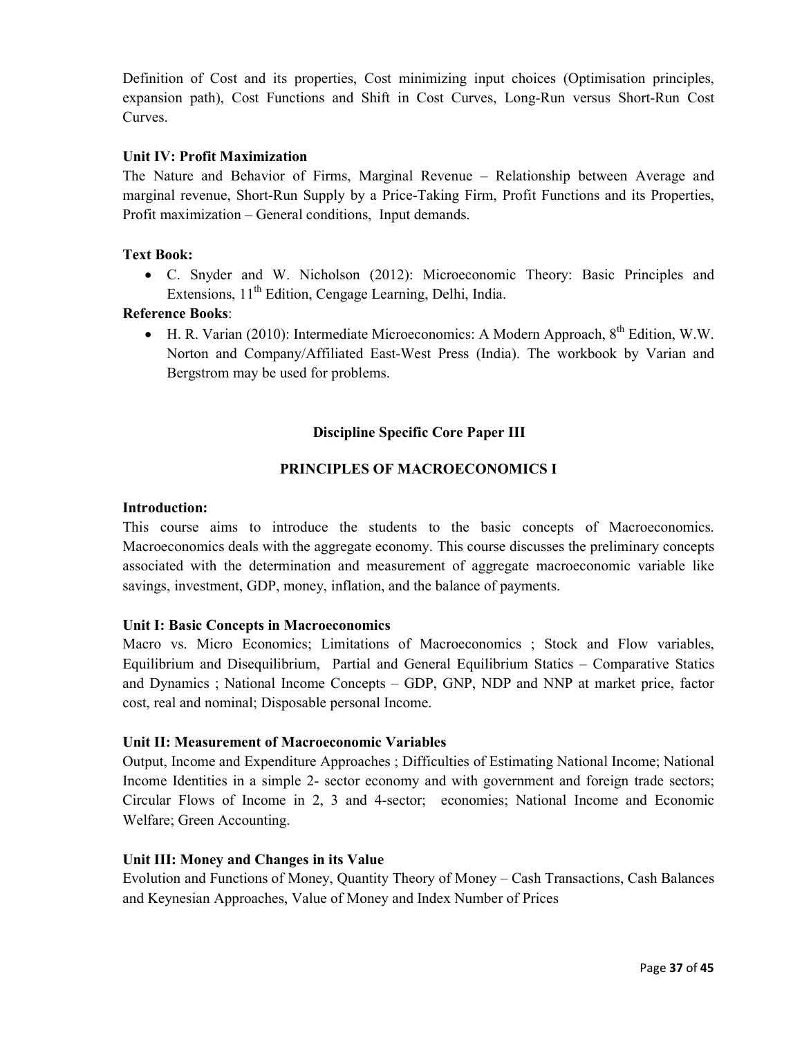Definition of Cost and its properties, Cost minimizing input choices (Optimisation principles, expansion path), Cost Functions and Shift in Cost Curves, Long-Run versus Short-Run Cost Curves.

**Unit IV: Profit Maximization**

The Nature and Behavior of Firms, Marginal Revenue – Relationship between Average and marginal revenue, Short-Run Supply by a Price-Taking Firm, Profit Functions and its Properties, Profit maximization – General conditions, Input demands.

**Text Book:**

- C. Snyder and W. Nicholson (2012): Microeconomic Theory: Basic Principles and Extensions, 11th Edition, Cengage Learning, Delhi, India.

**Reference Books**:

- H. R. Varian (2010): Intermediate Microeconomics: A Modern Approach, 8th Edition, W.W. Norton and Company/Affiliated East-West Press (India). The workbook by Varian and Bergstrom may be used for problems.

## Discipline Specific Core Paper III

## PRINCIPLES OF MACROECONOMICS I

**Introduction:**

This course aims to introduce the students to the basic concepts of Macroeconomics. Macroeconomics deals with the aggregate economy. This course discusses the preliminary concepts associated with the determination and measurement of aggregate macroeconomic variable like savings, investment, GDP, money, inflation, and the balance of payments.

**Unit I: Basic Concepts in Macroeconomics**

Macro vs. Micro Economics; Limitations of Macroeconomics ; Stock and Flow variables, Equilibrium and Disequilibrium, Partial and General Equilibrium Statics – Comparative Statics and Dynamics ; National Income Concepts – GDP, GNP, NDP and NNP at market price, factor cost, real and nominal; Disposable personal Income.

**Unit II: Measurement of Macroeconomic Variables**

Output, Income and Expenditure Approaches ; Difficulties of Estimating National Income; National Income Identities in a simple 2- sector economy and with government and foreign trade sectors; Circular Flows of Income in 2, 3 and 4-sector; economies; National Income and Economic Welfare; Green Accounting.

**Unit III: Money and Changes in its Value**

Evolution and Functions of Money, Quantity Theory of Money – Cash Transactions, Cash Balances and Keynesian Approaches, Value of Money and Index Number of Prices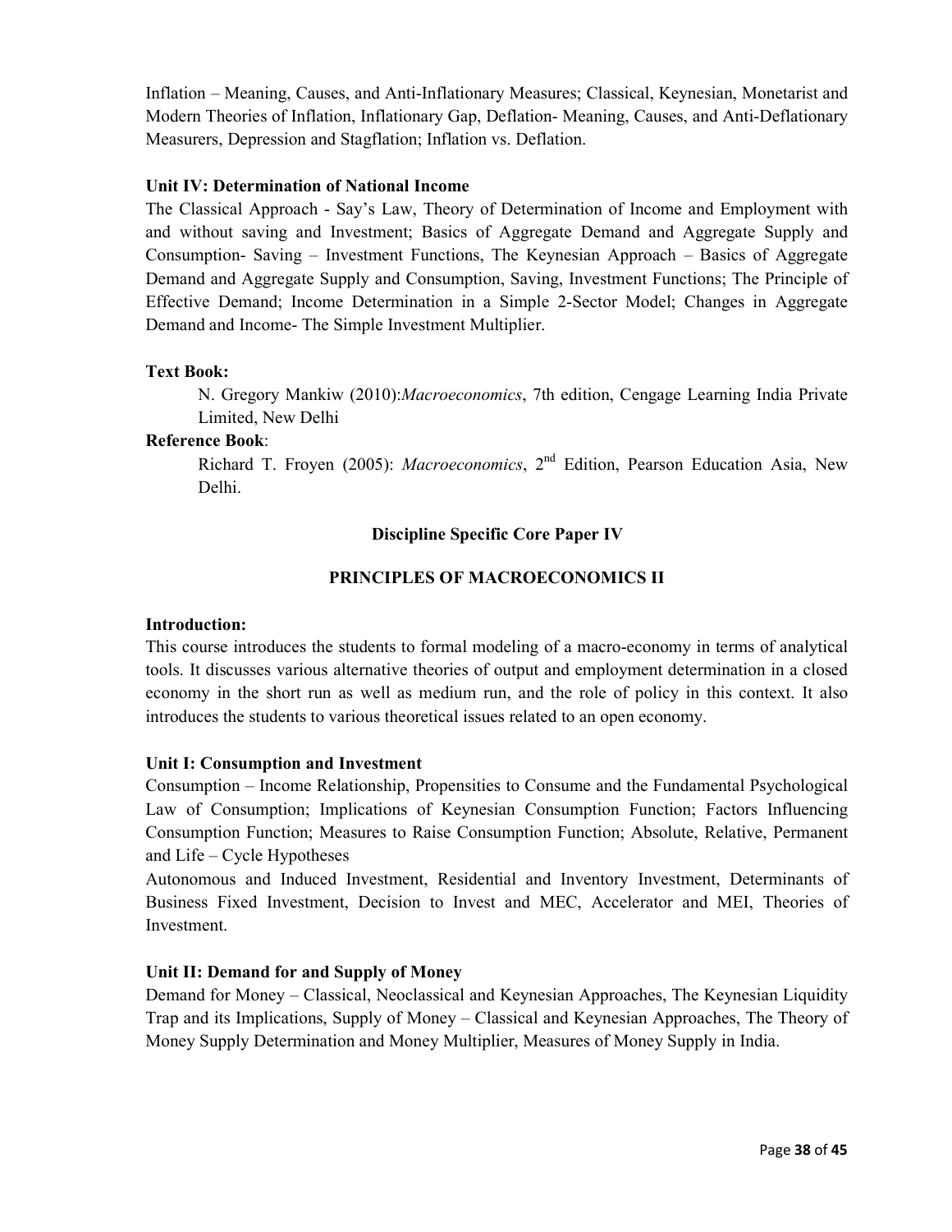Inflation – Meaning, Causes, and Anti-Inflationary Measures; Classical, Keynesian, Monetarist and Modern Theories of Inflation, Inflationary Gap, Deflation- Meaning, Causes, and Anti-Deflationary Measurers, Depression and Stagflation; Inflation vs. Deflation.

**Unit IV: Determination of National Income**

The Classical Approach - Say's Law, Theory of Determination of Income and Employment with and without saving and Investment; Basics of Aggregate Demand and Aggregate Supply and Consumption- Saving – Investment Functions, The Keynesian Approach – Basics of Aggregate Demand and Aggregate Supply and Consumption, Saving, Investment Functions; The Principle of Effective Demand; Income Determination in a Simple 2-Sector Model; Changes in Aggregate Demand and Income- The Simple Investment Multiplier.

**Text Book:**

N. Gregory Mankiw (2010):*Macroeconomics*, 7th edition, Cengage Learning India Private Limited, New Delhi

**Reference Book**:

Richard T. Froyen (2005): *Macroeconomics*, 2nd Edition, Pearson Education Asia, New Delhi.

## Discipline Specific Core Paper IV

## PRINCIPLES OF MACROECONOMICS II

**Introduction:**

This course introduces the students to formal modeling of a macro-economy in terms of analytical tools. It discusses various alternative theories of output and employment determination in a closed economy in the short run as well as medium run, and the role of policy in this context. It also introduces the students to various theoretical issues related to an open economy.

**Unit I: Consumption and Investment**

Consumption – Income Relationship, Propensities to Consume and the Fundamental Psychological Law of Consumption; Implications of Keynesian Consumption Function; Factors Influencing Consumption Function; Measures to Raise Consumption Function; Absolute, Relative, Permanent and Life – Cycle Hypotheses

Autonomous and Induced Investment, Residential and Inventory Investment, Determinants of Business Fixed Investment, Decision to Invest and MEC, Accelerator and MEI, Theories of Investment.

**Unit II: Demand for and Supply of Money**

Demand for Money – Classical, Neoclassical and Keynesian Approaches, The Keynesian Liquidity Trap and its Implications, Supply of Money – Classical and Keynesian Approaches, The Theory of Money Supply Determination and Money Multiplier, Measures of Money Supply in India.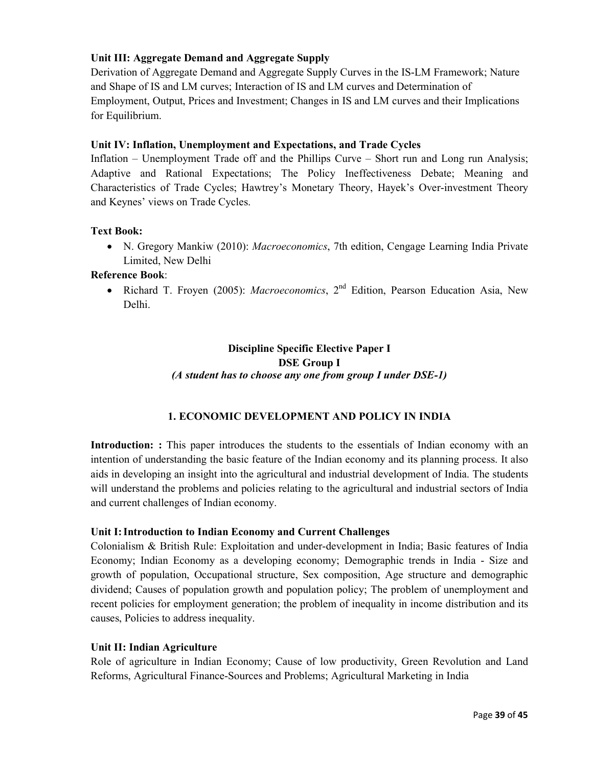**Unit III: Aggregate Demand and Aggregate Supply**

Derivation of Aggregate Demand and Aggregate Supply Curves in the IS-LM Framework; Nature and Shape of IS and LM curves; Interaction of IS and LM curves and Determination of Employment, Output, Prices and Investment; Changes in IS and LM curves and their Implications for Equilibrium.

**Unit IV: Inflation, Unemployment and Expectations, and Trade Cycles**

Inflation – Unemployment Trade off and the Phillips Curve – Short run and Long run Analysis; Adaptive and Rational Expectations; The Policy Ineffectiveness Debate; Meaning and Characteristics of Trade Cycles; Hawtrey's Monetary Theory, Hayek's Over-investment Theory and Keynes' views on Trade Cycles.

**Text Book:**

- N. Gregory Mankiw (2010): *Macroeconomics*, 7th edition, Cengage Learning India Private Limited, New Delhi

**Reference Book**:

- Richard T. Froyen (2005): *Macroeconomics*, 2nd Edition, Pearson Education Asia, New Delhi.

## Discipline Specific Elective Paper I
## DSE Group I

***(A student has to choose any one from group I under DSE-1)***

### 1. ECONOMIC DEVELOPMENT AND POLICY IN INDIA

**Introduction: :** This paper introduces the students to the essentials of Indian economy with an intention of understanding the basic feature of the Indian economy and its planning process. It also aids in developing an insight into the agricultural and industrial development of India. The students will understand the problems and policies relating to the agricultural and industrial sectors of India and current challenges of Indian economy.

**Unit I: Introduction to Indian Economy and Current Challenges**

Colonialism & British Rule: Exploitation and under-development in India; Basic features of India Economy; Indian Economy as a developing economy; Demographic trends in India - Size and growth of population, Occupational structure, Sex composition, Age structure and demographic dividend; Causes of population growth and population policy; The problem of unemployment and recent policies for employment generation; the problem of inequality in income distribution and its causes, Policies to address inequality.

**Unit II: Indian Agriculture**

Role of agriculture in Indian Economy; Cause of low productivity, Green Revolution and Land Reforms, Agricultural Finance-Sources and Problems; Agricultural Marketing in India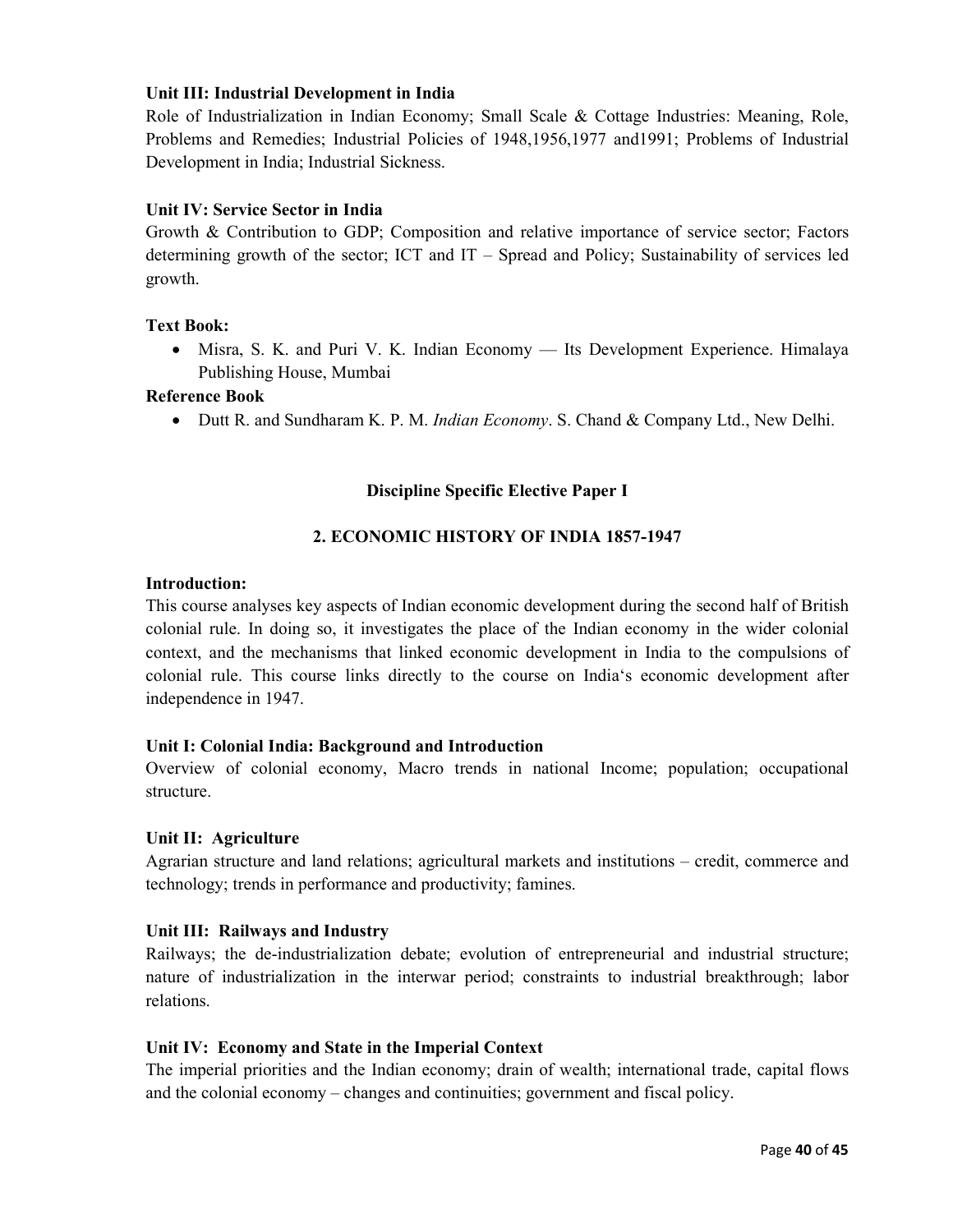**Unit III: Industrial Development in India**

Role of Industrialization in Indian Economy; Small Scale & Cottage Industries: Meaning, Role, Problems and Remedies; Industrial Policies of 1948,1956,1977 and1991; Problems of Industrial Development in India; Industrial Sickness.

**Unit IV: Service Sector in India**

Growth & Contribution to GDP; Composition and relative importance of service sector; Factors determining growth of the sector; ICT and IT – Spread and Policy; Sustainability of services led growth.

**Text Book:**

- Misra, S. K. and Puri V. K. Indian Economy — Its Development Experience. Himalaya Publishing House, Mumbai

**Reference Book**

- Dutt R. and Sundharam K. P. M. *Indian Economy*. S. Chand & Company Ltd., New Delhi.

## Discipline Specific Elective Paper I

## 2. ECONOMIC HISTORY OF INDIA 1857-1947

**Introduction:**

This course analyses key aspects of Indian economic development during the second half of British colonial rule. In doing so, it investigates the place of the Indian economy in the wider colonial context, and the mechanisms that linked economic development in India to the compulsions of colonial rule. This course links directly to the course on India's economic development after independence in 1947.

**Unit I: Colonial India: Background and Introduction**

Overview of colonial economy, Macro trends in national Income; population; occupational structure.

**Unit II: Agriculture**

Agrarian structure and land relations; agricultural markets and institutions – credit, commerce and technology; trends in performance and productivity; famines.

**Unit III: Railways and Industry**

Railways; the de-industrialization debate; evolution of entrepreneurial and industrial structure; nature of industrialization in the interwar period; constraints to industrial breakthrough; labor relations.

**Unit IV: Economy and State in the Imperial Context**

The imperial priorities and the Indian economy; drain of wealth; international trade, capital flows and the colonial economy – changes and continuities; government and fiscal policy.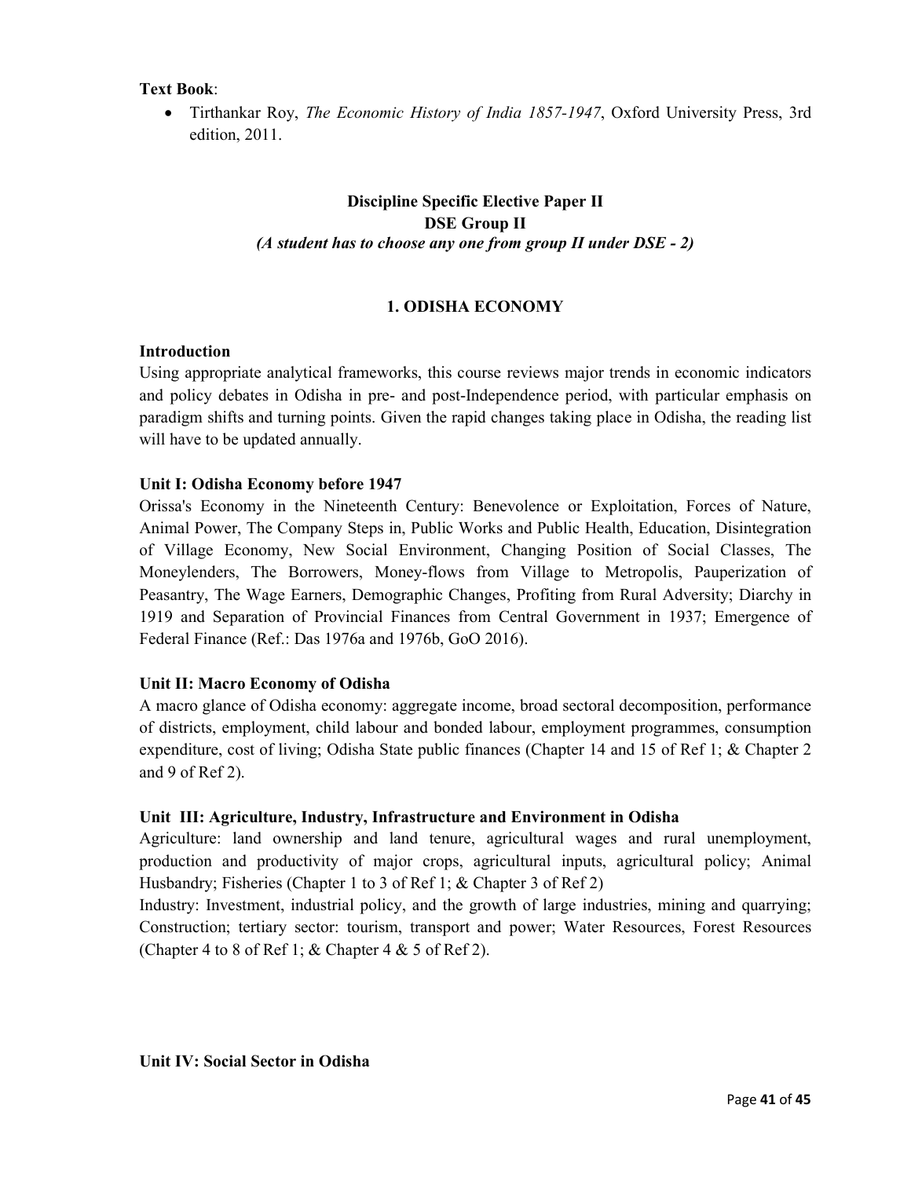**Text Book**:

- Tirthankar Roy, *The Economic History of India 1857-1947*, Oxford University Press, 3rd edition, 2011.

## Discipline Specific Elective Paper II
## DSE Group II
***(A student has to choose any one from group II under DSE - 2)***

### 1. ODISHA ECONOMY

**Introduction**

Using appropriate analytical frameworks, this course reviews major trends in economic indicators and policy debates in Odisha in pre- and post-Independence period, with particular emphasis on paradigm shifts and turning points. Given the rapid changes taking place in Odisha, the reading list will have to be updated annually.

**Unit I: Odisha Economy before 1947**

Orissa's Economy in the Nineteenth Century: Benevolence or Exploitation, Forces of Nature, Animal Power, The Company Steps in, Public Works and Public Health, Education, Disintegration of Village Economy, New Social Environment, Changing Position of Social Classes, The Moneylenders, The Borrowers, Money-flows from Village to Metropolis, Pauperization of Peasantry, The Wage Earners, Demographic Changes, Profiting from Rural Adversity; Diarchy in 1919 and Separation of Provincial Finances from Central Government in 1937; Emergence of Federal Finance (Ref.: Das 1976a and 1976b, GoO 2016).

**Unit II: Macro Economy of Odisha**

A macro glance of Odisha economy: aggregate income, broad sectoral decomposition, performance of districts, employment, child labour and bonded labour, employment programmes, consumption expenditure, cost of living; Odisha State public finances (Chapter 14 and 15 of Ref 1; & Chapter 2 and 9 of Ref 2).

**Unit III: Agriculture, Industry, Infrastructure and Environment in Odisha**

Agriculture: land ownership and land tenure, agricultural wages and rural unemployment, production and productivity of major crops, agricultural inputs, agricultural policy; Animal Husbandry; Fisheries (Chapter 1 to 3 of Ref 1; & Chapter 3 of Ref 2)

Industry: Investment, industrial policy, and the growth of large industries, mining and quarrying; Construction; tertiary sector: tourism, transport and power; Water Resources, Forest Resources (Chapter 4 to 8 of Ref 1; & Chapter 4 & 5 of Ref 2).

**Unit IV: Social Sector in Odisha**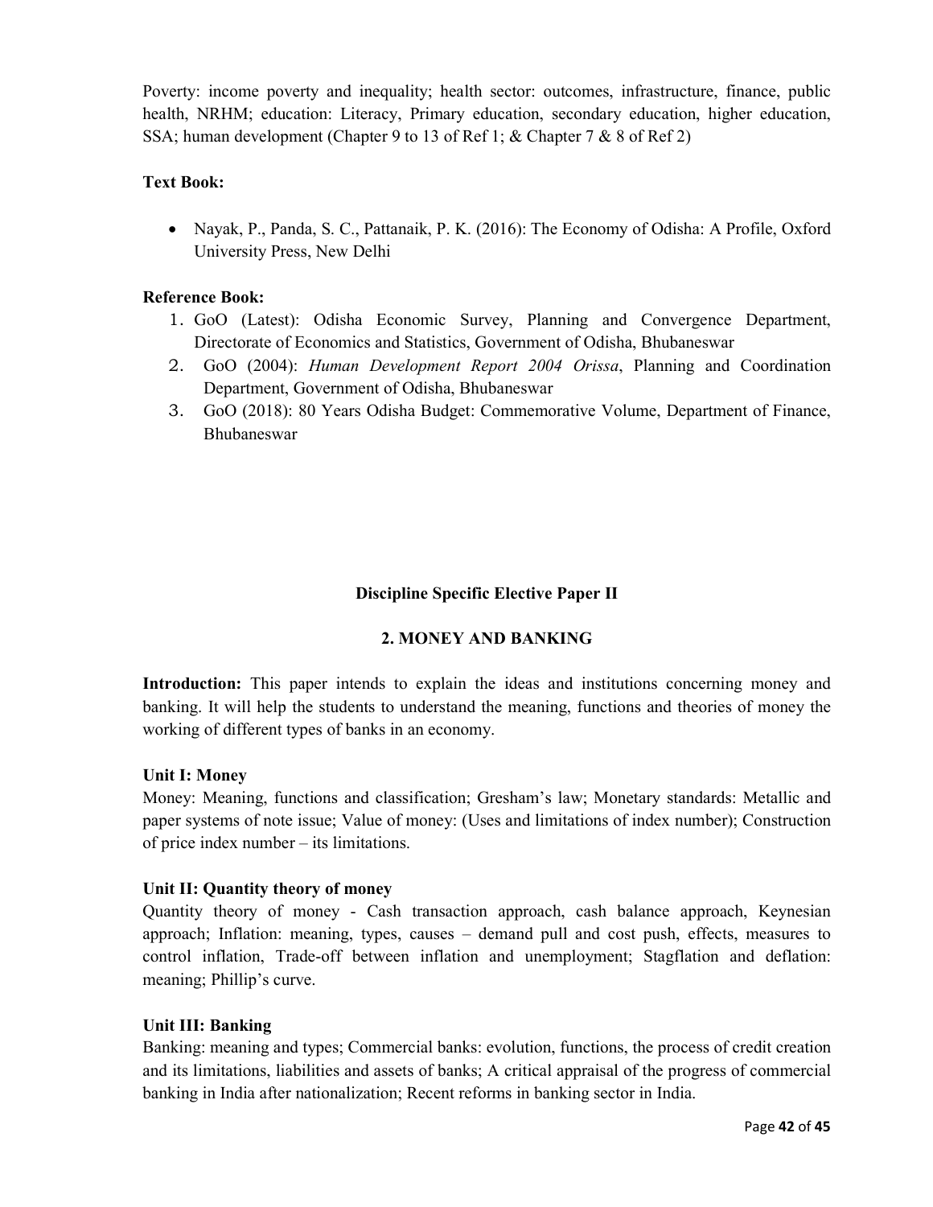Poverty: income poverty and inequality; health sector: outcomes, infrastructure, finance, public health, NRHM; education: Literacy, Primary education, secondary education, higher education, SSA; human development (Chapter 9 to 13 of Ref 1; & Chapter 7 & 8 of Ref 2)

**Text Book:**

- Nayak, P., Panda, S. C., Pattanaik, P. K. (2016): The Economy of Odisha: A Profile, Oxford University Press, New Delhi

**Reference Book:**

1. GoO (Latest): Odisha Economic Survey, Planning and Convergence Department, Directorate of Economics and Statistics, Government of Odisha, Bhubaneswar
2. GoO (2004): *Human Development Report 2004 Orissa*, Planning and Coordination Department, Government of Odisha, Bhubaneswar
3. GoO (2018): 80 Years Odisha Budget: Commemorative Volume, Department of Finance, Bhubaneswar

## Discipline Specific Elective Paper II

## 2. MONEY AND BANKING

**Introduction:** This paper intends to explain the ideas and institutions concerning money and banking. It will help the students to understand the meaning, functions and theories of money the working of different types of banks in an economy.

**Unit I: Money**

Money: Meaning, functions and classification; Gresham's law; Monetary standards: Metallic and paper systems of note issue; Value of money: (Uses and limitations of index number); Construction of price index number – its limitations.

**Unit II: Quantity theory of money**

Quantity theory of money - Cash transaction approach, cash balance approach, Keynesian approach; Inflation: meaning, types, causes – demand pull and cost push, effects, measures to control inflation, Trade-off between inflation and unemployment; Stagflation and deflation: meaning; Phillip's curve.

**Unit III: Banking**

Banking: meaning and types; Commercial banks: evolution, functions, the process of credit creation and its limitations, liabilities and assets of banks; A critical appraisal of the progress of commercial banking in India after nationalization; Recent reforms in banking sector in India.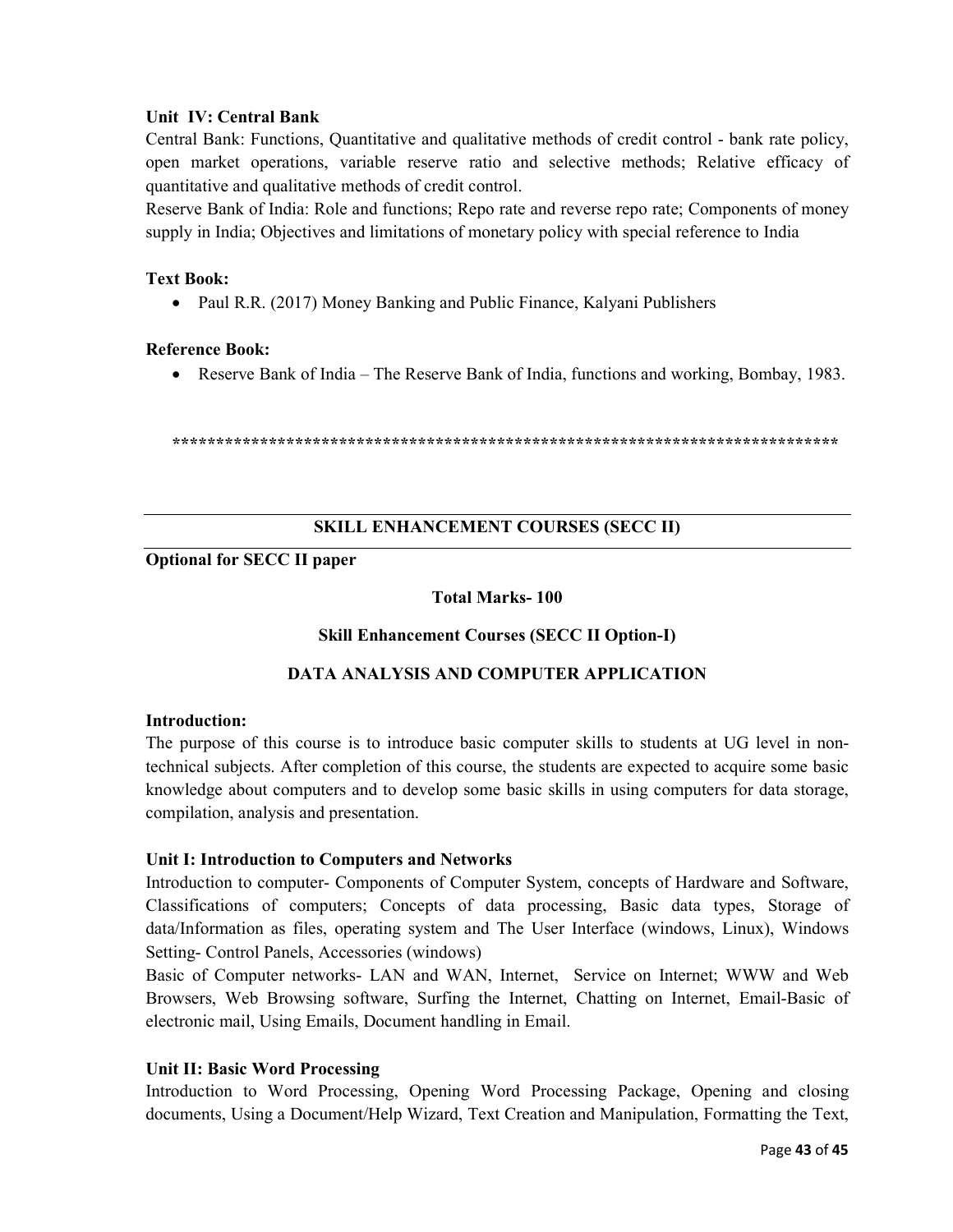**Unit IV: Central Bank**

Central Bank: Functions, Quantitative and qualitative methods of credit control - bank rate policy, open market operations, variable reserve ratio and selective methods; Relative efficacy of quantitative and qualitative methods of credit control.

Reserve Bank of India: Role and functions; Repo rate and reverse repo rate; Components of money supply in India; Objectives and limitations of monetary policy with special reference to India

**Text Book:**

- Paul R.R. (2017) Money Banking and Public Finance, Kalyani Publishers

**Reference Book:**

- Reserve Bank of India – The Reserve Bank of India, functions and working, Bombay, 1983.

****************************************************************************

---

## SKILL ENHANCEMENT COURSES (SECC II)

---

**Optional for SECC II paper**

**Total Marks- 100**

**Skill Enhancement Courses (SECC II Option-I)**

### DATA ANALYSIS AND COMPUTER APPLICATION

**Introduction:**

The purpose of this course is to introduce basic computer skills to students at UG level in non-technical subjects. After completion of this course, the students are expected to acquire some basic knowledge about computers and to develop some basic skills in using computers for data storage, compilation, analysis and presentation.

**Unit I: Introduction to Computers and Networks**

Introduction to computer- Components of Computer System, concepts of Hardware and Software, Classifications of computers; Concepts of data processing, Basic data types, Storage of data/Information as files, operating system and The User Interface (windows, Linux), Windows Setting- Control Panels, Accessories (windows)

Basic of Computer networks- LAN and WAN, Internet, Service on Internet; WWW and Web Browsers, Web Browsing software, Surfing the Internet, Chatting on Internet, Email-Basic of electronic mail, Using Emails, Document handling in Email.

**Unit II: Basic Word Processing**

Introduction to Word Processing, Opening Word Processing Package, Opening and closing documents, Using a Document/Help Wizard, Text Creation and Manipulation, Formatting the Text,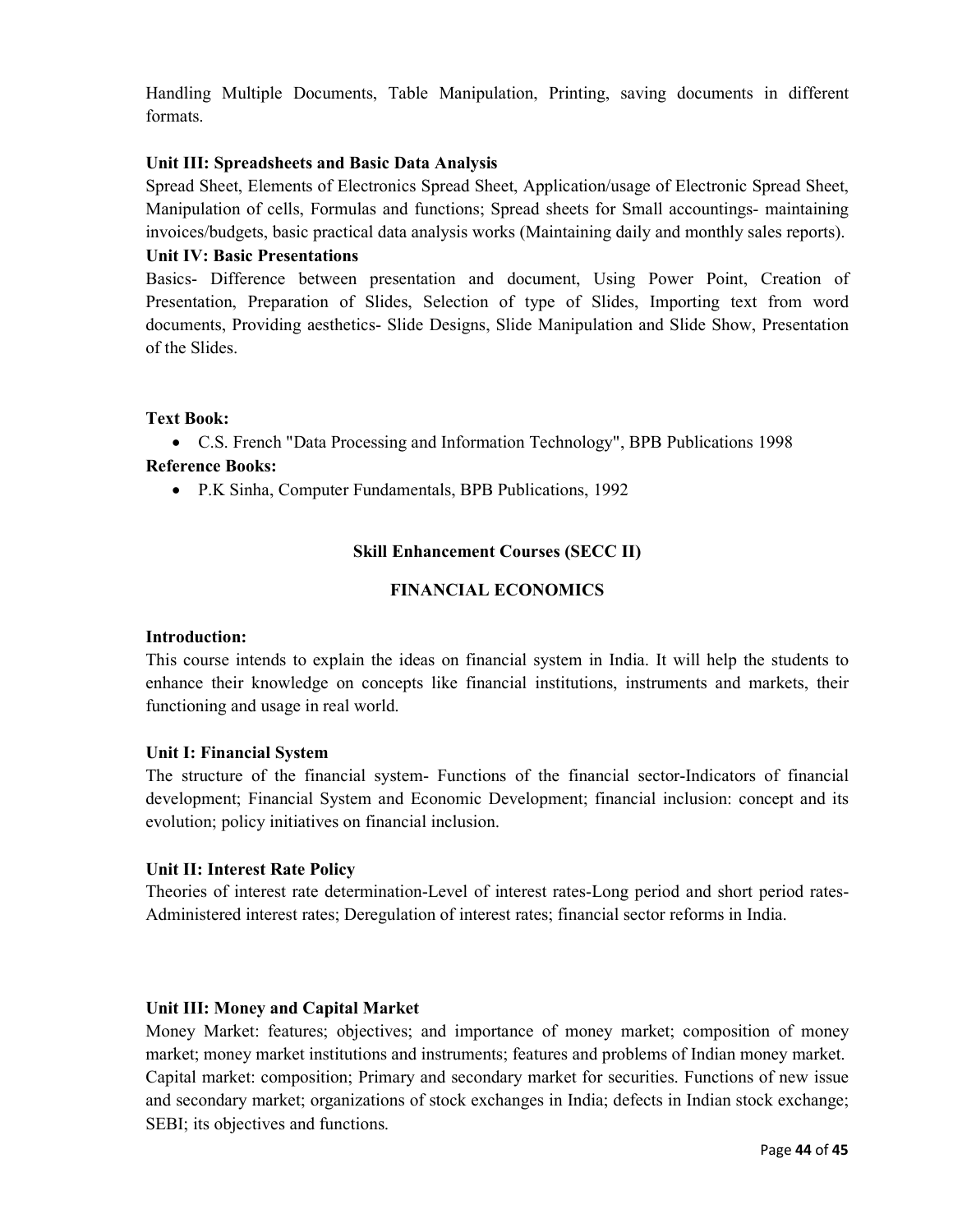Handling Multiple Documents, Table Manipulation, Printing, saving documents in different formats.

**Unit III: Spreadsheets and Basic Data Analysis**

Spread Sheet, Elements of Electronics Spread Sheet, Application/usage of Electronic Spread Sheet, Manipulation of cells, Formulas and functions; Spread sheets for Small accountings- maintaining invoices/budgets, basic practical data analysis works (Maintaining daily and monthly sales reports).

**Unit IV: Basic Presentations**

Basics- Difference between presentation and document, Using Power Point, Creation of Presentation, Preparation of Slides, Selection of type of Slides, Importing text from word documents, Providing aesthetics- Slide Designs, Slide Manipulation and Slide Show, Presentation of the Slides.

**Text Book:**

- C.S. French "Data Processing and Information Technology", BPB Publications 1998

**Reference Books:**

- P.K Sinha, Computer Fundamentals, BPB Publications, 1992

## Skill Enhancement Courses (SECC II)

## FINANCIAL ECONOMICS

**Introduction:**

This course intends to explain the ideas on financial system in India. It will help the students to enhance their knowledge on concepts like financial institutions, instruments and markets, their functioning and usage in real world.

**Unit I: Financial System**

The structure of the financial system- Functions of the financial sector-Indicators of financial development; Financial System and Economic Development; financial inclusion: concept and its evolution; policy initiatives on financial inclusion.

**Unit II: Interest Rate Policy**

Theories of interest rate determination-Level of interest rates-Long period and short period rates-Administered interest rates; Deregulation of interest rates; financial sector reforms in India.

**Unit III: Money and Capital Market**

Money Market: features; objectives; and importance of money market; composition of money market; money market institutions and instruments; features and problems of Indian money market.

Capital market: composition; Primary and secondary market for securities. Functions of new issue and secondary market; organizations of stock exchanges in India; defects in Indian stock exchange; SEBI; its objectives and functions.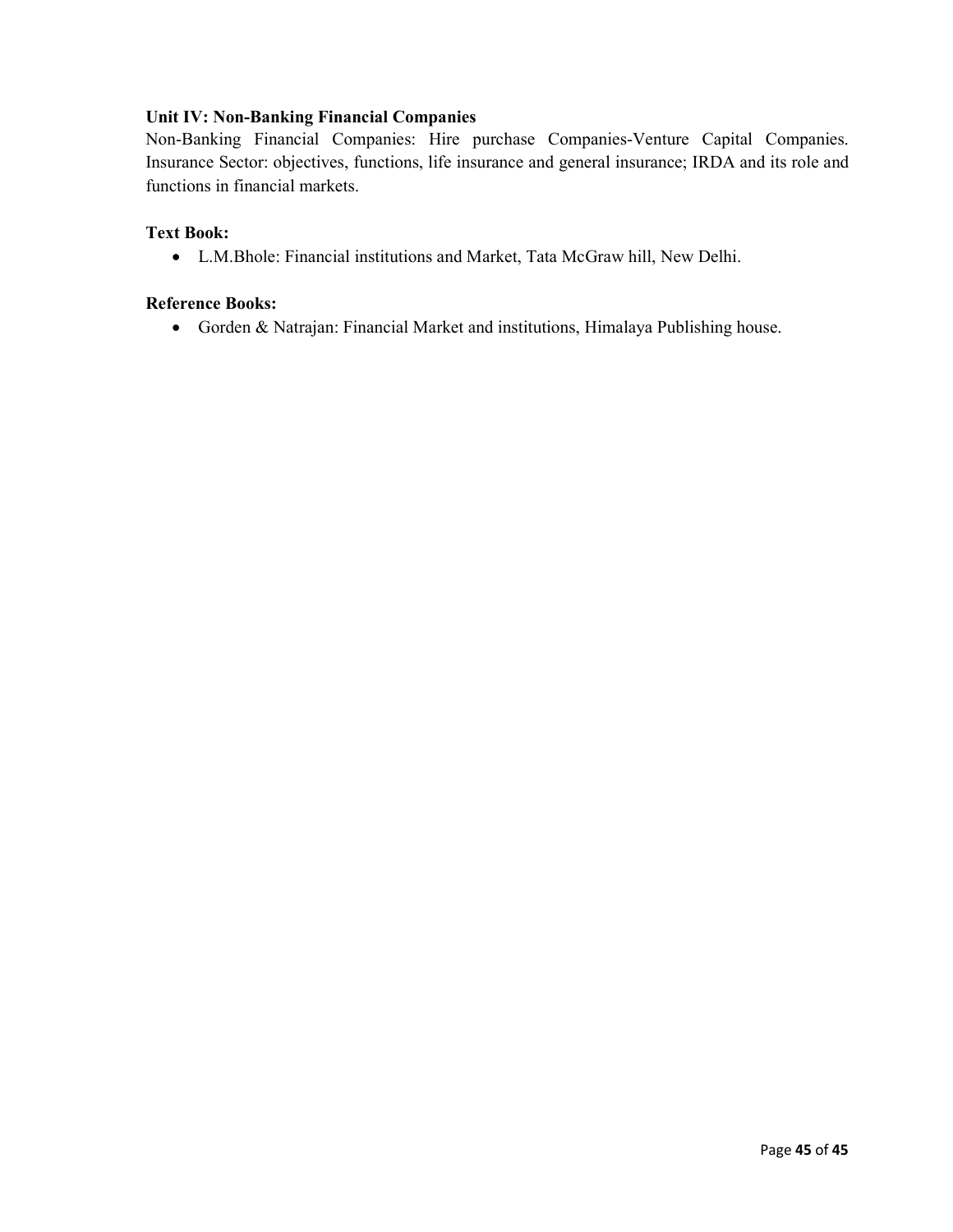**Unit IV: Non-Banking Financial Companies**

Non-Banking Financial Companies: Hire purchase Companies-Venture Capital Companies. Insurance Sector: objectives, functions, life insurance and general insurance; IRDA and its role and functions in financial markets.

**Text Book:**

- L.M.Bhole: Financial institutions and Market, Tata McGraw hill, New Delhi.

**Reference Books:**

- Gorden & Natrajan: Financial Market and institutions, Himalaya Publishing house.